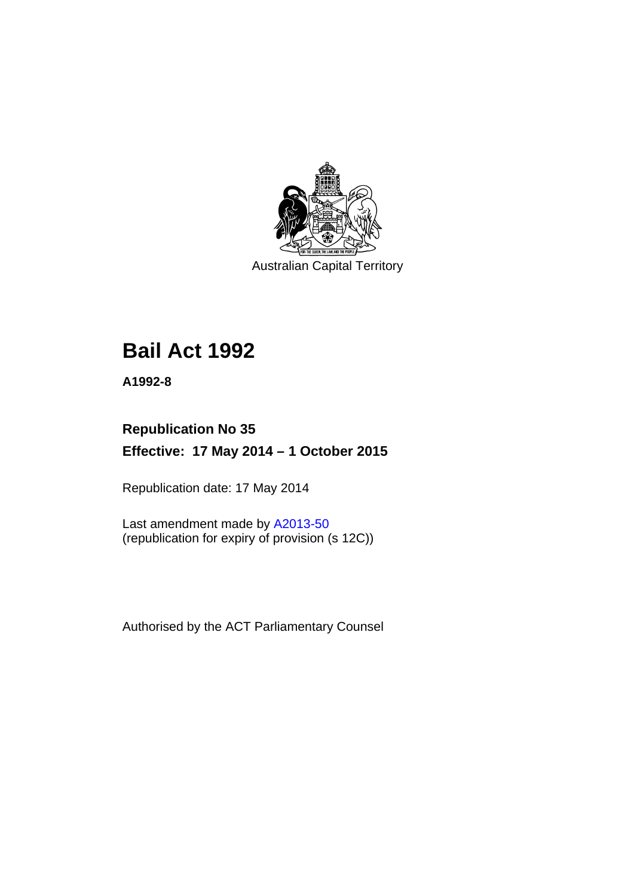Australian Capital Territory

# Bail Act 1992

**A1992-8**

## Republication No 35

## Effective: 17 May 2014 – 1 October 2015

Republication date: 17 May 2014

Last amendment made by A2013-50
(republication for expiry of provision (s 12C))

Authorised by the ACT Parliamentary Counsel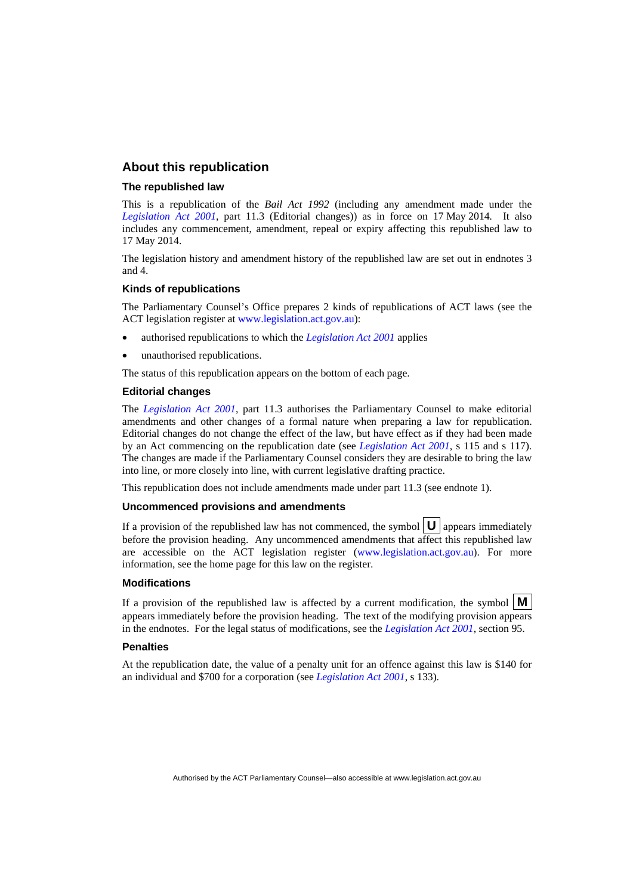## About this republication

### The republished law

This is a republication of the *Bail Act 1992* (including any amendment made under the *Legislation Act 2001*, part 11.3 (Editorial changes)) as in force on 17 May 2014. It also includes any commencement, amendment, repeal or expiry affecting this republished law to 17 May 2014.

The legislation history and amendment history of the republished law are set out in endnotes 3 and 4.

### Kinds of republications

The Parliamentary Counsel's Office prepares 2 kinds of republications of ACT laws (see the ACT legislation register at www.legislation.act.gov.au):

- authorised republications to which the *Legislation Act 2001* applies
- unauthorised republications.

The status of this republication appears on the bottom of each page.

### Editorial changes

The *Legislation Act 2001*, part 11.3 authorises the Parliamentary Counsel to make editorial amendments and other changes of a formal nature when preparing a law for republication. Editorial changes do not change the effect of the law, but have effect as if they had been made by an Act commencing on the republication date (see *Legislation Act 2001*, s 115 and s 117). The changes are made if the Parliamentary Counsel considers they are desirable to bring the law into line, or more closely into line, with current legislative drafting practice.

This republication does not include amendments made under part 11.3 (see endnote 1).

### Uncommenced provisions and amendments

If a provision of the republished law has not commenced, the symbol **U** appears immediately before the provision heading. Any uncommenced amendments that affect this republished law are accessible on the ACT legislation register (www.legislation.act.gov.au). For more information, see the home page for this law on the register.

### Modifications

If a provision of the republished law is affected by a current modification, the symbol **M** appears immediately before the provision heading. The text of the modifying provision appears in the endnotes. For the legal status of modifications, see the *Legislation Act 2001*, section 95.

### Penalties

At the republication date, the value of a penalty unit for an offence against this law is $140 for an individual and $700 for a corporation (see *Legislation Act 2001*, s 133).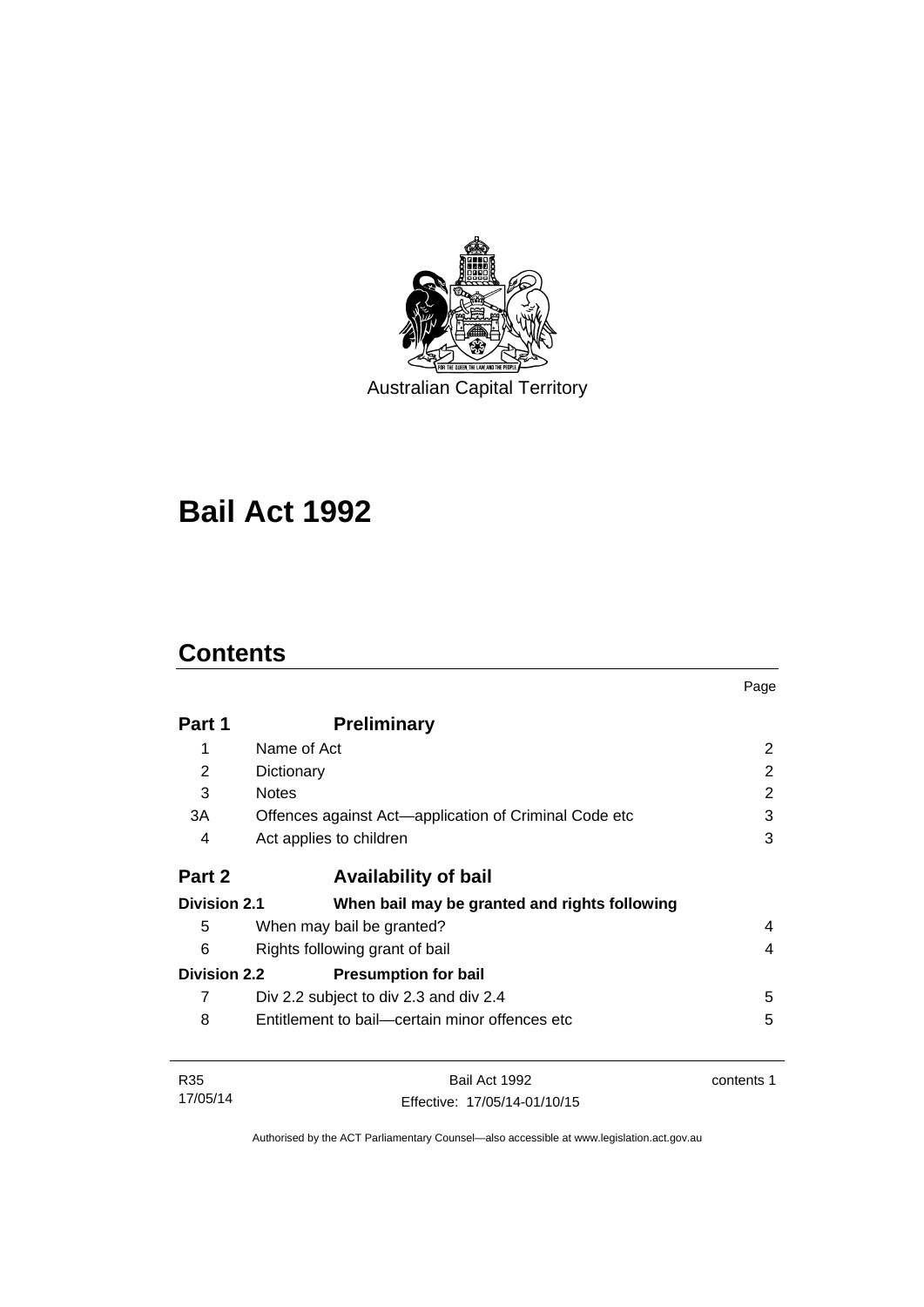Australian Capital Territory

# Bail Act 1992

## Contents

| | | Page |
|---|---|---|
| **Part 1** | **Preliminary** | |
| 1 | Name of Act | 2 |
| 2 | Dictionary | 2 |
| 3 | Notes | 2 |
| 3A | Offences against Act—application of Criminal Code etc | 3 |
| 4 | Act applies to children | 3 |
| **Part 2** | **Availability of bail** | |
| **Division 2.1** | **When bail may be granted and rights following** | |
| 5 | When may bail be granted? | 4 |
| 6 | Rights following grant of bail | 4 |
| **Division 2.2** | **Presumption for bail** | |
| 7 | Div 2.2 subject to div 2.3 and div 2.4 | 5 |
| 8 | Entitlement to bail—certain minor offences etc | 5 |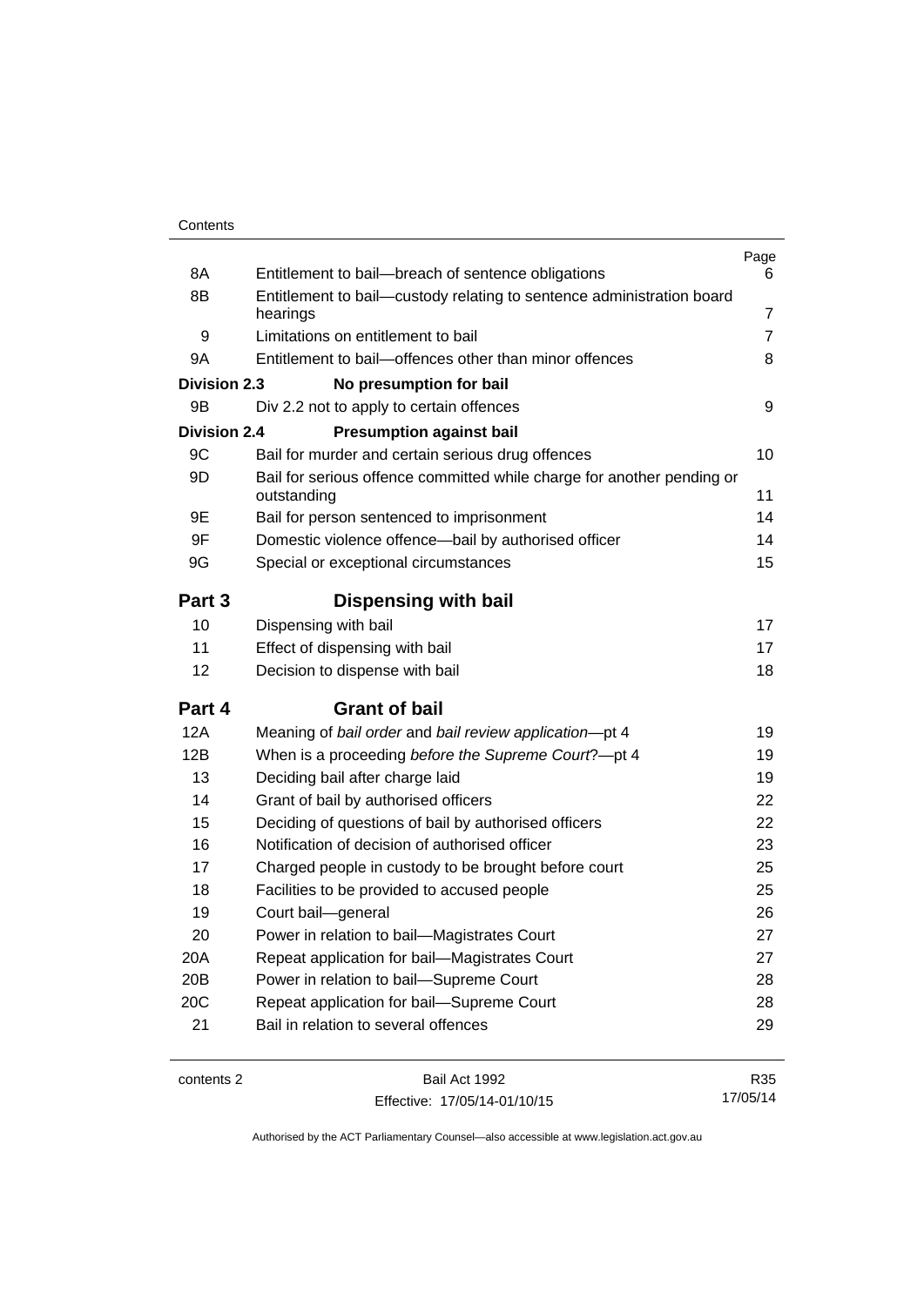| | | Page |
|---|---|---|
| 8A | Entitlement to bail—breach of sentence obligations | 6 |
| 8B | Entitlement to bail—custody relating to sentence administration board hearings | 7 |
| 9 | Limitations on entitlement to bail | 7 |
| 9A | Entitlement to bail—offences other than minor offences | 8 |
| **Division 2.3** | **No presumption for bail** | |
| 9B | Div 2.2 not to apply to certain offences | 9 |
| **Division 2.4** | **Presumption against bail** | |
| 9C | Bail for murder and certain serious drug offences | 10 |
| 9D | Bail for serious offence committed while charge for another pending or outstanding | 11 |
| 9E | Bail for person sentenced to imprisonment | 14 |
| 9F | Domestic violence offence—bail by authorised officer | 14 |
| 9G | Special or exceptional circumstances | 15 |
| **Part 3** | **Dispensing with bail** | |
| 10 | Dispensing with bail | 17 |
| 11 | Effect of dispensing with bail | 17 |
| 12 | Decision to dispense with bail | 18 |
| **Part 4** | **Grant of bail** | |
| 12A | Meaning of *bail order* and *bail review application*—pt 4 | 19 |
| 12B | When is a proceeding *before the Supreme Court*?—pt 4 | 19 |
| 13 | Deciding bail after charge laid | 19 |
| 14 | Grant of bail by authorised officers | 22 |
| 15 | Deciding of questions of bail by authorised officers | 22 |
| 16 | Notification of decision of authorised officer | 23 |
| 17 | Charged people in custody to be brought before court | 25 |
| 18 | Facilities to be provided to accused people | 25 |
| 19 | Court bail—general | 26 |
| 20 | Power in relation to bail—Magistrates Court | 27 |
| 20A | Repeat application for bail—Magistrates Court | 27 |
| 20B | Power in relation to bail—Supreme Court | 28 |
| 20C | Repeat application for bail—Supreme Court | 28 |
| 21 | Bail in relation to several offences | 29 |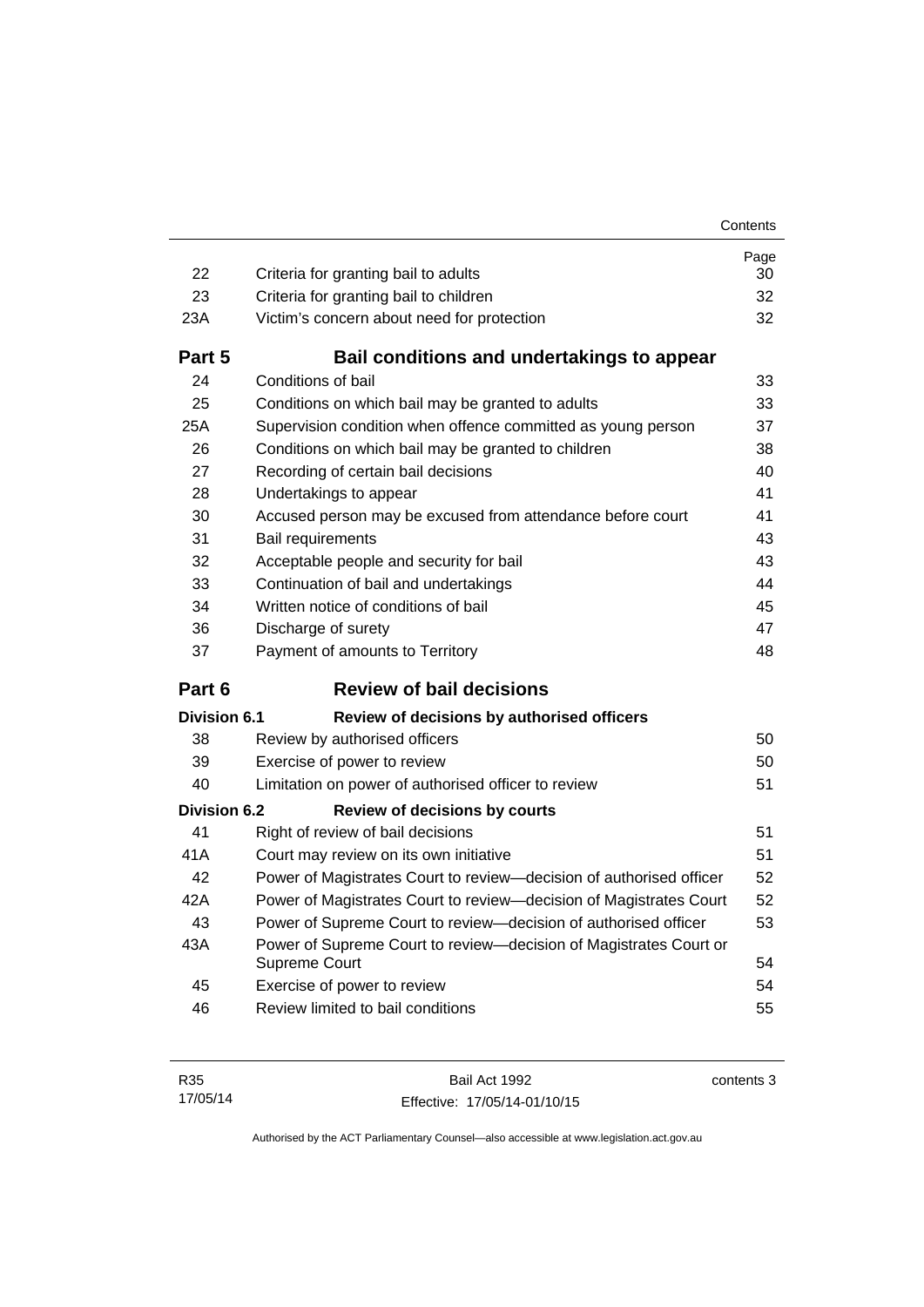| | | Page |
|---|---|---|
| 22 | Criteria for granting bail to adults | 30 |
| 23 | Criteria for granting bail to children | 32 |
| 23A | Victim's concern about need for protection | 32 |
| **Part 5** | **Bail conditions and undertakings to appear** | |
| 24 | Conditions of bail | 33 |
| 25 | Conditions on which bail may be granted to adults | 33 |
| 25A | Supervision condition when offence committed as young person | 37 |
| 26 | Conditions on which bail may be granted to children | 38 |
| 27 | Recording of certain bail decisions | 40 |
| 28 | Undertakings to appear | 41 |
| 30 | Accused person may be excused from attendance before court | 41 |
| 31 | Bail requirements | 43 |
| 32 | Acceptable people and security for bail | 43 |
| 33 | Continuation of bail and undertakings | 44 |
| 34 | Written notice of conditions of bail | 45 |
| 36 | Discharge of surety | 47 |
| 37 | Payment of amounts to Territory | 48 |
| **Part 6** | **Review of bail decisions** | |
| **Division 6.1** | **Review of decisions by authorised officers** | |
| 38 | Review by authorised officers | 50 |
| 39 | Exercise of power to review | 50 |
| 40 | Limitation on power of authorised officer to review | 51 |
| **Division 6.2** | **Review of decisions by courts** | |
| 41 | Right of review of bail decisions | 51 |
| 41A | Court may review on its own initiative | 51 |
| 42 | Power of Magistrates Court to review—decision of authorised officer | 52 |
| 42A | Power of Magistrates Court to review—decision of Magistrates Court | 52 |
| 43 | Power of Supreme Court to review—decision of authorised officer | 53 |
| 43A | Power of Supreme Court to review—decision of Magistrates Court or Supreme Court | 54 |
| 45 | Exercise of power to review | 54 |
| 46 | Review limited to bail conditions | 55 |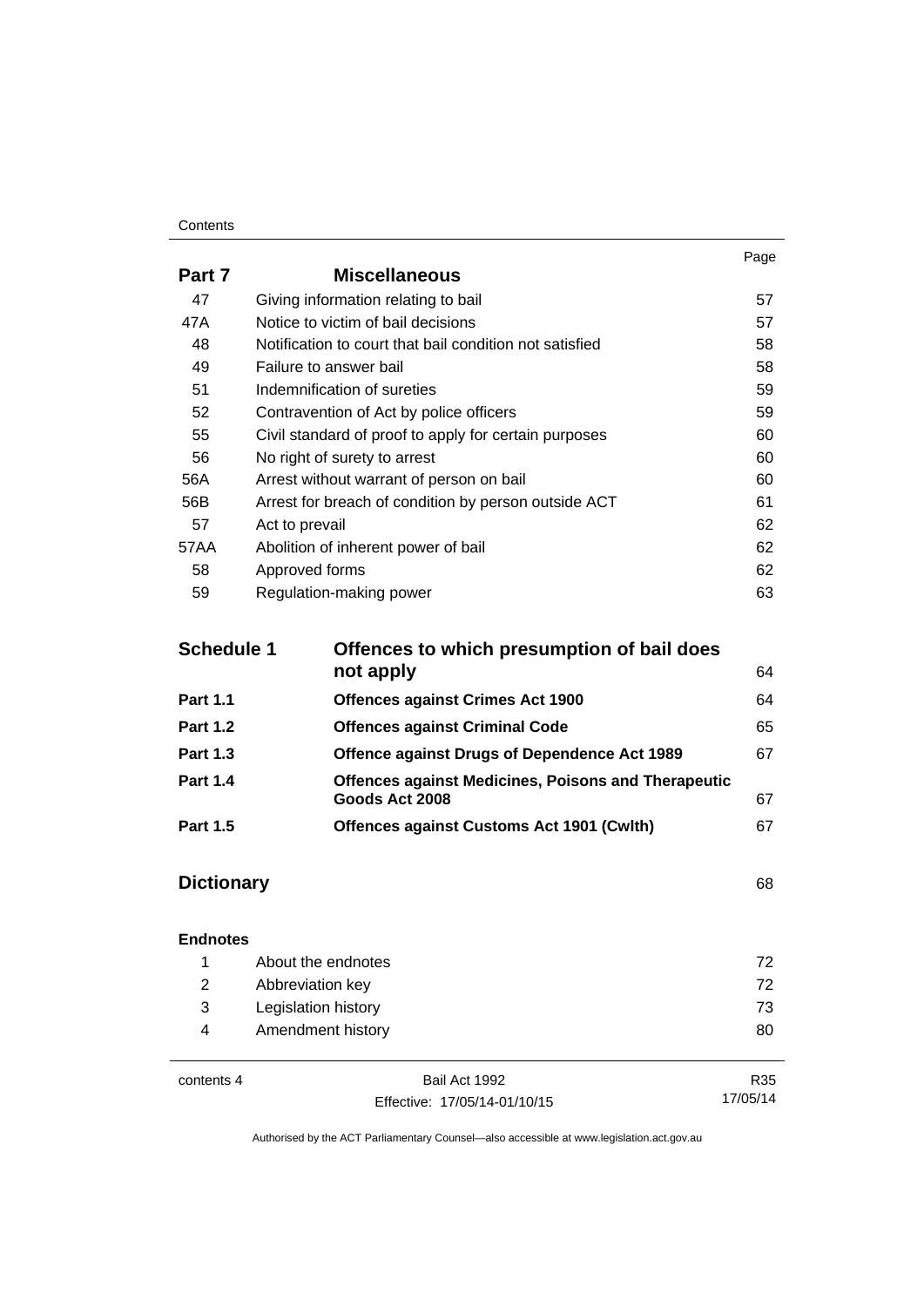| | | Page |
|---|---|---|
| **Part 7** | **Miscellaneous** | |
| 47 | Giving information relating to bail | 57 |
| 47A | Notice to victim of bail decisions | 57 |
| 48 | Notification to court that bail condition not satisfied | 58 |
| 49 | Failure to answer bail | 58 |
| 51 | Indemnification of sureties | 59 |
| 52 | Contravention of Act by police officers | 59 |
| 55 | Civil standard of proof to apply for certain purposes | 60 |
| 56 | No right of surety to arrest | 60 |
| 56A | Arrest without warrant of person on bail | 60 |
| 56B | Arrest for breach of condition by person outside ACT | 61 |
| 57 | Act to prevail | 62 |
| 57AA | Abolition of inherent power of bail | 62 |
| 58 | Approved forms | 62 |
| 59 | Regulation-making power | 63 |

| | | |
|---|---|---|
| **Schedule 1** | **Offences to which presumption of bail does not apply** | 64 |
| **Part 1.1** | **Offences against Crimes Act 1900** | 64 |
| **Part 1.2** | **Offences against Criminal Code** | 65 |
| **Part 1.3** | **Offence against Drugs of Dependence Act 1989** | 67 |
| **Part 1.4** | **Offences against Medicines, Poisons and Therapeutic Goods Act 2008** | 67 |
| **Part 1.5** | **Offences against Customs Act 1901 (Cwlth)** | 67 |

| | |
|---|---|
| **Dictionary** | 68 |

**Endnotes**

| | | |
|---|---|---|
| 1 | About the endnotes | 72 |
| 2 | Abbreviation key | 72 |
| 3 | Legislation history | 73 |
| 4 | Amendment history | 80 |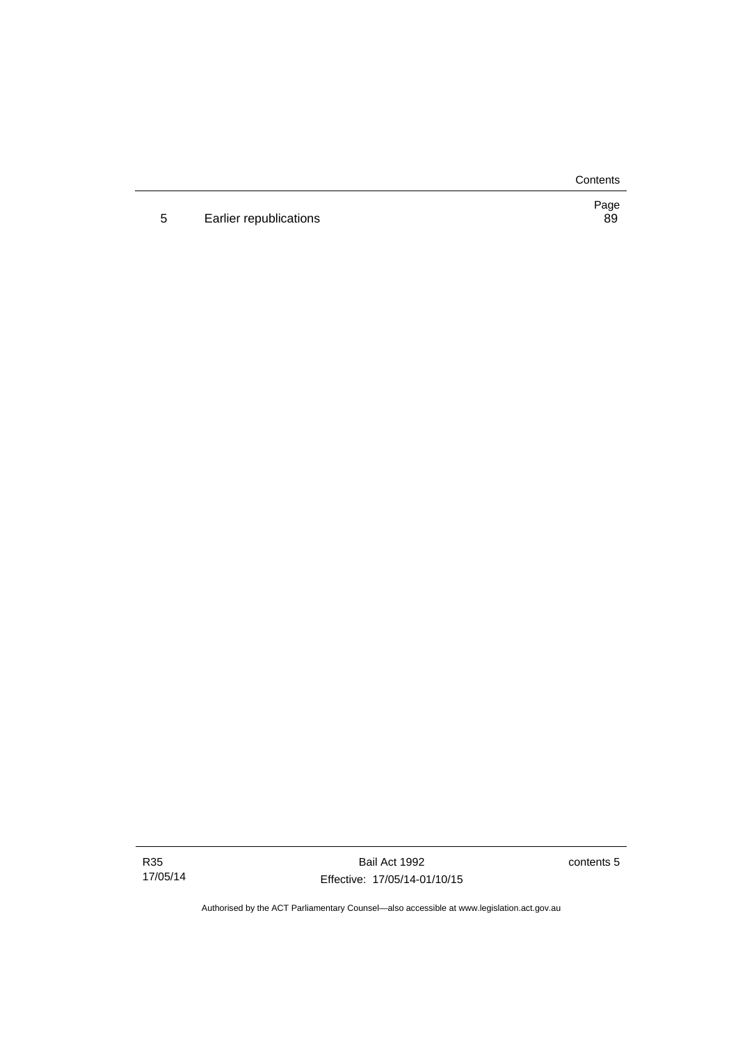| | | Page |
|---|---|---|
| 5 | Earlier republications | 89 |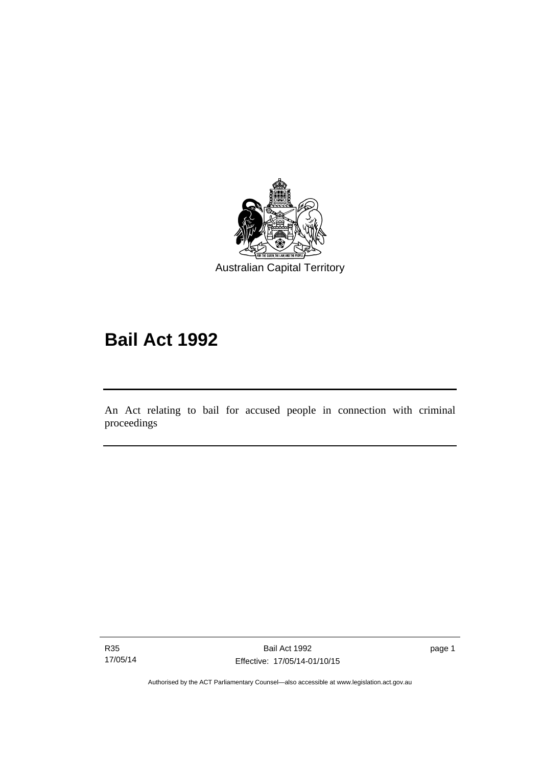Australian Capital Territory

# Bail Act 1992

An Act relating to bail for accused people in connection with criminal proceedings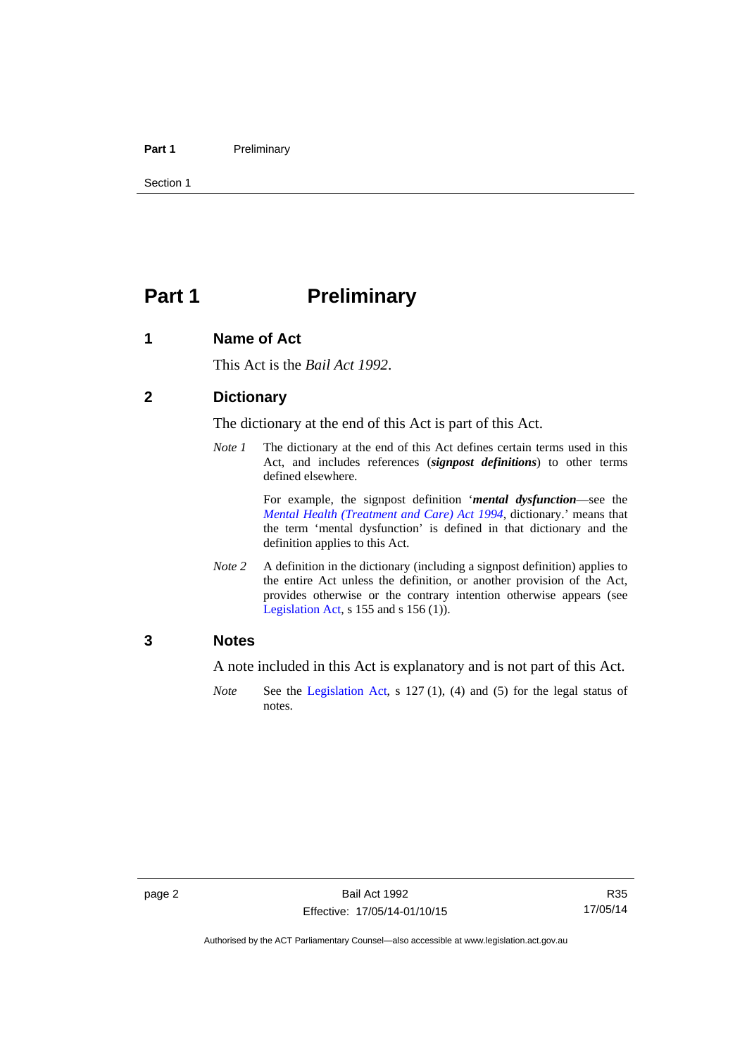# Part 1 Preliminary

## 1 Name of Act

This Act is the *Bail Act 1992*.

## 2 Dictionary

The dictionary at the end of this Act is part of this Act.

*Note 1* The dictionary at the end of this Act defines certain terms used in this Act, and includes references (***signpost definitions***) to other terms defined elsewhere.

For example, the signpost definition '***mental dysfunction***—see the *Mental Health (Treatment and Care) Act 1994*, dictionary.' means that the term 'mental dysfunction' is defined in that dictionary and the definition applies to this Act.

*Note 2* A definition in the dictionary (including a signpost definition) applies to the entire Act unless the definition, or another provision of the Act, provides otherwise or the contrary intention otherwise appears (see Legislation Act, s 155 and s 156 (1)).

## 3 Notes

A note included in this Act is explanatory and is not part of this Act.

*Note* See the Legislation Act, s 127 (1), (4) and (5) for the legal status of notes.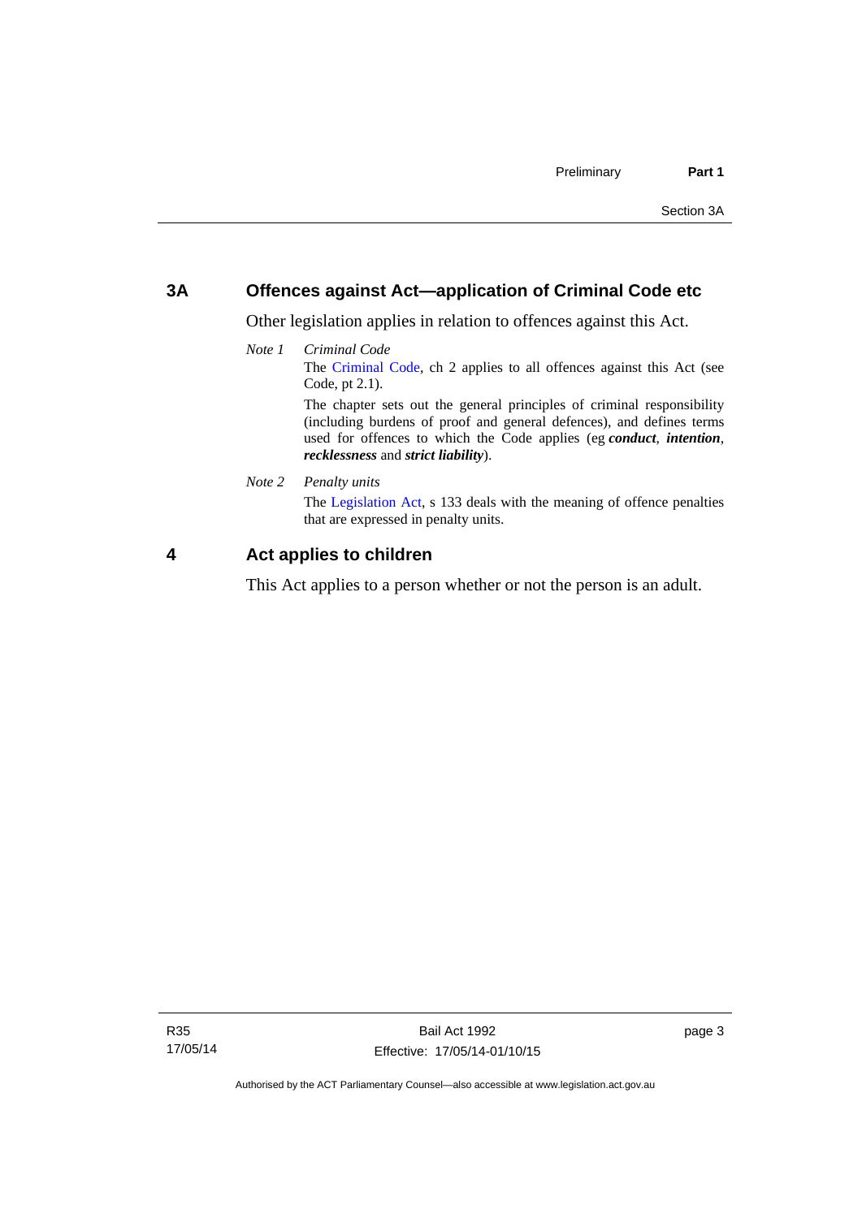## 3A Offences against Act—application of Criminal Code etc

Other legislation applies in relation to offences against this Act.

*Note 1* *Criminal Code*

The Criminal Code, ch 2 applies to all offences against this Act (see Code, pt 2.1).

The chapter sets out the general principles of criminal responsibility (including burdens of proof and general defences), and defines terms used for offences to which the Code applies (eg ***conduct***, ***intention***, ***recklessness*** and ***strict liability***).

*Note 2* *Penalty units*

The Legislation Act, s 133 deals with the meaning of offence penalties that are expressed in penalty units.

## 4 Act applies to children

This Act applies to a person whether or not the person is an adult.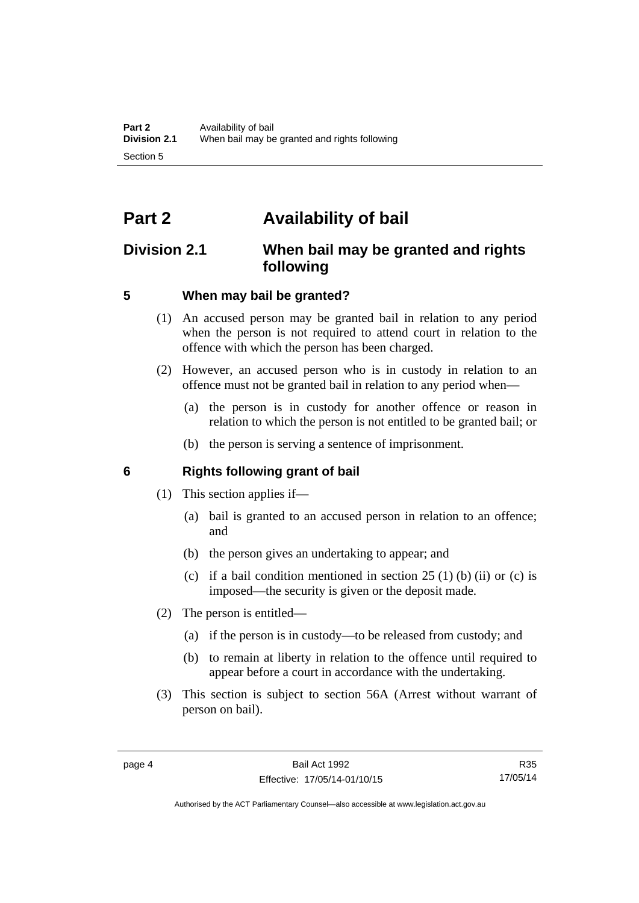# Part 2 Availability of bail

## Division 2.1 When bail may be granted and rights following

### 5 When may bail be granted?

(1) An accused person may be granted bail in relation to any period when the person is not required to attend court in relation to the offence with which the person has been charged.

(2) However, an accused person who is in custody in relation to an offence must not be granted bail in relation to any period when—

(a) the person is in custody for another offence or reason in relation to which the person is not entitled to be granted bail; or

(b) the person is serving a sentence of imprisonment.

### 6 Rights following grant of bail

(1) This section applies if—

(a) bail is granted to an accused person in relation to an offence; and

(b) the person gives an undertaking to appear; and

(c) if a bail condition mentioned in section 25 (1) (b) (ii) or (c) is imposed—the security is given or the deposit made.

(2) The person is entitled—

(a) if the person is in custody—to be released from custody; and

(b) to remain at liberty in relation to the offence until required to appear before a court in accordance with the undertaking.

(3) This section is subject to section 56A (Arrest without warrant of person on bail).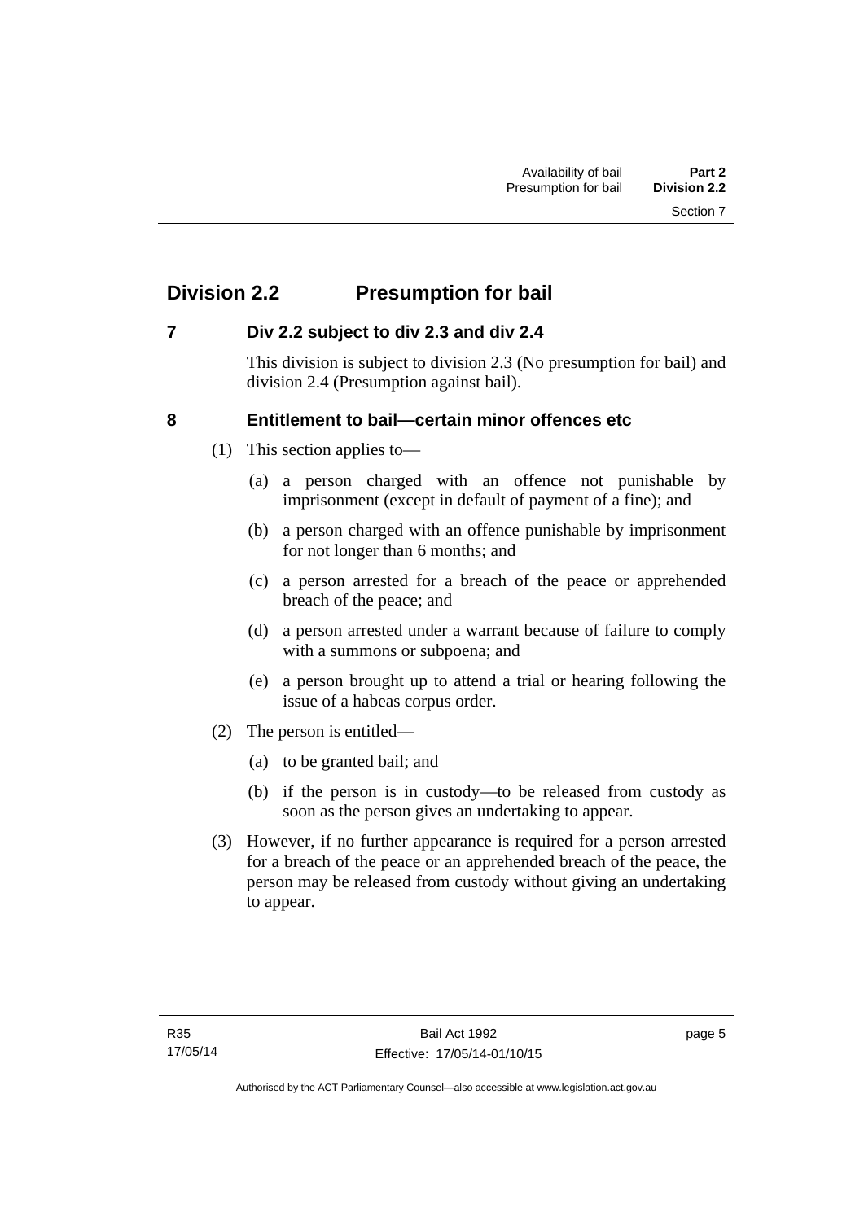## Division 2.2 Presumption for bail

### 7 Div 2.2 subject to div 2.3 and div 2.4

This division is subject to division 2.3 (No presumption for bail) and division 2.4 (Presumption against bail).

### 8 Entitlement to bail—certain minor offences etc

(1) This section applies to—

(a) a person charged with an offence not punishable by imprisonment (except in default of payment of a fine); and

(b) a person charged with an offence punishable by imprisonment for not longer than 6 months; and

(c) a person arrested for a breach of the peace or apprehended breach of the peace; and

(d) a person arrested under a warrant because of failure to comply with a summons or subpoena; and

(e) a person brought up to attend a trial or hearing following the issue of a habeas corpus order.

(2) The person is entitled—

(a) to be granted bail; and

(b) if the person is in custody—to be released from custody as soon as the person gives an undertaking to appear.

(3) However, if no further appearance is required for a person arrested for a breach of the peace or an apprehended breach of the peace, the person may be released from custody without giving an undertaking to appear.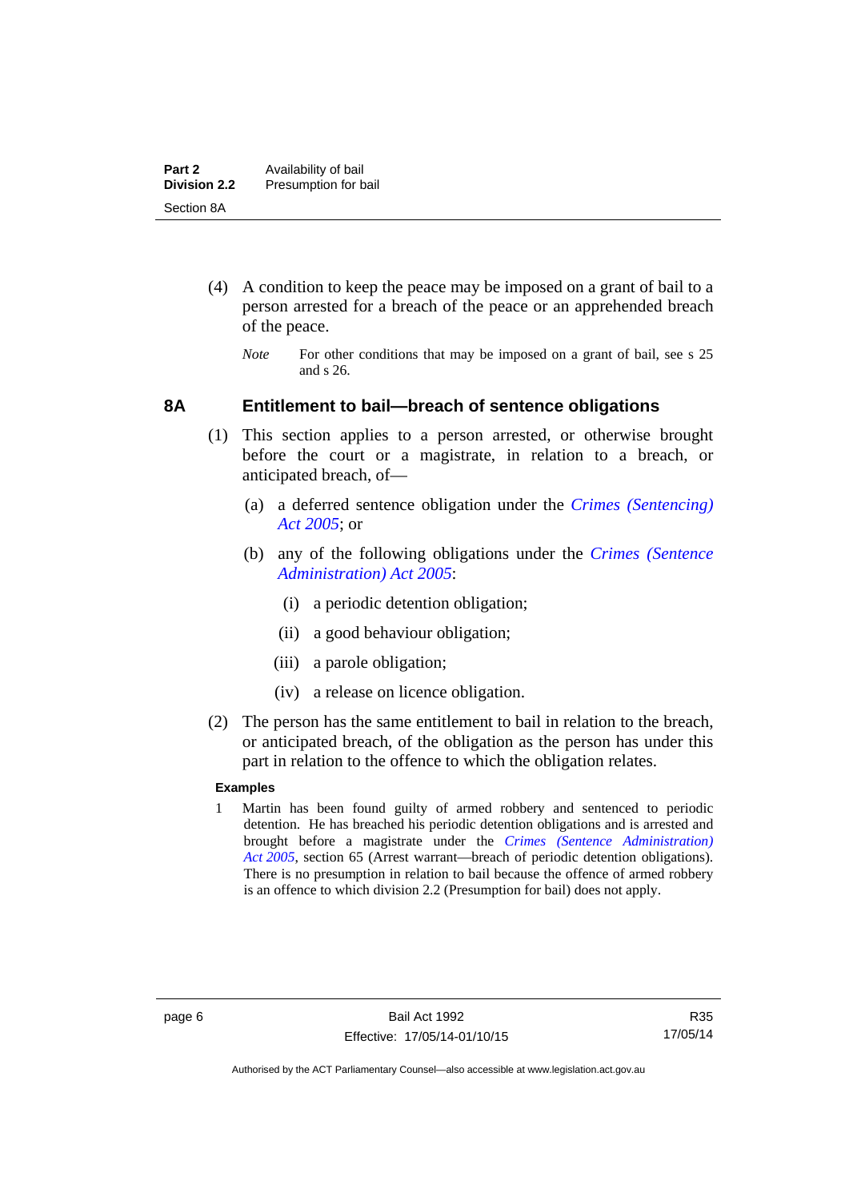(4) A condition to keep the peace may be imposed on a grant of bail to a person arrested for a breach of the peace or an apprehended breach of the peace.

*Note* For other conditions that may be imposed on a grant of bail, see s 25 and s 26.

### 8A Entitlement to bail—breach of sentence obligations

(1) This section applies to a person arrested, or otherwise brought before the court or a magistrate, in relation to a breach, or anticipated breach, of—

(a) a deferred sentence obligation under the *Crimes (Sentencing) Act 2005*; or

(b) any of the following obligations under the *Crimes (Sentence Administration) Act 2005*:

(i) a periodic detention obligation;

(ii) a good behaviour obligation;

(iii) a parole obligation;

(iv) a release on licence obligation.

(2) The person has the same entitlement to bail in relation to the breach, or anticipated breach, of the obligation as the person has under this part in relation to the offence to which the obligation relates.

**Examples**

1 Martin has been found guilty of armed robbery and sentenced to periodic detention. He has breached his periodic detention obligations and is arrested and brought before a magistrate under the *Crimes (Sentence Administration) Act 2005*, section 65 (Arrest warrant—breach of periodic detention obligations). There is no presumption in relation to bail because the offence of armed robbery is an offence to which division 2.2 (Presumption for bail) does not apply.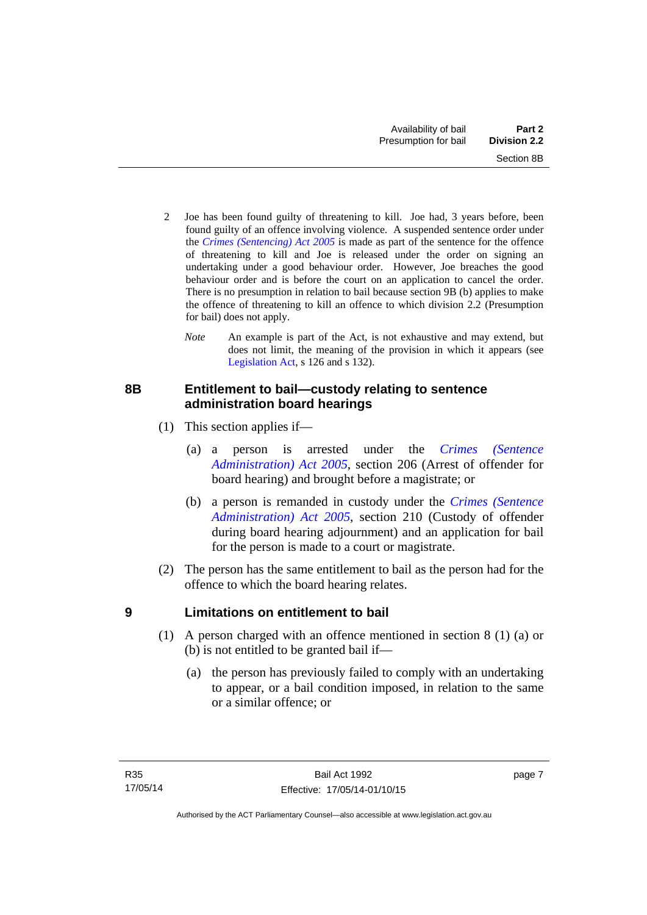2 Joe has been found guilty of threatening to kill. Joe had, 3 years before, been found guilty of an offence involving violence. A suspended sentence order under the *Crimes (Sentencing) Act 2005* is made as part of the sentence for the offence of threatening to kill and Joe is released under the order on signing an undertaking under a good behaviour order. However, Joe breaches the good behaviour order and is before the court on an application to cancel the order. There is no presumption in relation to bail because section 9B (b) applies to make the offence of threatening to kill an offence to which division 2.2 (Presumption for bail) does not apply.

*Note* An example is part of the Act, is not exhaustive and may extend, but does not limit, the meaning of the provision in which it appears (see Legislation Act, s 126 and s 132).

### 8B Entitlement to bail—custody relating to sentence administration board hearings

(1) This section applies if—

(a) a person is arrested under the *Crimes (Sentence Administration) Act 2005*, section 206 (Arrest of offender for board hearing) and brought before a magistrate; or

(b) a person is remanded in custody under the *Crimes (Sentence Administration) Act 2005*, section 210 (Custody of offender during board hearing adjournment) and an application for bail for the person is made to a court or magistrate.

(2) The person has the same entitlement to bail as the person had for the offence to which the board hearing relates.

### 9 Limitations on entitlement to bail

(1) A person charged with an offence mentioned in section 8 (1) (a) or (b) is not entitled to be granted bail if—

(a) the person has previously failed to comply with an undertaking to appear, or a bail condition imposed, in relation to the same or a similar offence; or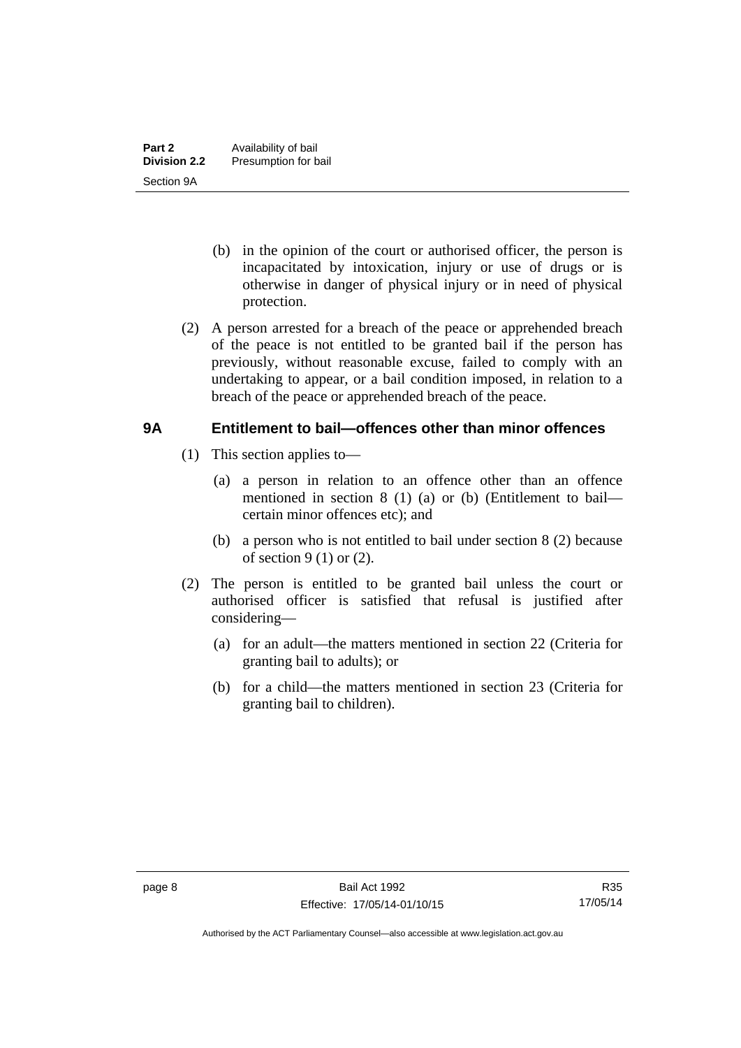(b) in the opinion of the court or authorised officer, the person is incapacitated by intoxication, injury or use of drugs or is otherwise in danger of physical injury or in need of physical protection.

(2) A person arrested for a breach of the peace or apprehended breach of the peace is not entitled to be granted bail if the person has previously, without reasonable excuse, failed to comply with an undertaking to appear, or a bail condition imposed, in relation to a breach of the peace or apprehended breach of the peace.

## 9A Entitlement to bail—offences other than minor offences

(1) This section applies to—

(a) a person in relation to an offence other than an offence mentioned in section 8 (1) (a) or (b) (Entitlement to bail—certain minor offences etc); and

(b) a person who is not entitled to bail under section 8 (2) because of section 9 (1) or (2).

(2) The person is entitled to be granted bail unless the court or authorised officer is satisfied that refusal is justified after considering—

(a) for an adult—the matters mentioned in section 22 (Criteria for granting bail to adults); or

(b) for a child—the matters mentioned in section 23 (Criteria for granting bail to children).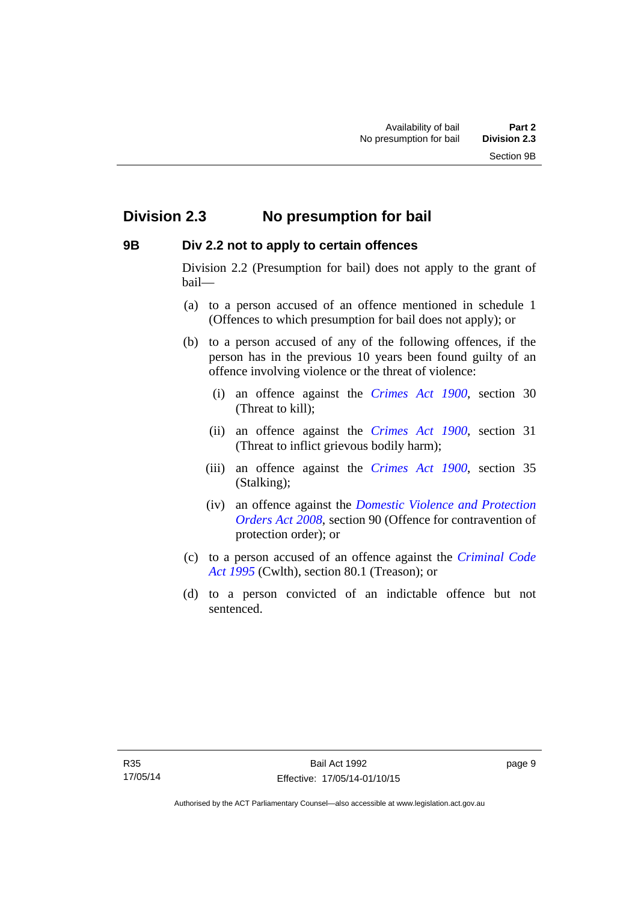## Division 2.3 No presumption for bail

### 9B Div 2.2 not to apply to certain offences

Division 2.2 (Presumption for bail) does not apply to the grant of bail—

(a) to a person accused of an offence mentioned in schedule 1 (Offences to which presumption for bail does not apply); or

(b) to a person accused of any of the following offences, if the person has in the previous 10 years been found guilty of an offence involving violence or the threat of violence:

   (i) an offence against the *Crimes Act 1900*, section 30 (Threat to kill);

   (ii) an offence against the *Crimes Act 1900*, section 31 (Threat to inflict grievous bodily harm);

   (iii) an offence against the *Crimes Act 1900*, section 35 (Stalking);

   (iv) an offence against the *Domestic Violence and Protection Orders Act 2008*, section 90 (Offence for contravention of protection order); or

(c) to a person accused of an offence against the *Criminal Code Act 1995* (Cwlth), section 80.1 (Treason); or

(d) to a person convicted of an indictable offence but not sentenced.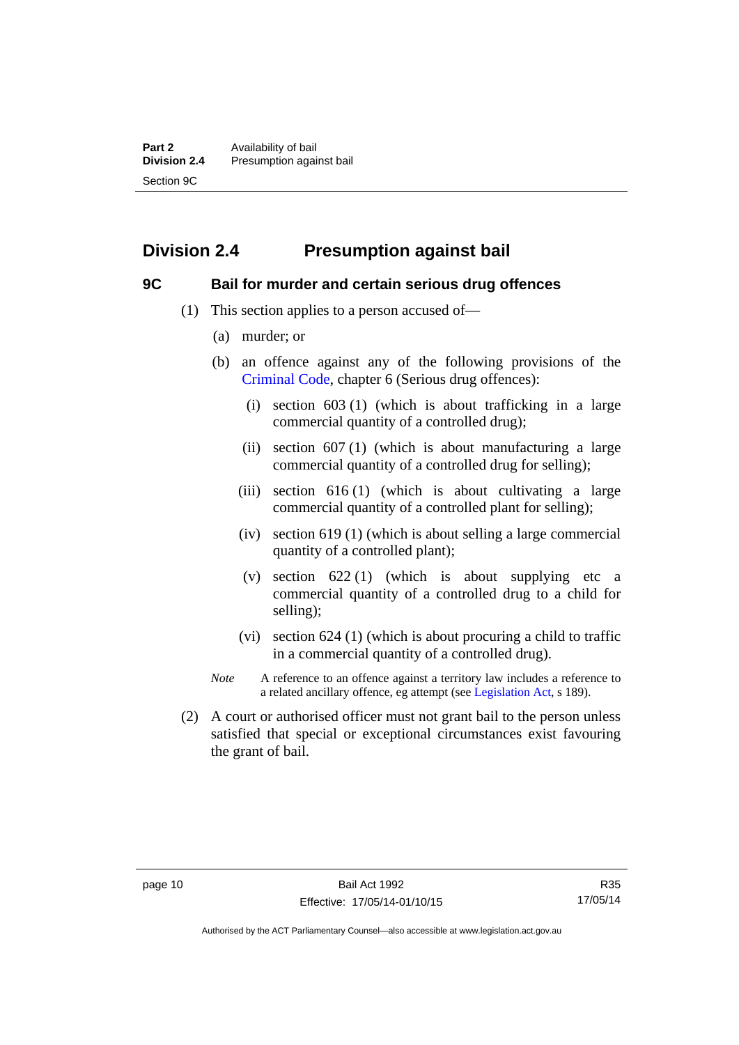## Division 2.4 Presumption against bail

### 9C Bail for murder and certain serious drug offences

(1) This section applies to a person accused of—

(a) murder; or

(b) an offence against any of the following provisions of the Criminal Code, chapter 6 (Serious drug offences):

(i) section 603 (1) (which is about trafficking in a large commercial quantity of a controlled drug);

(ii) section 607 (1) (which is about manufacturing a large commercial quantity of a controlled drug for selling);

(iii) section 616 (1) (which is about cultivating a large commercial quantity of a controlled plant for selling);

(iv) section 619 (1) (which is about selling a large commercial quantity of a controlled plant);

(v) section 622 (1) (which is about supplying etc a commercial quantity of a controlled drug to a child for selling);

(vi) section 624 (1) (which is about procuring a child to traffic in a commercial quantity of a controlled drug).

*Note* A reference to an offence against a territory law includes a reference to a related ancillary offence, eg attempt (see Legislation Act, s 189).

(2) A court or authorised officer must not grant bail to the person unless satisfied that special or exceptional circumstances exist favouring the grant of bail.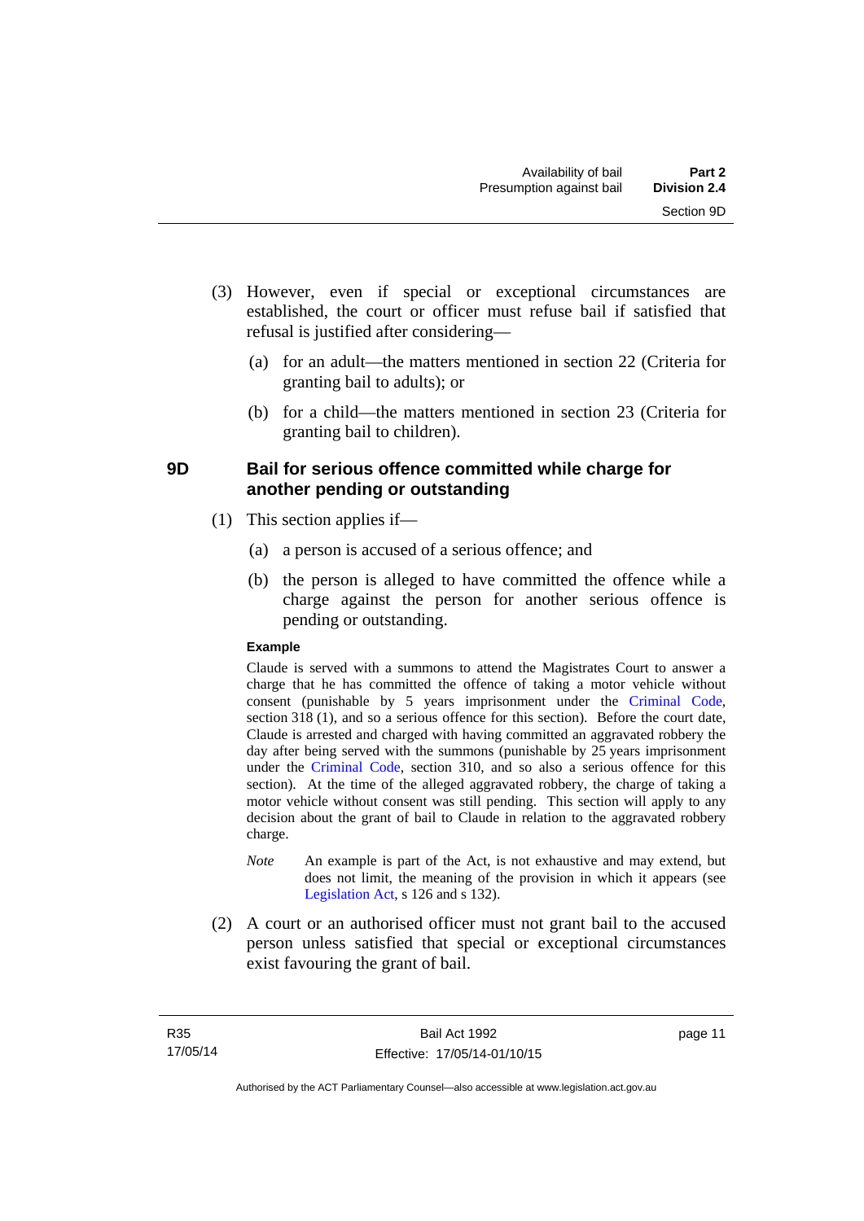(3) However, even if special or exceptional circumstances are established, the court or officer must refuse bail if satisfied that refusal is justified after considering—

(a) for an adult—the matters mentioned in section 22 (Criteria for granting bail to adults); or

(b) for a child—the matters mentioned in section 23 (Criteria for granting bail to children).

## 9D Bail for serious offence committed while charge for another pending or outstanding

(1) This section applies if—

(a) a person is accused of a serious offence; and

(b) the person is alleged to have committed the offence while a charge against the person for another serious offence is pending or outstanding.

**Example**

Claude is served with a summons to attend the Magistrates Court to answer a charge that he has committed the offence of taking a motor vehicle without consent (punishable by 5 years imprisonment under the Criminal Code, section 318 (1), and so a serious offence for this section). Before the court date, Claude is arrested and charged with having committed an aggravated robbery the day after being served with the summons (punishable by 25 years imprisonment under the Criminal Code, section 310, and so also a serious offence for this section). At the time of the alleged aggravated robbery, the charge of taking a motor vehicle without consent was still pending. This section will apply to any decision about the grant of bail to Claude in relation to the aggravated robbery charge.

*Note* An example is part of the Act, is not exhaustive and may extend, but does not limit, the meaning of the provision in which it appears (see Legislation Act, s 126 and s 132).

(2) A court or an authorised officer must not grant bail to the accused person unless satisfied that special or exceptional circumstances exist favouring the grant of bail.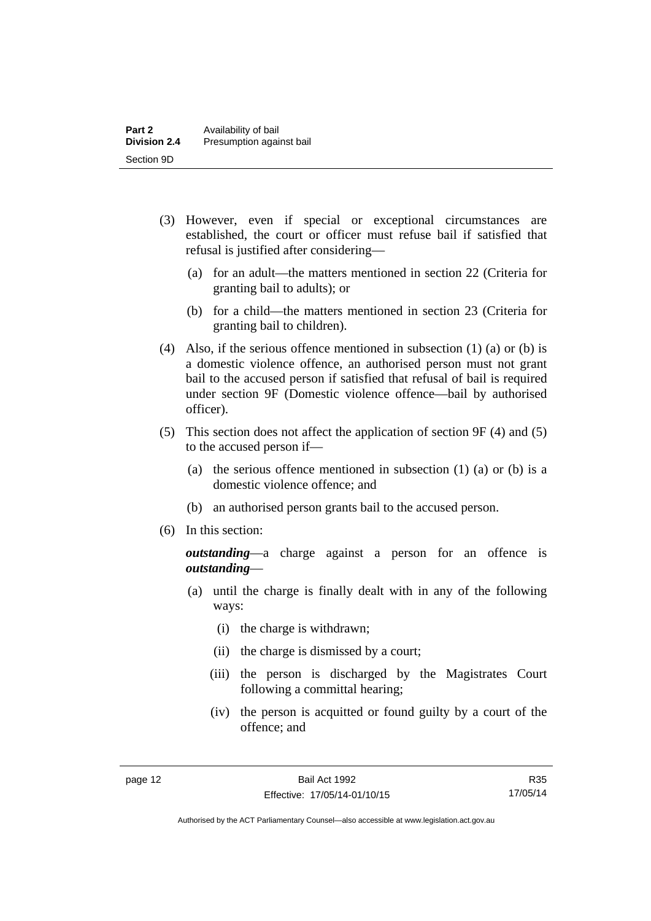(3) However, even if special or exceptional circumstances are established, the court or officer must refuse bail if satisfied that refusal is justified after considering—

(a) for an adult—the matters mentioned in section 22 (Criteria for granting bail to adults); or

(b) for a child—the matters mentioned in section 23 (Criteria for granting bail to children).

(4) Also, if the serious offence mentioned in subsection (1) (a) or (b) is a domestic violence offence, an authorised person must not grant bail to the accused person if satisfied that refusal of bail is required under section 9F (Domestic violence offence—bail by authorised officer).

(5) This section does not affect the application of section 9F (4) and (5) to the accused person if—

(a) the serious offence mentioned in subsection (1) (a) or (b) is a domestic violence offence; and

(b) an authorised person grants bail to the accused person.

(6) In this section:

***outstanding***—a charge against a person for an offence is ***outstanding***—

(a) until the charge is finally dealt with in any of the following ways:

(i) the charge is withdrawn;

(ii) the charge is dismissed by a court;

(iii) the person is discharged by the Magistrates Court following a committal hearing;

(iv) the person is acquitted or found guilty by a court of the offence; and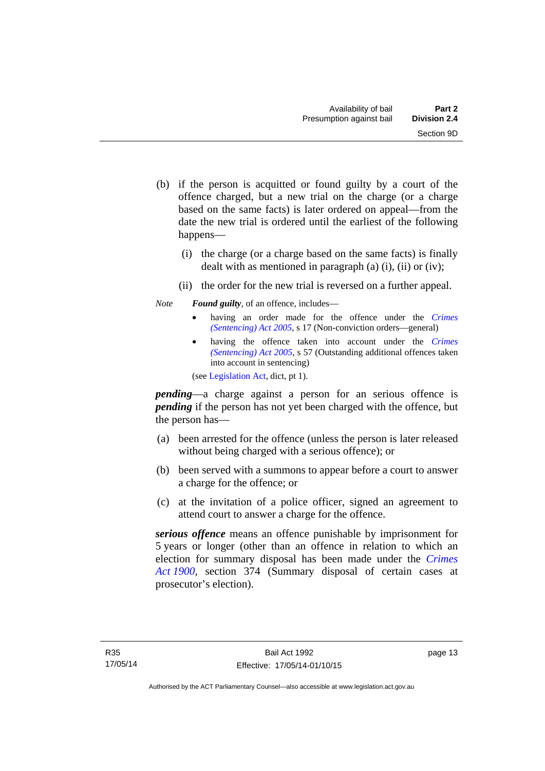(b) if the person is acquitted or found guilty by a court of the offence charged, but a new trial on the charge (or a charge based on the same facts) is later ordered on appeal—from the date the new trial is ordered until the earliest of the following happens—

   (i) the charge (or a charge based on the same facts) is finally dealt with as mentioned in paragraph (a) (i), (ii) or (iv);

   (ii) the order for the new trial is reversed on a further appeal.

*Note* ***Found guilty***, of an offence, includes—

- having an order made for the offence under the *Crimes (Sentencing) Act 2005*, s 17 (Non-conviction orders—general)
- having the offence taken into account under the *Crimes (Sentencing) Act 2005*, s 57 (Outstanding additional offences taken into account in sentencing)

(see Legislation Act, dict, pt 1).

***pending***—a charge against a person for an serious offence is ***pending*** if the person has not yet been charged with the offence, but the person has—

(a) been arrested for the offence (unless the person is later released without being charged with a serious offence); or

(b) been served with a summons to appear before a court to answer a charge for the offence; or

(c) at the invitation of a police officer, signed an agreement to attend court to answer a charge for the offence.

***serious offence*** means an offence punishable by imprisonment for 5 years or longer (other than an offence in relation to which an election for summary disposal has been made under the *Crimes Act 1900*, section 374 (Summary disposal of certain cases at prosecutor's election).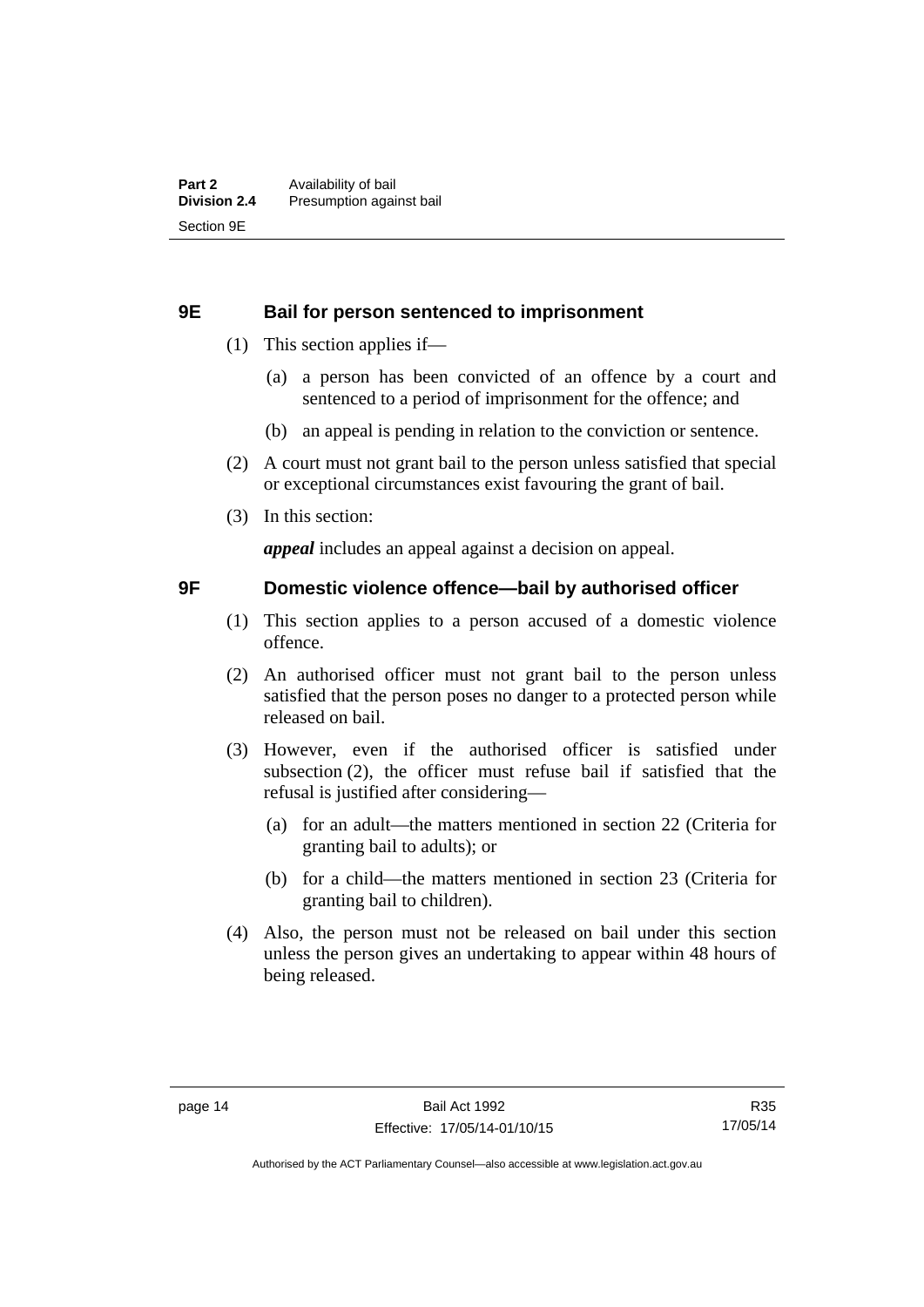## 9E Bail for person sentenced to imprisonment

(1) This section applies if—

(a) a person has been convicted of an offence by a court and sentenced to a period of imprisonment for the offence; and

(b) an appeal is pending in relation to the conviction or sentence.

(2) A court must not grant bail to the person unless satisfied that special or exceptional circumstances exist favouring the grant of bail.

(3) In this section:

***appeal*** includes an appeal against a decision on appeal.

## 9F Domestic violence offence—bail by authorised officer

(1) This section applies to a person accused of a domestic violence offence.

(2) An authorised officer must not grant bail to the person unless satisfied that the person poses no danger to a protected person while released on bail.

(3) However, even if the authorised officer is satisfied under subsection (2), the officer must refuse bail if satisfied that the refusal is justified after considering—

(a) for an adult—the matters mentioned in section 22 (Criteria for granting bail to adults); or

(b) for a child—the matters mentioned in section 23 (Criteria for granting bail to children).

(4) Also, the person must not be released on bail under this section unless the person gives an undertaking to appear within 48 hours of being released.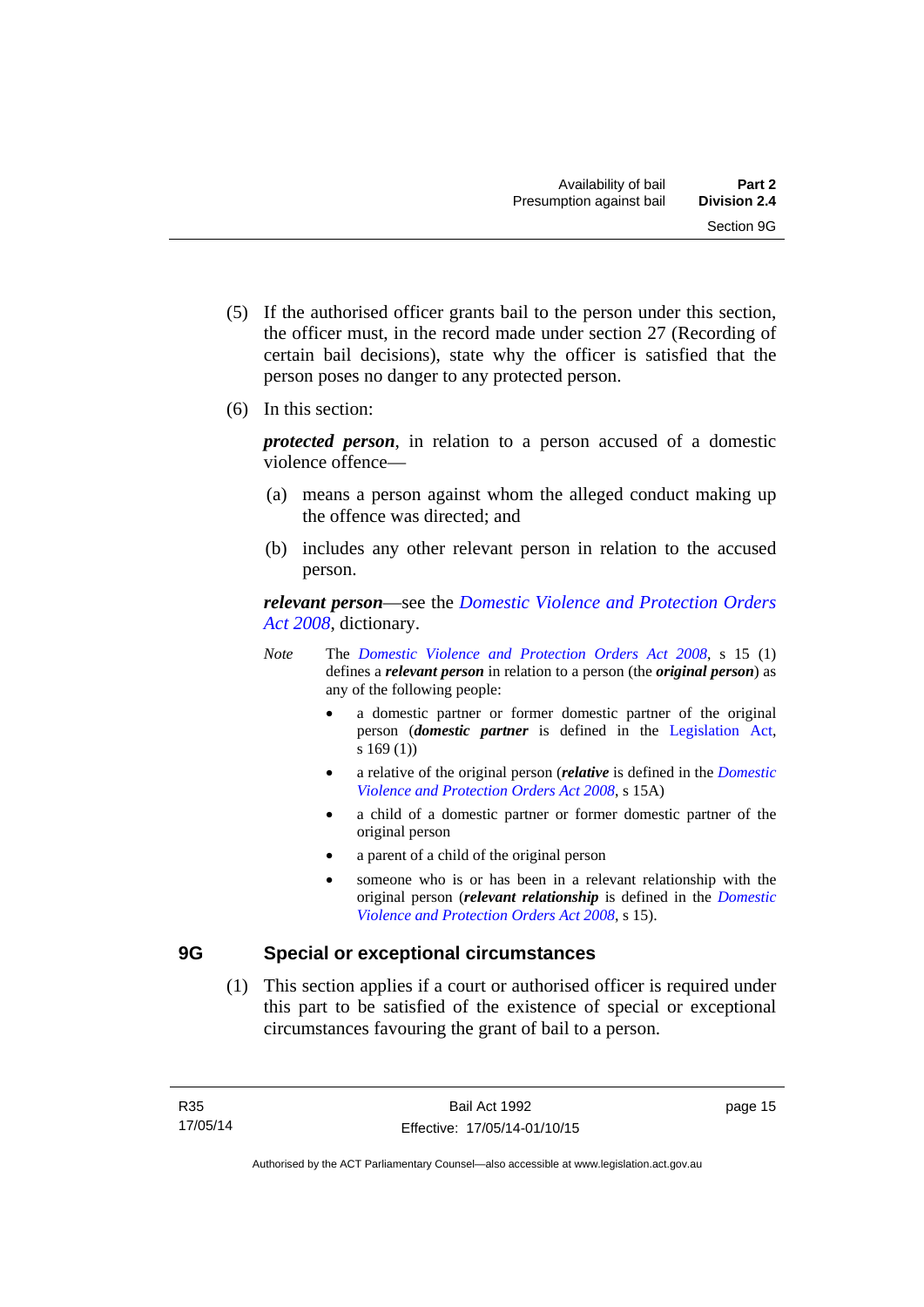(5) If the authorised officer grants bail to the person under this section, the officer must, in the record made under section 27 (Recording of certain bail decisions), state why the officer is satisfied that the person poses no danger to any protected person.

(6) In this section:

***protected person***, in relation to a person accused of a domestic violence offence—

(a) means a person against whom the alleged conduct making up the offence was directed; and

(b) includes any other relevant person in relation to the accused person.

***relevant person***—see the *Domestic Violence and Protection Orders Act 2008*, dictionary.

*Note* The *Domestic Violence and Protection Orders Act 2008*, s 15 (1) defines a ***relevant person*** in relation to a person (the ***original person***) as any of the following people:

- a domestic partner or former domestic partner of the original person (***domestic partner*** is defined in the Legislation Act, s 169 (1))
- a relative of the original person (***relative*** is defined in the *Domestic Violence and Protection Orders Act 2008*, s 15A)
- a child of a domestic partner or former domestic partner of the original person
- a parent of a child of the original person
- someone who is or has been in a relevant relationship with the original person (***relevant relationship*** is defined in the *Domestic Violence and Protection Orders Act 2008*, s 15).

## 9G Special or exceptional circumstances

(1) This section applies if a court or authorised officer is required under this part to be satisfied of the existence of special or exceptional circumstances favouring the grant of bail to a person.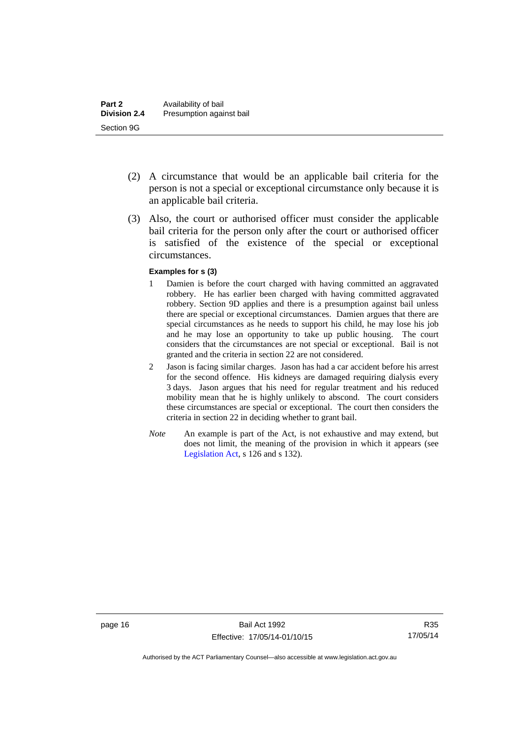(2) A circumstance that would be an applicable bail criteria for the person is not a special or exceptional circumstance only because it is an applicable bail criteria.

(3) Also, the court or authorised officer must consider the applicable bail criteria for the person only after the court or authorised officer is satisfied of the existence of the special or exceptional circumstances.

**Examples for s (3)**

1. Damien is before the court charged with having committed an aggravated robbery. He has earlier been charged with having committed aggravated robbery. Section 9D applies and there is a presumption against bail unless there are special or exceptional circumstances. Damien argues that there are special circumstances as he needs to support his child, he may lose his job and he may lose an opportunity to take up public housing. The court considers that the circumstances are not special or exceptional. Bail is not granted and the criteria in section 22 are not considered.

2. Jason is facing similar charges. Jason has had a car accident before his arrest for the second offence. His kidneys are damaged requiring dialysis every 3 days. Jason argues that his need for regular treatment and his reduced mobility mean that he is highly unlikely to abscond. The court considers these circumstances are special or exceptional. The court then considers the criteria in section 22 in deciding whether to grant bail.

*Note* An example is part of the Act, is not exhaustive and may extend, but does not limit, the meaning of the provision in which it appears (see Legislation Act, s 126 and s 132).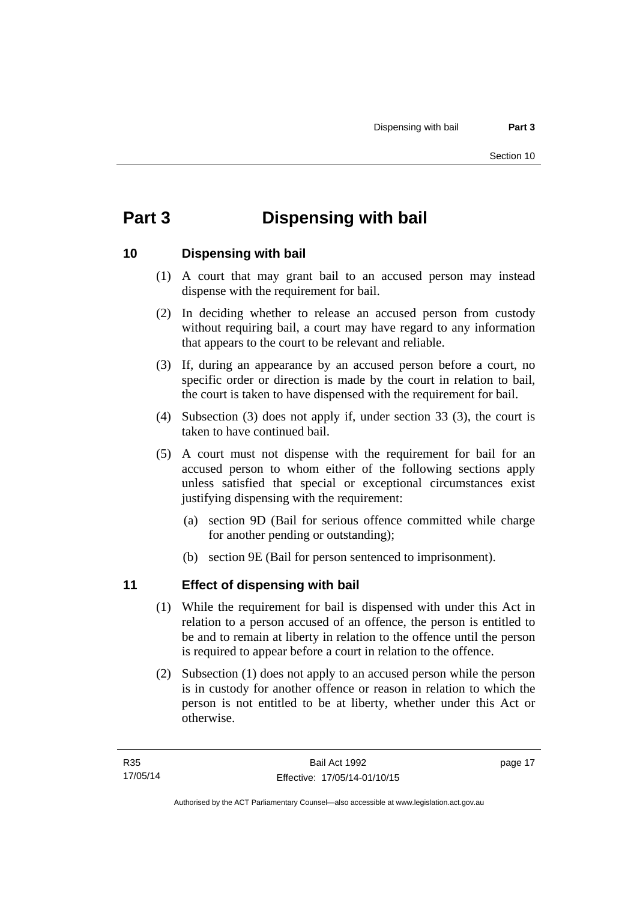# Part 3 Dispensing with bail

## 10 Dispensing with bail

(1) A court that may grant bail to an accused person may instead dispense with the requirement for bail.

(2) In deciding whether to release an accused person from custody without requiring bail, a court may have regard to any information that appears to the court to be relevant and reliable.

(3) If, during an appearance by an accused person before a court, no specific order or direction is made by the court in relation to bail, the court is taken to have dispensed with the requirement for bail.

(4) Subsection (3) does not apply if, under section 33 (3), the court is taken to have continued bail.

(5) A court must not dispense with the requirement for bail for an accused person to whom either of the following sections apply unless satisfied that special or exceptional circumstances exist justifying dispensing with the requirement:

(a) section 9D (Bail for serious offence committed while charge for another pending or outstanding);

(b) section 9E (Bail for person sentenced to imprisonment).

## 11 Effect of dispensing with bail

(1) While the requirement for bail is dispensed with under this Act in relation to a person accused of an offence, the person is entitled to be and to remain at liberty in relation to the offence until the person is required to appear before a court in relation to the offence.

(2) Subsection (1) does not apply to an accused person while the person is in custody for another offence or reason in relation to which the person is not entitled to be at liberty, whether under this Act or otherwise.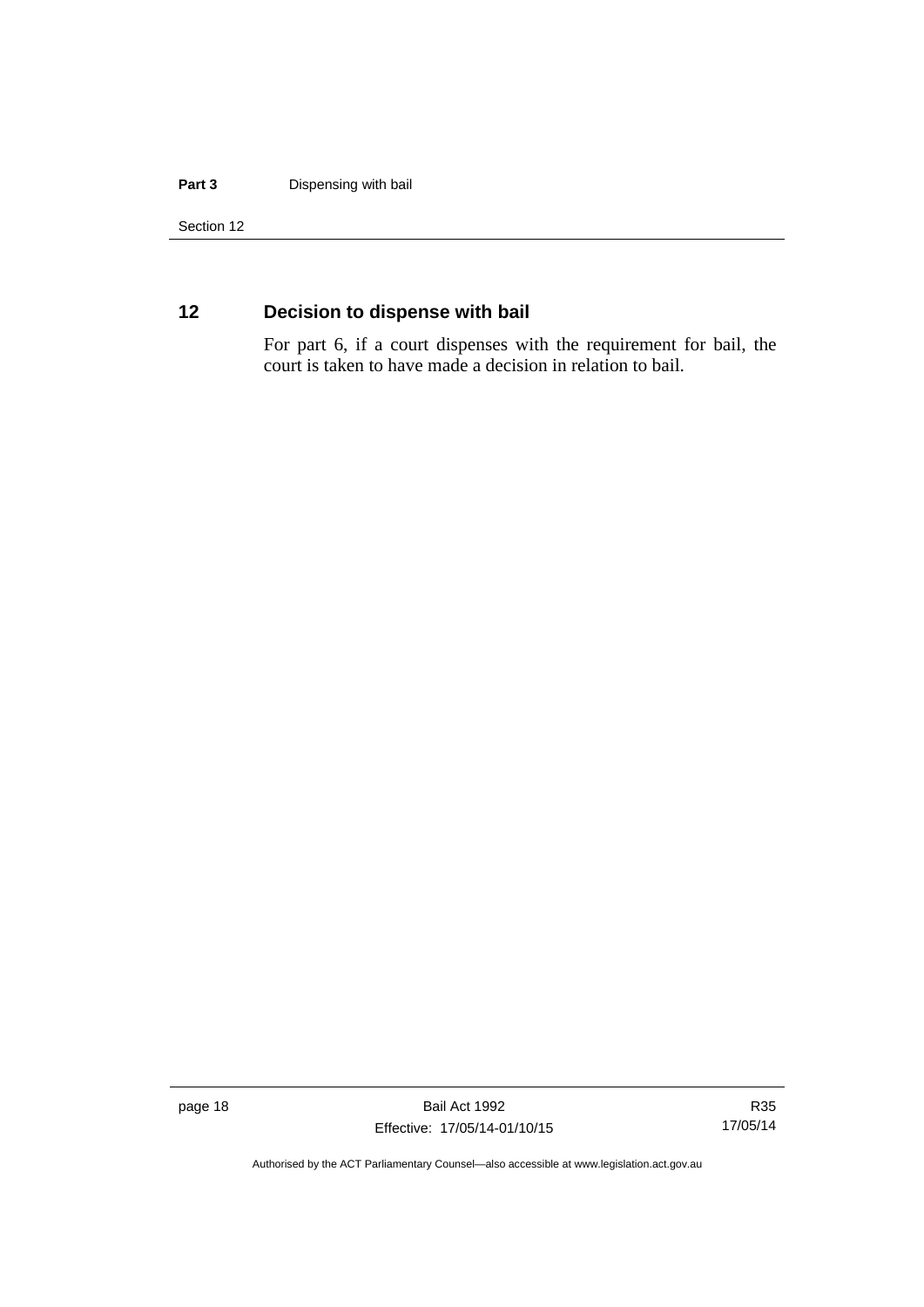## 12 Decision to dispense with bail

For part 6, if a court dispenses with the requirement for bail, the court is taken to have made a decision in relation to bail.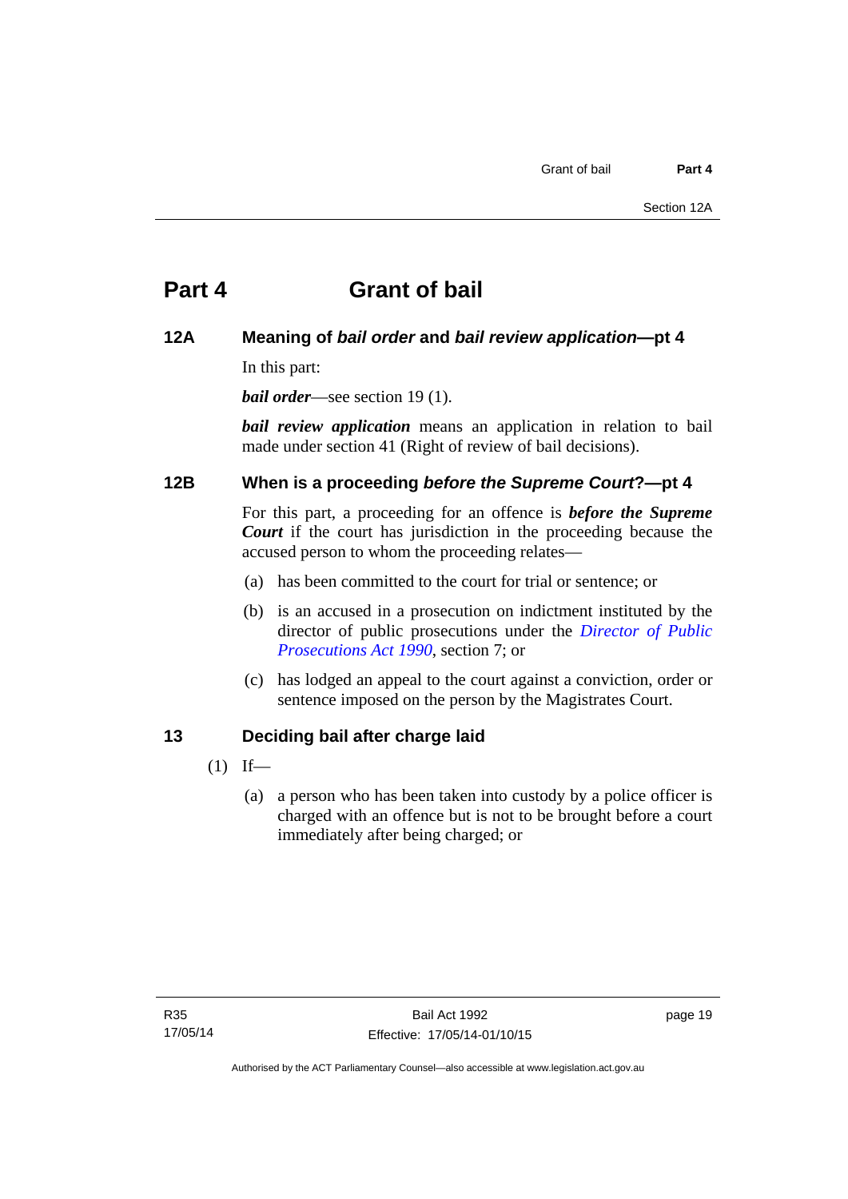# Part 4 Grant of bail

## 12A Meaning of *bail order* and *bail review application*—pt 4

In this part:

***bail order***—see section 19 (1).

***bail review application*** means an application in relation to bail made under section 41 (Right of review of bail decisions).

## 12B When is a proceeding *before the Supreme Court*?—pt 4

For this part, a proceeding for an offence is ***before the Supreme Court*** if the court has jurisdiction in the proceeding because the accused person to whom the proceeding relates—

(a) has been committed to the court for trial or sentence; or

(b) is an accused in a prosecution on indictment instituted by the director of public prosecutions under the *Director of Public Prosecutions Act 1990*, section 7; or

(c) has lodged an appeal to the court against a conviction, order or sentence imposed on the person by the Magistrates Court.

## 13 Deciding bail after charge laid

(1) If—

(a) a person who has been taken into custody by a police officer is charged with an offence but is not to be brought before a court immediately after being charged; or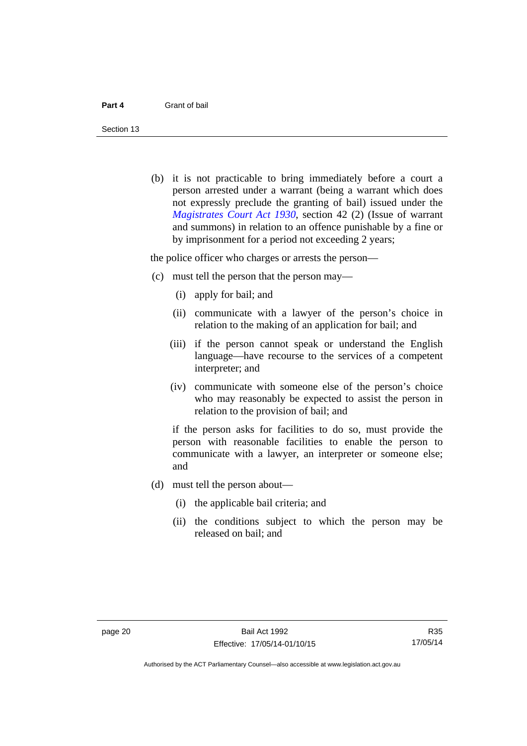(b) it is not practicable to bring immediately before a court a person arrested under a warrant (being a warrant which does not expressly preclude the granting of bail) issued under the *Magistrates Court Act 1930*, section 42 (2) (Issue of warrant and summons) in relation to an offence punishable by a fine or by imprisonment for a period not exceeding 2 years;

the police officer who charges or arrests the person—

(c) must tell the person that the person may—

(i) apply for bail; and

(ii) communicate with a lawyer of the person's choice in relation to the making of an application for bail; and

(iii) if the person cannot speak or understand the English language—have recourse to the services of a competent interpreter; and

(iv) communicate with someone else of the person's choice who may reasonably be expected to assist the person in relation to the provision of bail; and

if the person asks for facilities to do so, must provide the person with reasonable facilities to enable the person to communicate with a lawyer, an interpreter or someone else; and

(d) must tell the person about—

(i) the applicable bail criteria; and

(ii) the conditions subject to which the person may be released on bail; and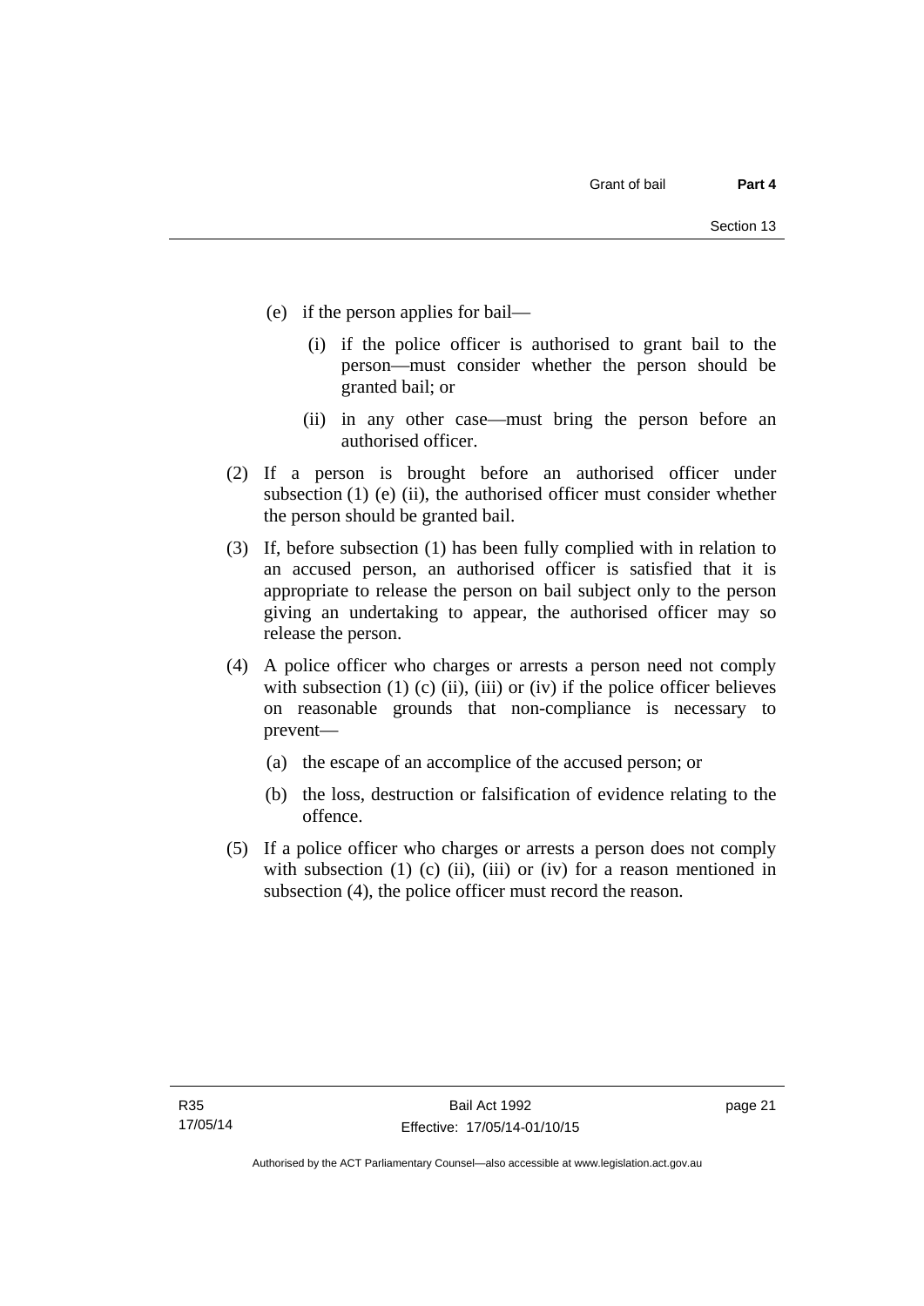(e) if the person applies for bail—

  (i) if the police officer is authorised to grant bail to the person—must consider whether the person should be granted bail; or

  (ii) in any other case—must bring the person before an authorised officer.

(2) If a person is brought before an authorised officer under subsection (1) (e) (ii), the authorised officer must consider whether the person should be granted bail.

(3) If, before subsection (1) has been fully complied with in relation to an accused person, an authorised officer is satisfied that it is appropriate to release the person on bail subject only to the person giving an undertaking to appear, the authorised officer may so release the person.

(4) A police officer who charges or arrests a person need not comply with subsection (1) (c) (ii), (iii) or (iv) if the police officer believes on reasonable grounds that non-compliance is necessary to prevent—

  (a) the escape of an accomplice of the accused person; or

  (b) the loss, destruction or falsification of evidence relating to the offence.

(5) If a police officer who charges or arrests a person does not comply with subsection (1) (c) (ii), (iii) or (iv) for a reason mentioned in subsection (4), the police officer must record the reason.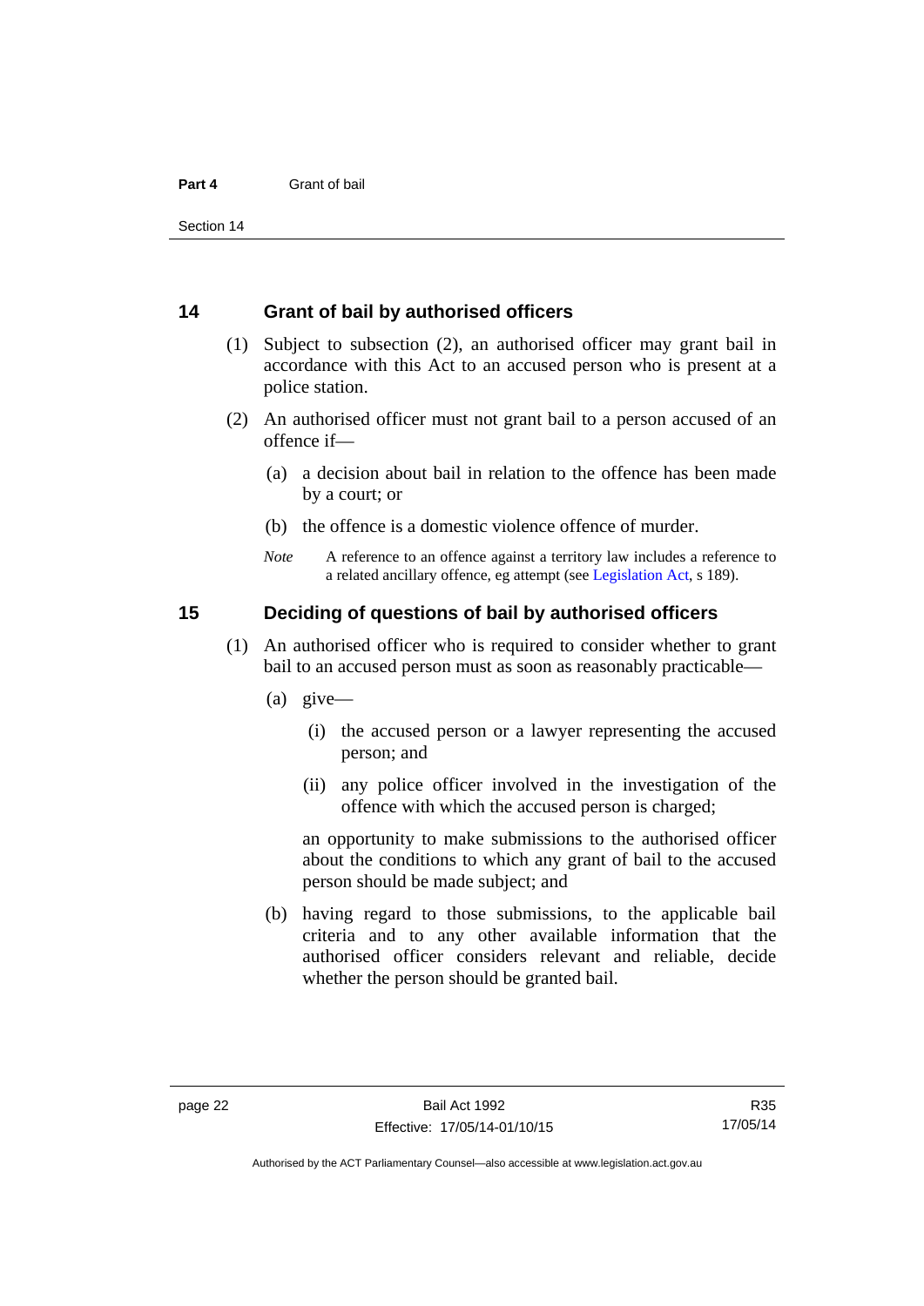## 14 Grant of bail by authorised officers

(1) Subject to subsection (2), an authorised officer may grant bail in accordance with this Act to an accused person who is present at a police station.

(2) An authorised officer must not grant bail to a person accused of an offence if—

(a) a decision about bail in relation to the offence has been made by a court; or

(b) the offence is a domestic violence offence of murder.

*Note* A reference to an offence against a territory law includes a reference to a related ancillary offence, eg attempt (see Legislation Act, s 189).

## 15 Deciding of questions of bail by authorised officers

(1) An authorised officer who is required to consider whether to grant bail to an accused person must as soon as reasonably practicable—

(a) give—

(i) the accused person or a lawyer representing the accused person; and

(ii) any police officer involved in the investigation of the offence with which the accused person is charged;

an opportunity to make submissions to the authorised officer about the conditions to which any grant of bail to the accused person should be made subject; and

(b) having regard to those submissions, to the applicable bail criteria and to any other available information that the authorised officer considers relevant and reliable, decide whether the person should be granted bail.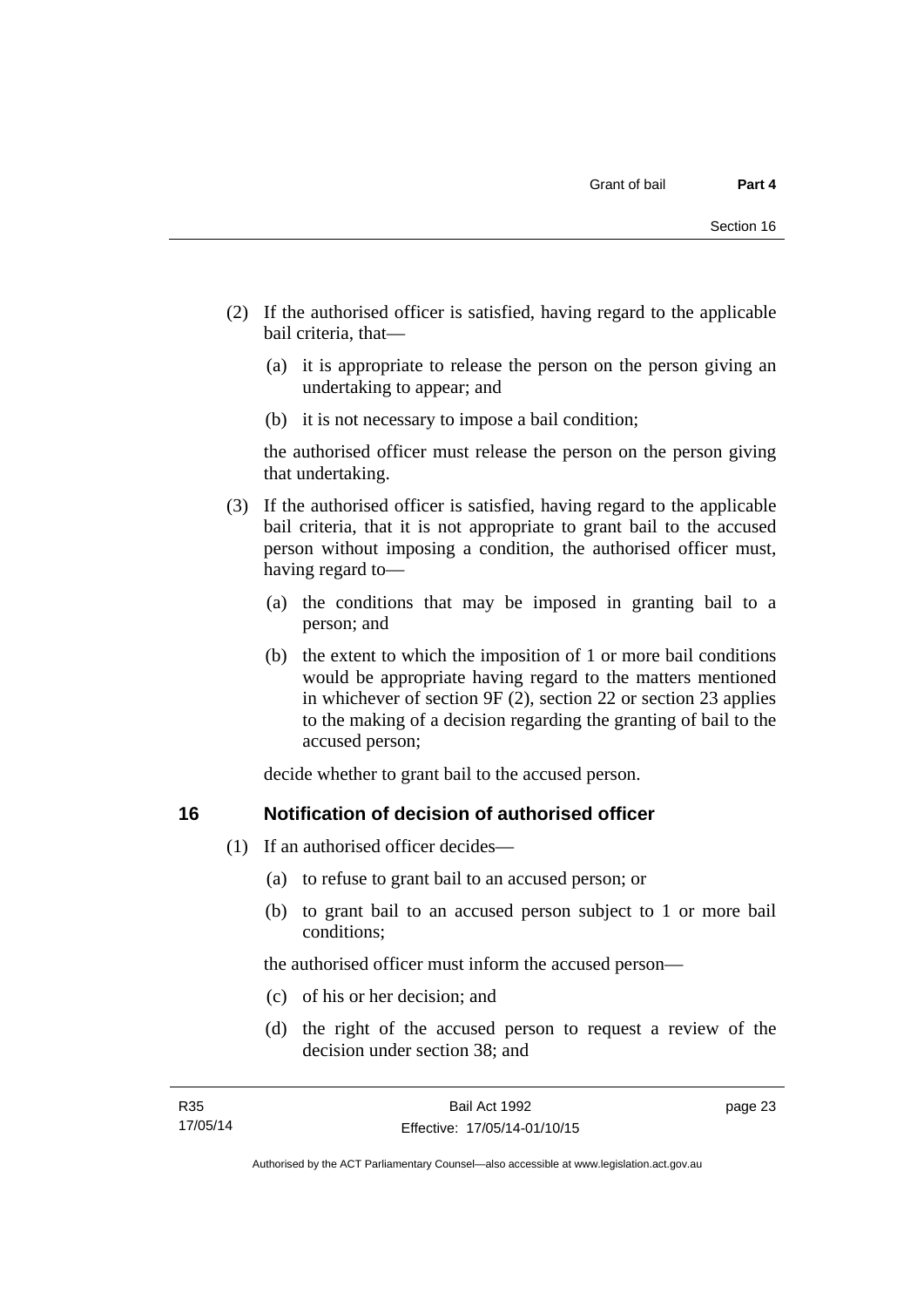(2) If the authorised officer is satisfied, having regard to the applicable bail criteria, that—

   (a) it is appropriate to release the person on the person giving an undertaking to appear; and

   (b) it is not necessary to impose a bail condition;

   the authorised officer must release the person on the person giving that undertaking.

(3) If the authorised officer is satisfied, having regard to the applicable bail criteria, that it is not appropriate to grant bail to the accused person without imposing a condition, the authorised officer must, having regard to—

   (a) the conditions that may be imposed in granting bail to a person; and

   (b) the extent to which the imposition of 1 or more bail conditions would be appropriate having regard to the matters mentioned in whichever of section 9F (2), section 22 or section 23 applies to the making of a decision regarding the granting of bail to the accused person;

   decide whether to grant bail to the accused person.

## 16 Notification of decision of authorised officer

(1) If an authorised officer decides—

   (a) to refuse to grant bail to an accused person; or

   (b) to grant bail to an accused person subject to 1 or more bail conditions;

   the authorised officer must inform the accused person—

   (c) of his or her decision; and

   (d) the right of the accused person to request a review of the decision under section 38; and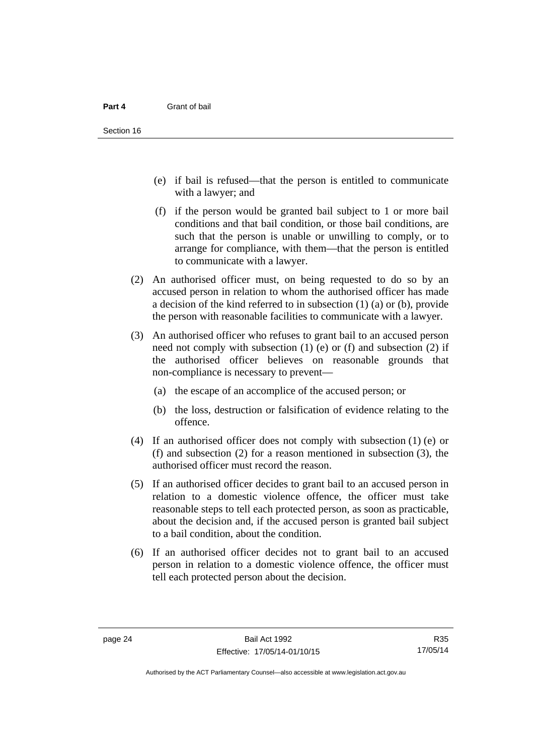(e) if bail is refused—that the person is entitled to communicate with a lawyer; and

(f) if the person would be granted bail subject to 1 or more bail conditions and that bail condition, or those bail conditions, are such that the person is unable or unwilling to comply, or to arrange for compliance, with them—that the person is entitled to communicate with a lawyer.

(2) An authorised officer must, on being requested to do so by an accused person in relation to whom the authorised officer has made a decision of the kind referred to in subsection (1) (a) or (b), provide the person with reasonable facilities to communicate with a lawyer.

(3) An authorised officer who refuses to grant bail to an accused person need not comply with subsection (1) (e) or (f) and subsection (2) if the authorised officer believes on reasonable grounds that non-compliance is necessary to prevent—

(a) the escape of an accomplice of the accused person; or

(b) the loss, destruction or falsification of evidence relating to the offence.

(4) If an authorised officer does not comply with subsection (1) (e) or (f) and subsection (2) for a reason mentioned in subsection (3), the authorised officer must record the reason.

(5) If an authorised officer decides to grant bail to an accused person in relation to a domestic violence offence, the officer must take reasonable steps to tell each protected person, as soon as practicable, about the decision and, if the accused person is granted bail subject to a bail condition, about the condition.

(6) If an authorised officer decides not to grant bail to an accused person in relation to a domestic violence offence, the officer must tell each protected person about the decision.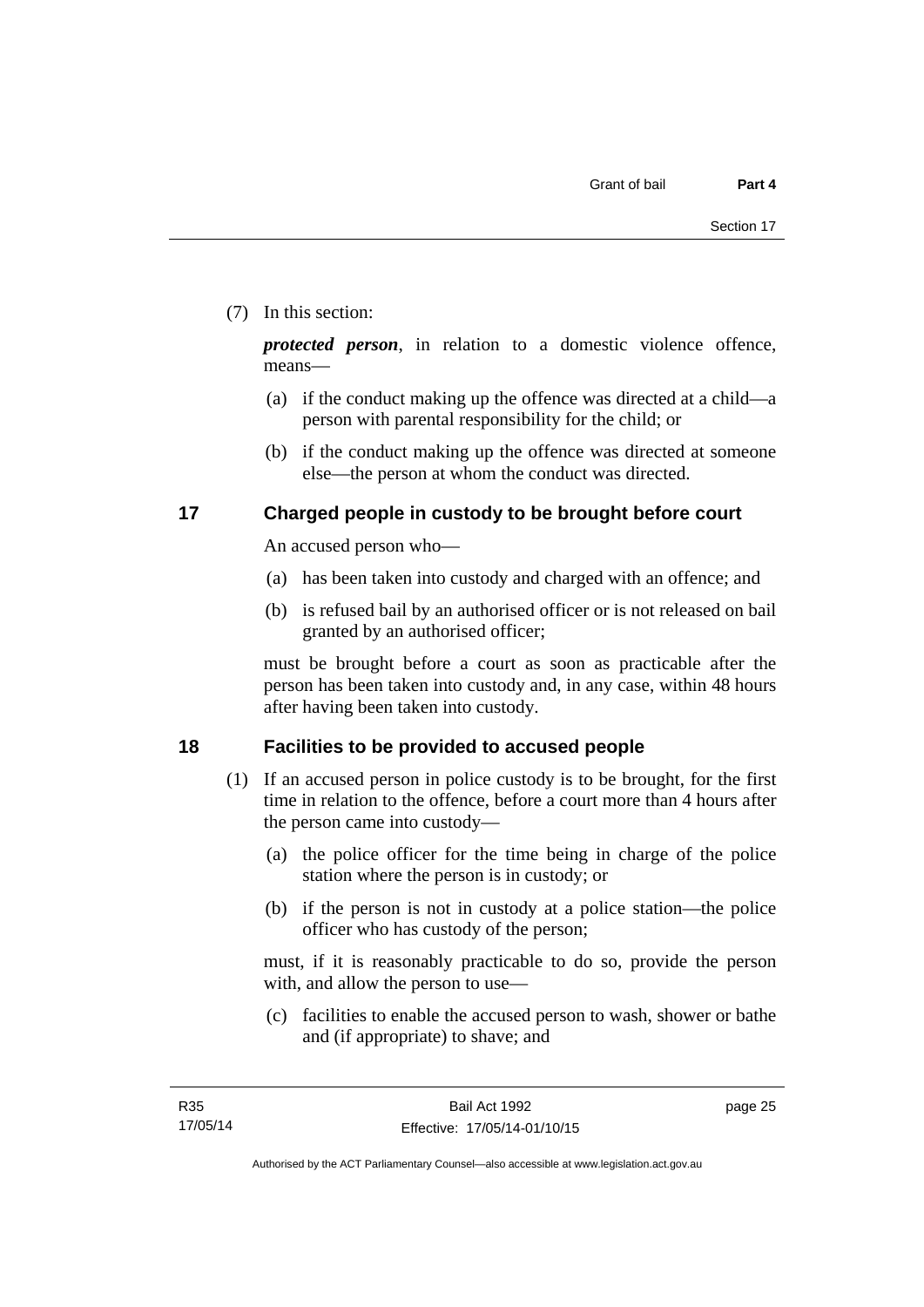(7) In this section:

***protected person***, in relation to a domestic violence offence, means—

(a) if the conduct making up the offence was directed at a child—a person with parental responsibility for the child; or

(b) if the conduct making up the offence was directed at someone else—the person at whom the conduct was directed.

## 17 Charged people in custody to be brought before court

An accused person who—

(a) has been taken into custody and charged with an offence; and

(b) is refused bail by an authorised officer or is not released on bail granted by an authorised officer;

must be brought before a court as soon as practicable after the person has been taken into custody and, in any case, within 48 hours after having been taken into custody.

## 18 Facilities to be provided to accused people

(1) If an accused person in police custody is to be brought, for the first time in relation to the offence, before a court more than 4 hours after the person came into custody—

(a) the police officer for the time being in charge of the police station where the person is in custody; or

(b) if the person is not in custody at a police station—the police officer who has custody of the person;

must, if it is reasonably practicable to do so, provide the person with, and allow the person to use—

(c) facilities to enable the accused person to wash, shower or bathe and (if appropriate) to shave; and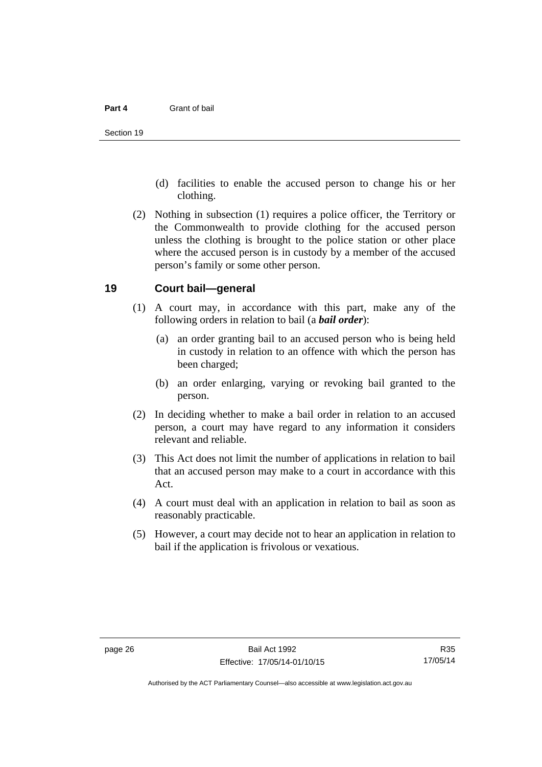(d) facilities to enable the accused person to change his or her clothing.

(2) Nothing in subsection (1) requires a police officer, the Territory or the Commonwealth to provide clothing for the accused person unless the clothing is brought to the police station or other place where the accused person is in custody by a member of the accused person's family or some other person.

## 19 Court bail—general

(1) A court may, in accordance with this part, make any of the following orders in relation to bail (a ***bail order***):

(a) an order granting bail to an accused person who is being held in custody in relation to an offence with which the person has been charged;

(b) an order enlarging, varying or revoking bail granted to the person.

(2) In deciding whether to make a bail order in relation to an accused person, a court may have regard to any information it considers relevant and reliable.

(3) This Act does not limit the number of applications in relation to bail that an accused person may make to a court in accordance with this Act.

(4) A court must deal with an application in relation to bail as soon as reasonably practicable.

(5) However, a court may decide not to hear an application in relation to bail if the application is frivolous or vexatious.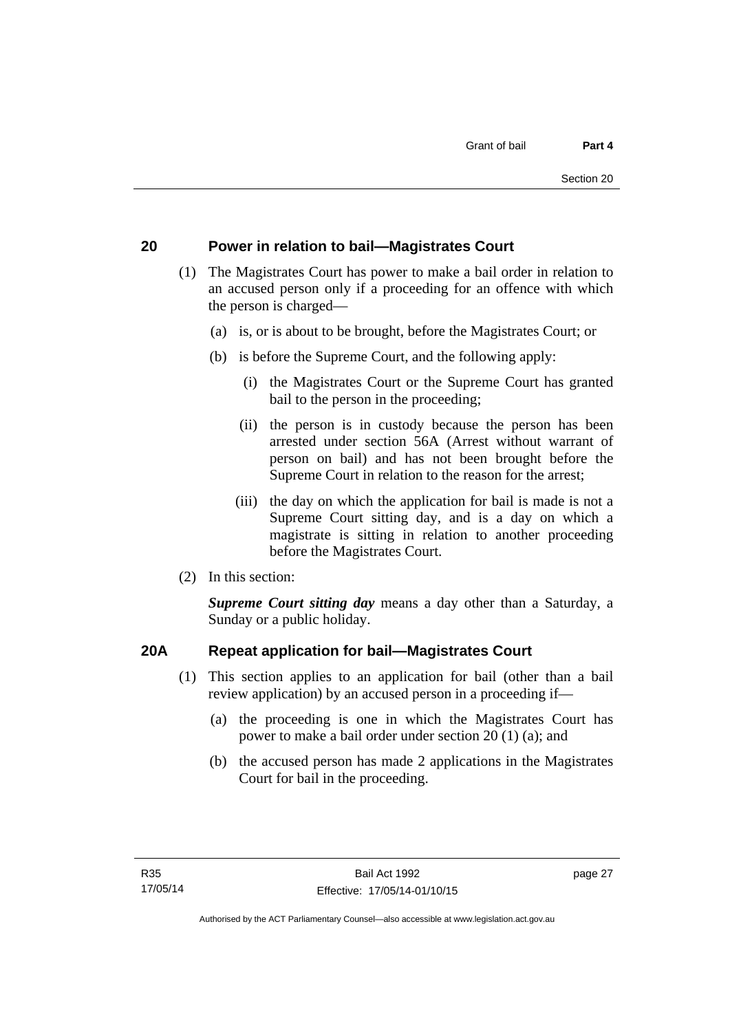## 20 Power in relation to bail—Magistrates Court

(1) The Magistrates Court has power to make a bail order in relation to an accused person only if a proceeding for an offence with which the person is charged—

(a) is, or is about to be brought, before the Magistrates Court; or

(b) is before the Supreme Court, and the following apply:

(i) the Magistrates Court or the Supreme Court has granted bail to the person in the proceeding;

(ii) the person is in custody because the person has been arrested under section 56A (Arrest without warrant of person on bail) and has not been brought before the Supreme Court in relation to the reason for the arrest;

(iii) the day on which the application for bail is made is not a Supreme Court sitting day, and is a day on which a magistrate is sitting in relation to another proceeding before the Magistrates Court.

(2) In this section:

***Supreme Court sitting day*** means a day other than a Saturday, a Sunday or a public holiday.

## 20A Repeat application for bail—Magistrates Court

(1) This section applies to an application for bail (other than a bail review application) by an accused person in a proceeding if—

(a) the proceeding is one in which the Magistrates Court has power to make a bail order under section 20 (1) (a); and

(b) the accused person has made 2 applications in the Magistrates Court for bail in the proceeding.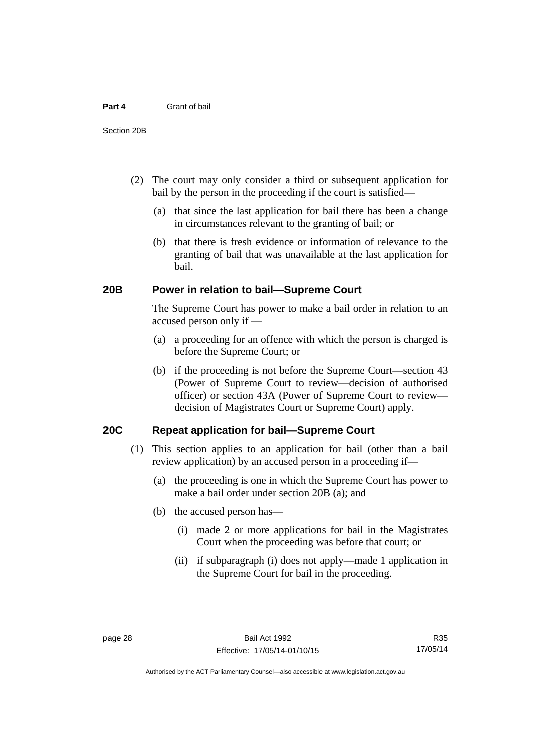(2) The court may only consider a third or subsequent application for bail by the person in the proceeding if the court is satisfied—

(a) that since the last application for bail there has been a change in circumstances relevant to the granting of bail; or

(b) that there is fresh evidence or information of relevance to the granting of bail that was unavailable at the last application for bail.

## 20B Power in relation to bail—Supreme Court

The Supreme Court has power to make a bail order in relation to an accused person only if —

(a) a proceeding for an offence with which the person is charged is before the Supreme Court; or

(b) if the proceeding is not before the Supreme Court—section 43 (Power of Supreme Court to review—decision of authorised officer) or section 43A (Power of Supreme Court to review—decision of Magistrates Court or Supreme Court) apply.

## 20C Repeat application for bail—Supreme Court

(1) This section applies to an application for bail (other than a bail review application) by an accused person in a proceeding if—

(a) the proceeding is one in which the Supreme Court has power to make a bail order under section 20B (a); and

(b) the accused person has—

(i) made 2 or more applications for bail in the Magistrates Court when the proceeding was before that court; or

(ii) if subparagraph (i) does not apply—made 1 application in the Supreme Court for bail in the proceeding.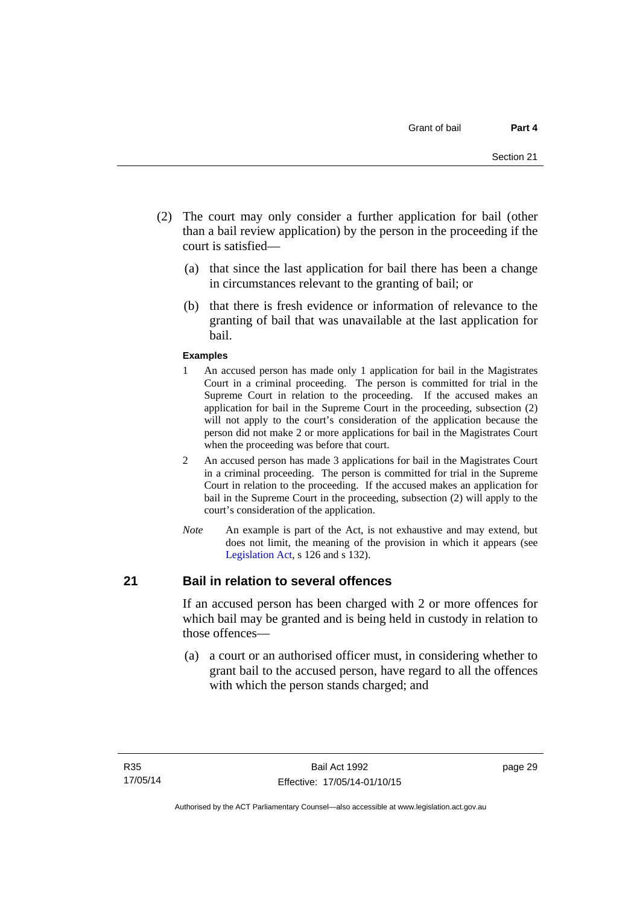(2) The court may only consider a further application for bail (other than a bail review application) by the person in the proceeding if the court is satisfied—

(a) that since the last application for bail there has been a change in circumstances relevant to the granting of bail; or

(b) that there is fresh evidence or information of relevance to the granting of bail that was unavailable at the last application for bail.

**Examples**

1 An accused person has made only 1 application for bail in the Magistrates Court in a criminal proceeding. The person is committed for trial in the Supreme Court in relation to the proceeding. If the accused makes an application for bail in the Supreme Court in the proceeding, subsection (2) will not apply to the court's consideration of the application because the person did not make 2 or more applications for bail in the Magistrates Court when the proceeding was before that court.

2 An accused person has made 3 applications for bail in the Magistrates Court in a criminal proceeding. The person is committed for trial in the Supreme Court in relation to the proceeding. If the accused makes an application for bail in the Supreme Court in the proceeding, subsection (2) will apply to the court's consideration of the application.

*Note* An example is part of the Act, is not exhaustive and may extend, but does not limit, the meaning of the provision in which it appears (see Legislation Act, s 126 and s 132).

## 21 Bail in relation to several offences

If an accused person has been charged with 2 or more offences for which bail may be granted and is being held in custody in relation to those offences—

(a) a court or an authorised officer must, in considering whether to grant bail to the accused person, have regard to all the offences with which the person stands charged; and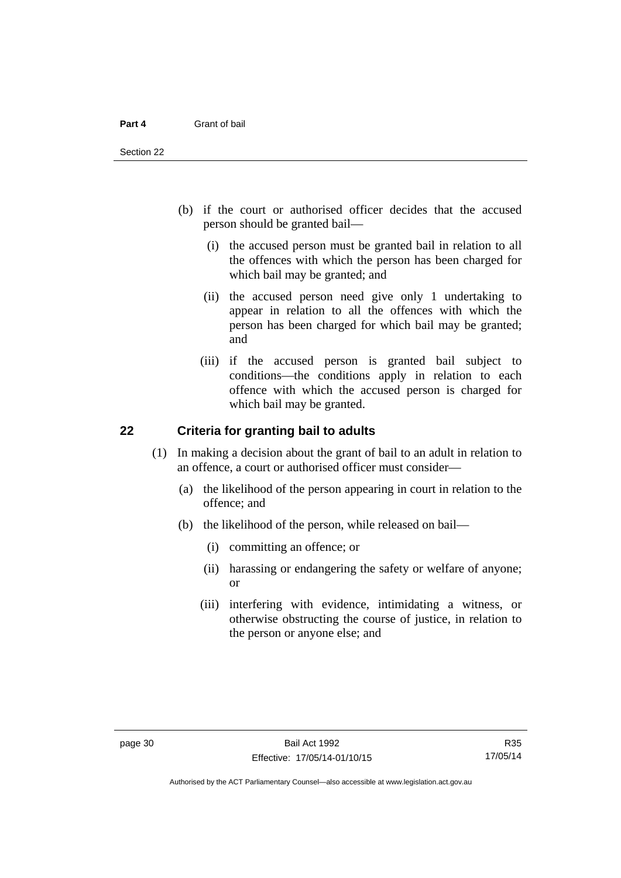(b) if the court or authorised officer decides that the accused person should be granted bail—

   (i) the accused person must be granted bail in relation to all the offences with which the person has been charged for which bail may be granted; and

   (ii) the accused person need give only 1 undertaking to appear in relation to all the offences with which the person has been charged for which bail may be granted; and

   (iii) if the accused person is granted bail subject to conditions—the conditions apply in relation to each offence with which the accused person is charged for which bail may be granted.

## 22 Criteria for granting bail to adults

(1) In making a decision about the grant of bail to an adult in relation to an offence, a court or authorised officer must consider—

   (a) the likelihood of the person appearing in court in relation to the offence; and

   (b) the likelihood of the person, while released on bail—

      (i) committing an offence; or

      (ii) harassing or endangering the safety or welfare of anyone; or

      (iii) interfering with evidence, intimidating a witness, or otherwise obstructing the course of justice, in relation to the person or anyone else; and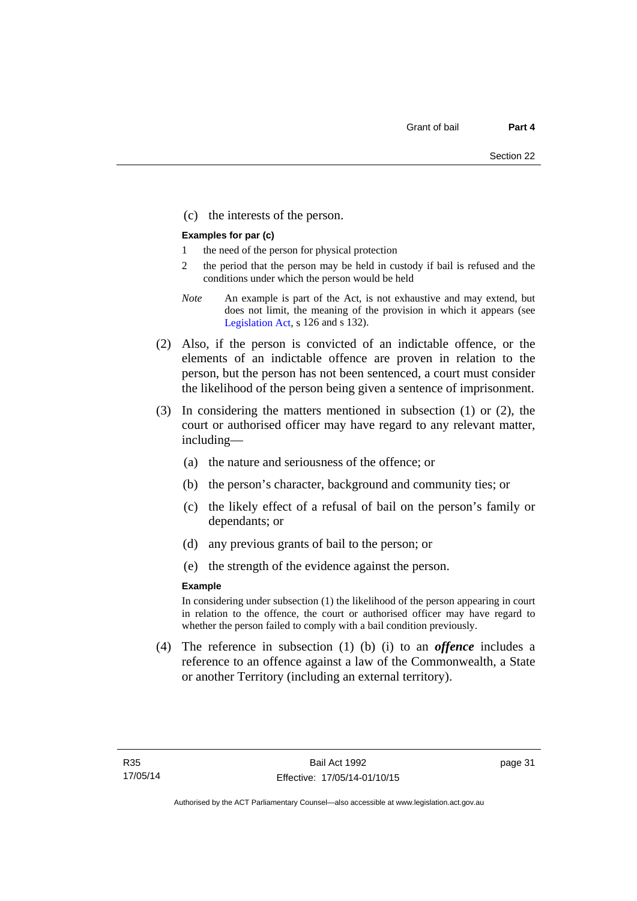(c) the interests of the person.

**Examples for par (c)**

1 the need of the person for physical protection

2 the period that the person may be held in custody if bail is refused and the conditions under which the person would be held

*Note* An example is part of the Act, is not exhaustive and may extend, but does not limit, the meaning of the provision in which it appears (see Legislation Act, s 126 and s 132).

(2) Also, if the person is convicted of an indictable offence, or the elements of an indictable offence are proven in relation to the person, but the person has not been sentenced, a court must consider the likelihood of the person being given a sentence of imprisonment.

(3) In considering the matters mentioned in subsection (1) or (2), the court or authorised officer may have regard to any relevant matter, including—

(a) the nature and seriousness of the offence; or

(b) the person's character, background and community ties; or

(c) the likely effect of a refusal of bail on the person's family or dependants; or

(d) any previous grants of bail to the person; or

(e) the strength of the evidence against the person.

**Example**

In considering under subsection (1) the likelihood of the person appearing in court in relation to the offence, the court or authorised officer may have regard to whether the person failed to comply with a bail condition previously.

(4) The reference in subsection (1) (b) (i) to an ***offence*** includes a reference to an offence against a law of the Commonwealth, a State or another Territory (including an external territory).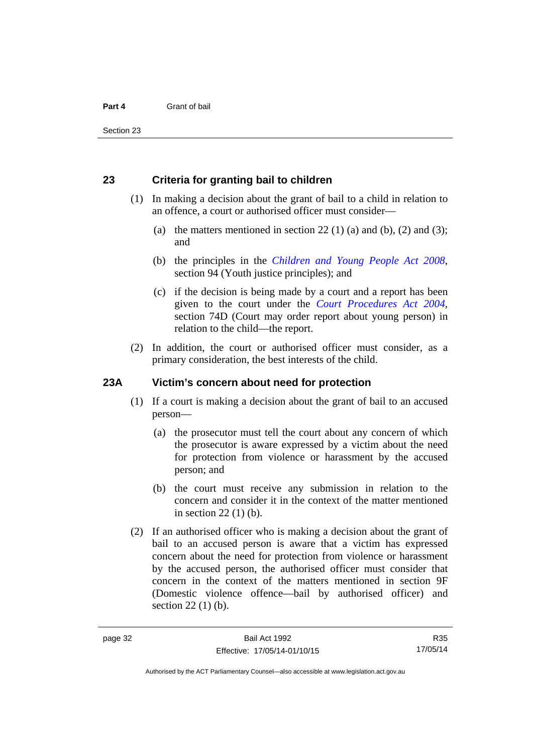## 23 Criteria for granting bail to children

(1) In making a decision about the grant of bail to a child in relation to an offence, a court or authorised officer must consider—

(a) the matters mentioned in section 22 (1) (a) and (b), (2) and (3); and

(b) the principles in the *Children and Young People Act 2008*, section 94 (Youth justice principles); and

(c) if the decision is being made by a court and a report has been given to the court under the *Court Procedures Act 2004*, section 74D (Court may order report about young person) in relation to the child—the report.

(2) In addition, the court or authorised officer must consider, as a primary consideration, the best interests of the child.

## 23A Victim's concern about need for protection

(1) If a court is making a decision about the grant of bail to an accused person—

(a) the prosecutor must tell the court about any concern of which the prosecutor is aware expressed by a victim about the need for protection from violence or harassment by the accused person; and

(b) the court must receive any submission in relation to the concern and consider it in the context of the matter mentioned in section 22 (1) (b).

(2) If an authorised officer who is making a decision about the grant of bail to an accused person is aware that a victim has expressed concern about the need for protection from violence or harassment by the accused person, the authorised officer must consider that concern in the context of the matters mentioned in section 9F (Domestic violence offence—bail by authorised officer) and section 22 (1) (b).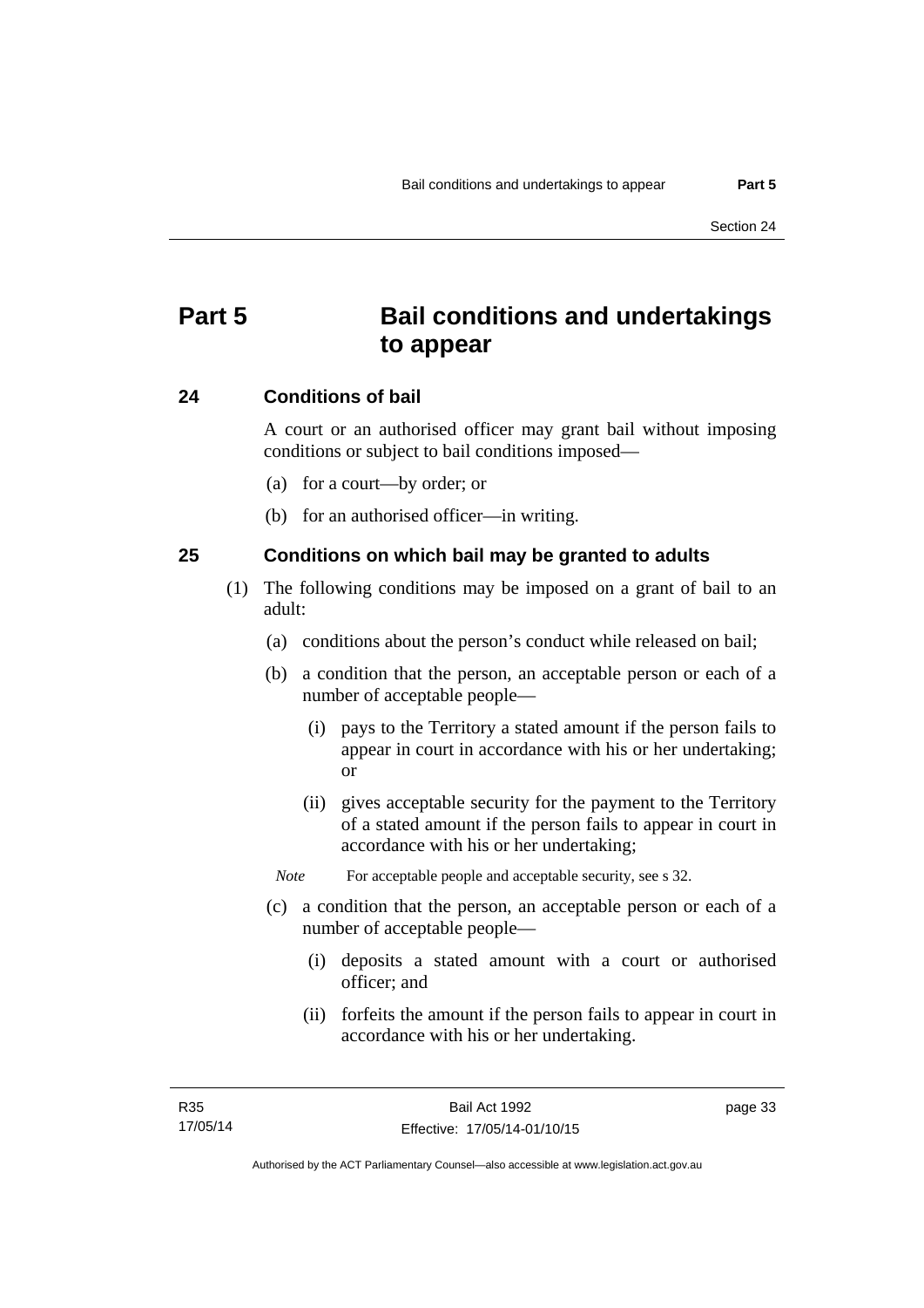# Part 5 Bail conditions and undertakings to appear

## 24 Conditions of bail

A court or an authorised officer may grant bail without imposing conditions or subject to bail conditions imposed—

(a) for a court—by order; or

(b) for an authorised officer—in writing.

## 25 Conditions on which bail may be granted to adults

(1) The following conditions may be imposed on a grant of bail to an adult:

(a) conditions about the person's conduct while released on bail;

(b) a condition that the person, an acceptable person or each of a number of acceptable people—

(i) pays to the Territory a stated amount if the person fails to appear in court in accordance with his or her undertaking; or

(ii) gives acceptable security for the payment to the Territory of a stated amount if the person fails to appear in court in accordance with his or her undertaking;

*Note* For acceptable people and acceptable security, see s 32.

(c) a condition that the person, an acceptable person or each of a number of acceptable people—

(i) deposits a stated amount with a court or authorised officer; and

(ii) forfeits the amount if the person fails to appear in court in accordance with his or her undertaking.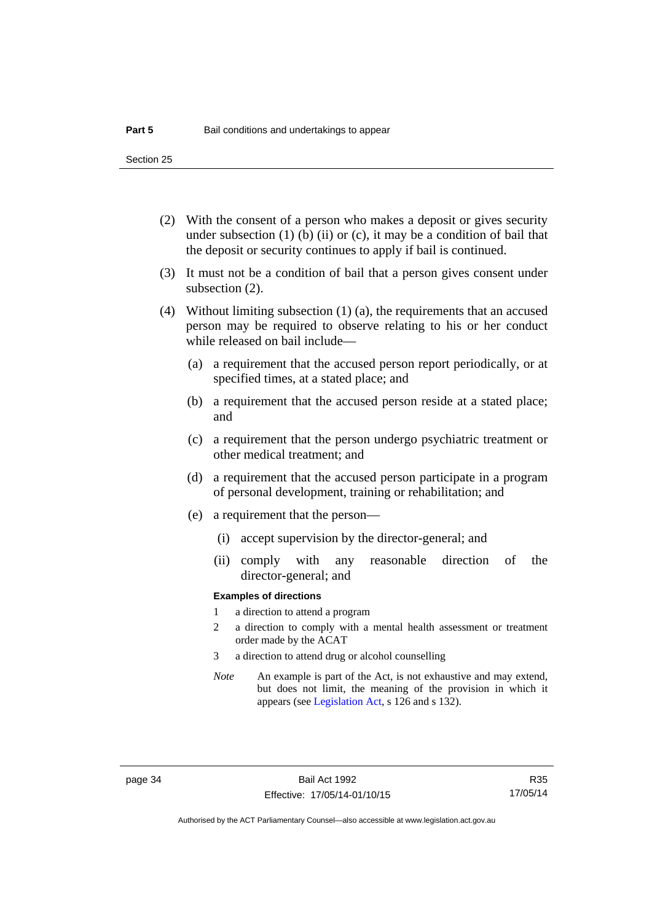(2) With the consent of a person who makes a deposit or gives security under subsection (1) (b) (ii) or (c), it may be a condition of bail that the deposit or security continues to apply if bail is continued.

(3) It must not be a condition of bail that a person gives consent under subsection (2).

(4) Without limiting subsection (1) (a), the requirements that an accused person may be required to observe relating to his or her conduct while released on bail include—

(a) a requirement that the accused person report periodically, or at specified times, at a stated place; and

(b) a requirement that the accused person reside at a stated place; and

(c) a requirement that the person undergo psychiatric treatment or other medical treatment; and

(d) a requirement that the accused person participate in a program of personal development, training or rehabilitation; and

(e) a requirement that the person—

(i) accept supervision by the director-general; and

(ii) comply with any reasonable direction of the director-general; and

**Examples of directions**

1 a direction to attend a program

2 a direction to comply with a mental health assessment or treatment order made by the ACAT

3 a direction to attend drug or alcohol counselling

*Note* An example is part of the Act, is not exhaustive and may extend, but does not limit, the meaning of the provision in which it appears (see Legislation Act, s 126 and s 132).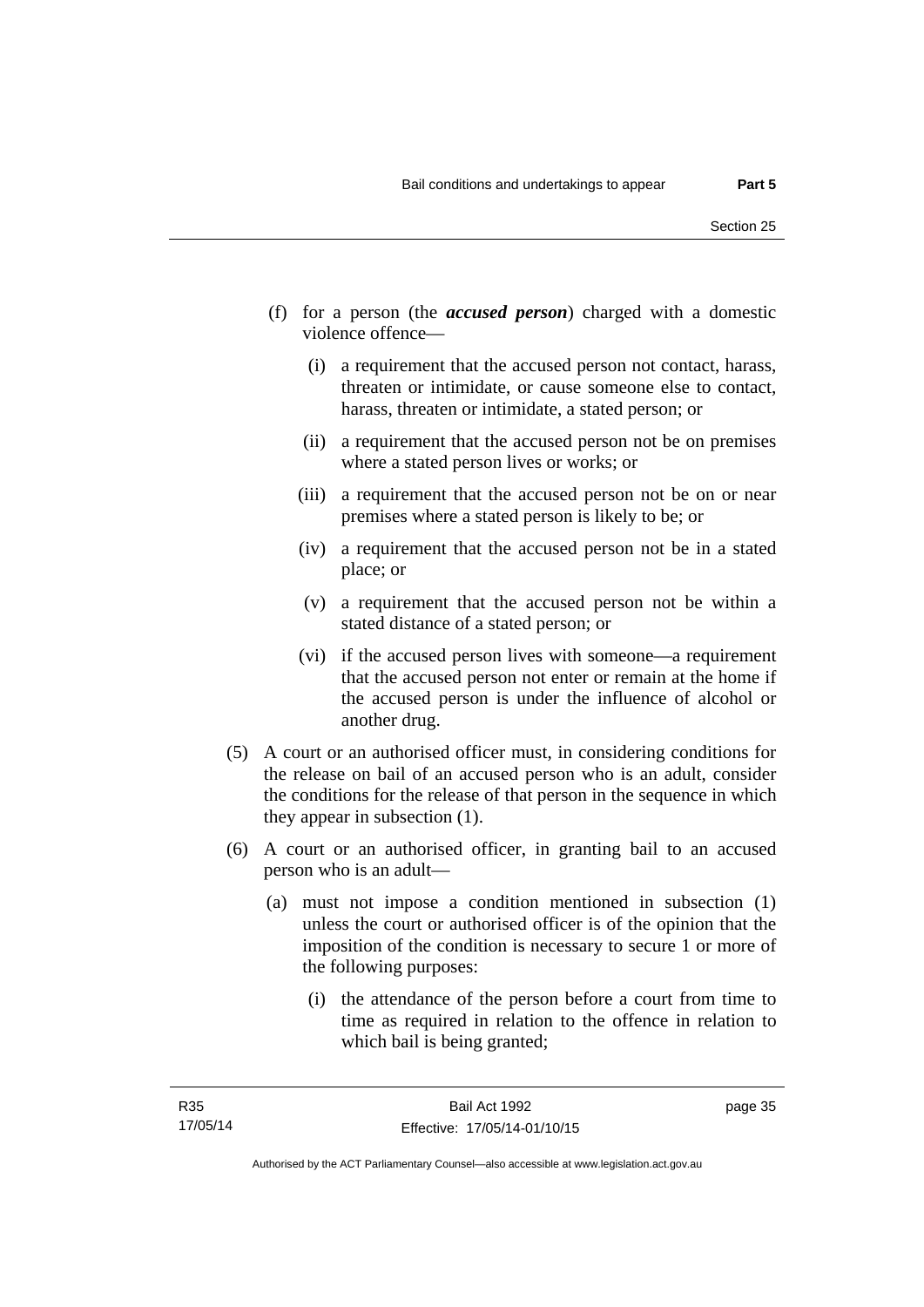(f) for a person (the ***accused person***) charged with a domestic violence offence—

   (i) a requirement that the accused person not contact, harass, threaten or intimidate, or cause someone else to contact, harass, threaten or intimidate, a stated person; or

   (ii) a requirement that the accused person not be on premises where a stated person lives or works; or

   (iii) a requirement that the accused person not be on or near premises where a stated person is likely to be; or

   (iv) a requirement that the accused person not be in a stated place; or

   (v) a requirement that the accused person not be within a stated distance of a stated person; or

   (vi) if the accused person lives with someone—a requirement that the accused person not enter or remain at the home if the accused person is under the influence of alcohol or another drug.

(5) A court or an authorised officer must, in considering conditions for the release on bail of an accused person who is an adult, consider the conditions for the release of that person in the sequence in which they appear in subsection (1).

(6) A court or an authorised officer, in granting bail to an accused person who is an adult—

   (a) must not impose a condition mentioned in subsection (1) unless the court or authorised officer is of the opinion that the imposition of the condition is necessary to secure 1 or more of the following purposes:

      (i) the attendance of the person before a court from time to time as required in relation to the offence in relation to which bail is being granted;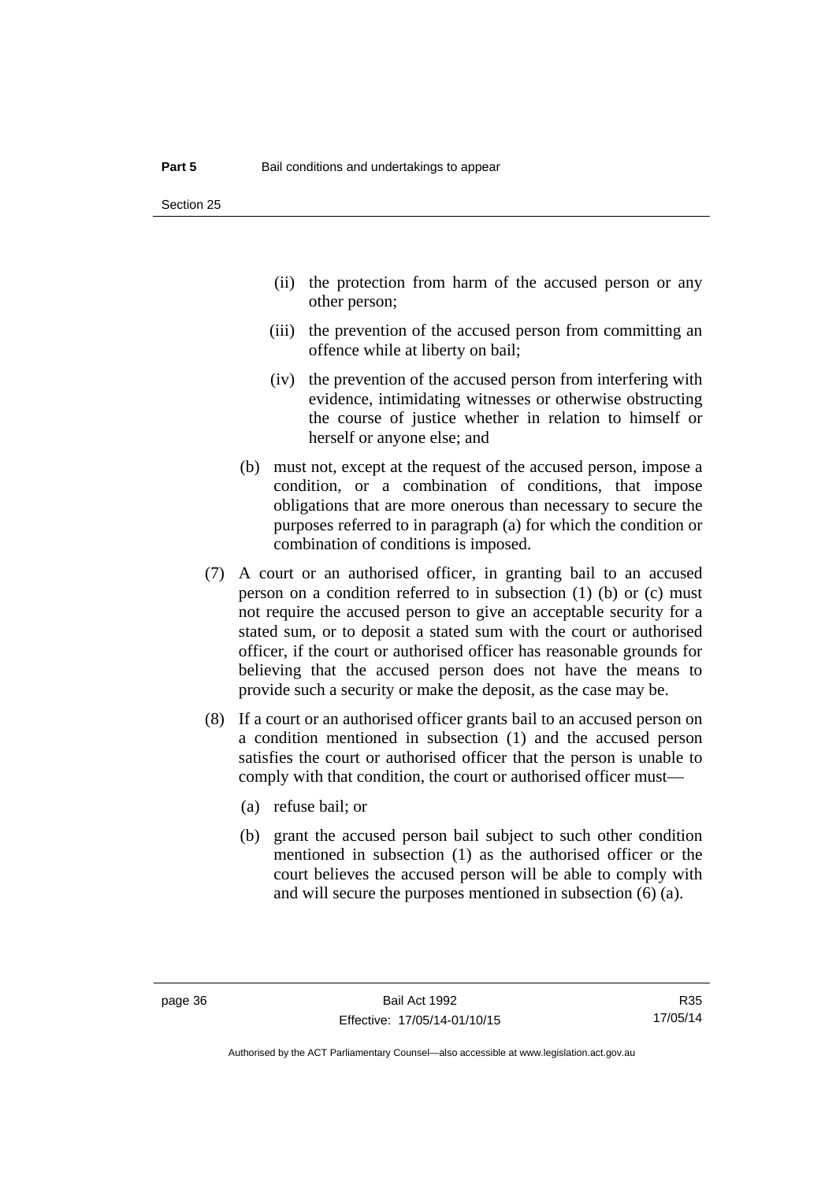(ii) the protection from harm of the accused person or any other person;

(iii) the prevention of the accused person from committing an offence while at liberty on bail;

(iv) the prevention of the accused person from interfering with evidence, intimidating witnesses or otherwise obstructing the course of justice whether in relation to himself or herself or anyone else; and

(b) must not, except at the request of the accused person, impose a condition, or a combination of conditions, that impose obligations that are more onerous than necessary to secure the purposes referred to in paragraph (a) for which the condition or combination of conditions is imposed.

(7) A court or an authorised officer, in granting bail to an accused person on a condition referred to in subsection (1) (b) or (c) must not require the accused person to give an acceptable security for a stated sum, or to deposit a stated sum with the court or authorised officer, if the court or authorised officer has reasonable grounds for believing that the accused person does not have the means to provide such a security or make the deposit, as the case may be.

(8) If a court or an authorised officer grants bail to an accused person on a condition mentioned in subsection (1) and the accused person satisfies the court or authorised officer that the person is unable to comply with that condition, the court or authorised officer must—

(a) refuse bail; or

(b) grant the accused person bail subject to such other condition mentioned in subsection (1) as the authorised officer or the court believes the accused person will be able to comply with and will secure the purposes mentioned in subsection (6) (a).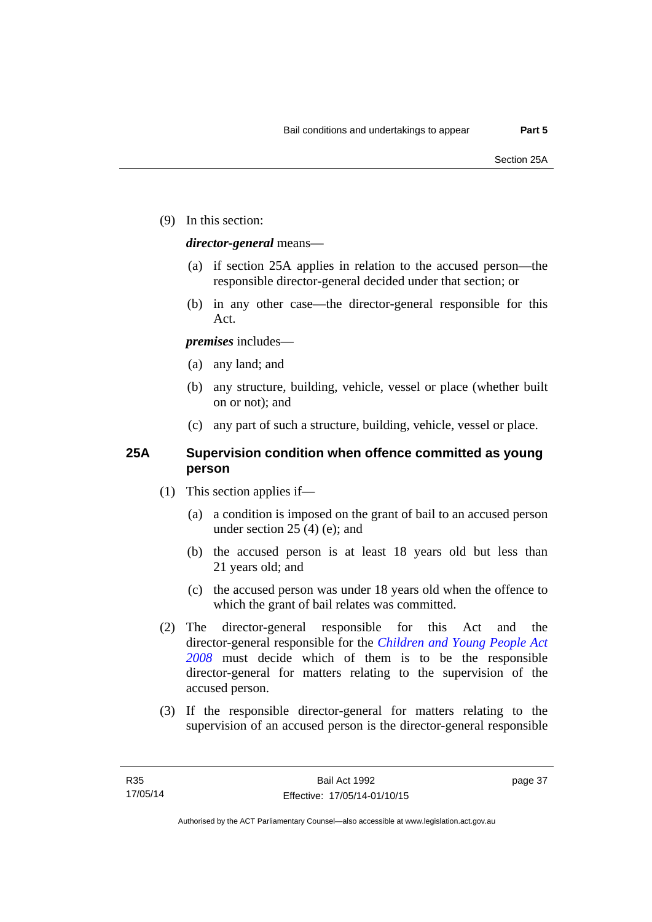(9) In this section:

***director-general*** means—

(a) if section 25A applies in relation to the accused person—the responsible director-general decided under that section; or

(b) in any other case—the director-general responsible for this Act.

***premises*** includes—

(a) any land; and

(b) any structure, building, vehicle, vessel or place (whether built on or not); and

(c) any part of such a structure, building, vehicle, vessel or place.

## 25A Supervision condition when offence committed as young person

(1) This section applies if—

(a) a condition is imposed on the grant of bail to an accused person under section 25 (4) (e); and

(b) the accused person is at least 18 years old but less than 21 years old; and

(c) the accused person was under 18 years old when the offence to which the grant of bail relates was committed.

(2) The director-general responsible for this Act and the director-general responsible for the *Children and Young People Act 2008* must decide which of them is to be the responsible director-general for matters relating to the supervision of the accused person.

(3) If the responsible director-general for matters relating to the supervision of an accused person is the director-general responsible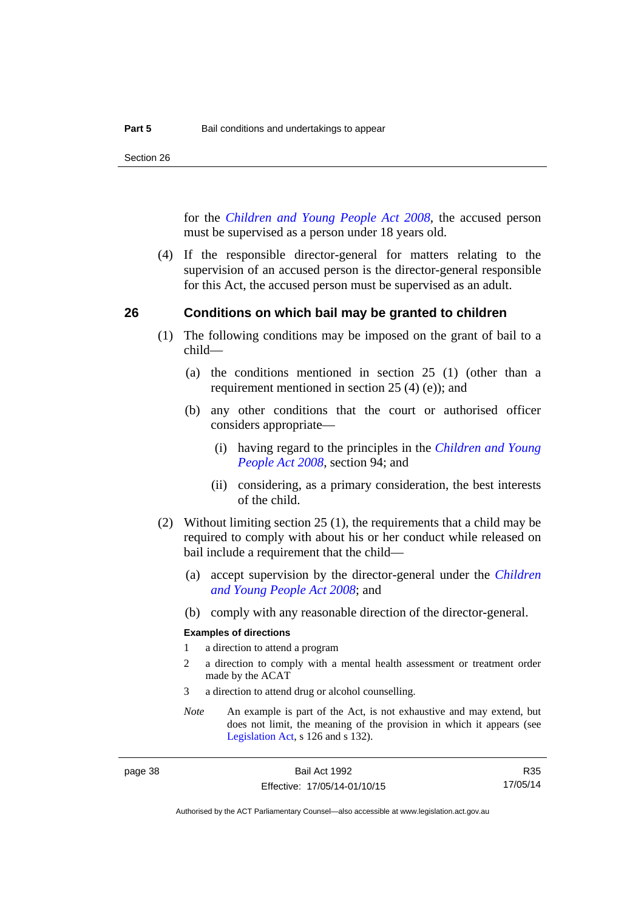for the *Children and Young People Act 2008*, the accused person must be supervised as a person under 18 years old.

(4) If the responsible director-general for matters relating to the supervision of an accused person is the director-general responsible for this Act, the accused person must be supervised as an adult.

## 26 Conditions on which bail may be granted to children

(1) The following conditions may be imposed on the grant of bail to a child—

(a) the conditions mentioned in section 25 (1) (other than a requirement mentioned in section 25 (4) (e)); and

(b) any other conditions that the court or authorised officer considers appropriate—

(i) having regard to the principles in the *Children and Young People Act 2008*, section 94; and

(ii) considering, as a primary consideration, the best interests of the child.

(2) Without limiting section 25 (1), the requirements that a child may be required to comply with about his or her conduct while released on bail include a requirement that the child—

(a) accept supervision by the director-general under the *Children and Young People Act 2008*; and

(b) comply with any reasonable direction of the director-general.

**Examples of directions**

1 a direction to attend a program

2 a direction to comply with a mental health assessment or treatment order made by the ACAT

3 a direction to attend drug or alcohol counselling.

*Note* An example is part of the Act, is not exhaustive and may extend, but does not limit, the meaning of the provision in which it appears (see Legislation Act, s 126 and s 132).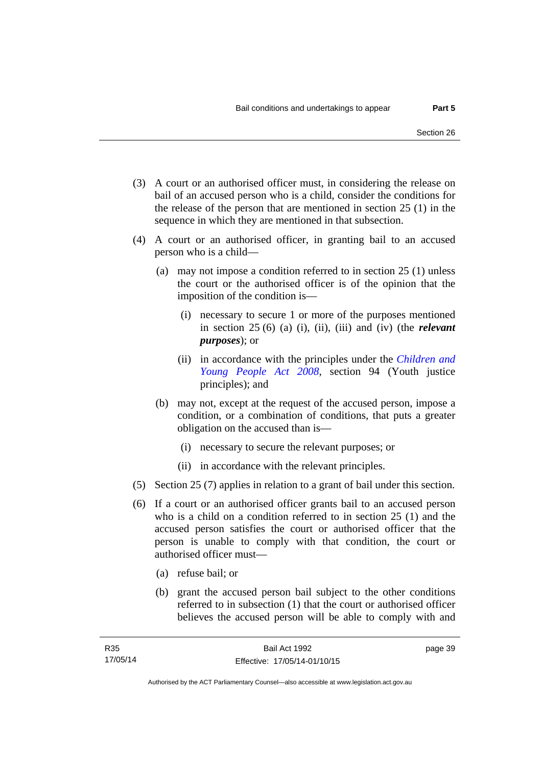(3) A court or an authorised officer must, in considering the release on bail of an accused person who is a child, consider the conditions for the release of the person that are mentioned in section 25 (1) in the sequence in which they are mentioned in that subsection.

(4) A court or an authorised officer, in granting bail to an accused person who is a child—

(a) may not impose a condition referred to in section 25 (1) unless the court or the authorised officer is of the opinion that the imposition of the condition is—

(i) necessary to secure 1 or more of the purposes mentioned in section 25 (6) (a) (i), (ii), (iii) and (iv) (the ***relevant purposes***); or

(ii) in accordance with the principles under the *Children and Young People Act 2008*, section 94 (Youth justice principles); and

(b) may not, except at the request of the accused person, impose a condition, or a combination of conditions, that puts a greater obligation on the accused than is—

(i) necessary to secure the relevant purposes; or

(ii) in accordance with the relevant principles.

(5) Section 25 (7) applies in relation to a grant of bail under this section.

(6) If a court or an authorised officer grants bail to an accused person who is a child on a condition referred to in section 25 (1) and the accused person satisfies the court or authorised officer that the person is unable to comply with that condition, the court or authorised officer must—

(a) refuse bail; or

(b) grant the accused person bail subject to the other conditions referred to in subsection (1) that the court or authorised officer believes the accused person will be able to comply with and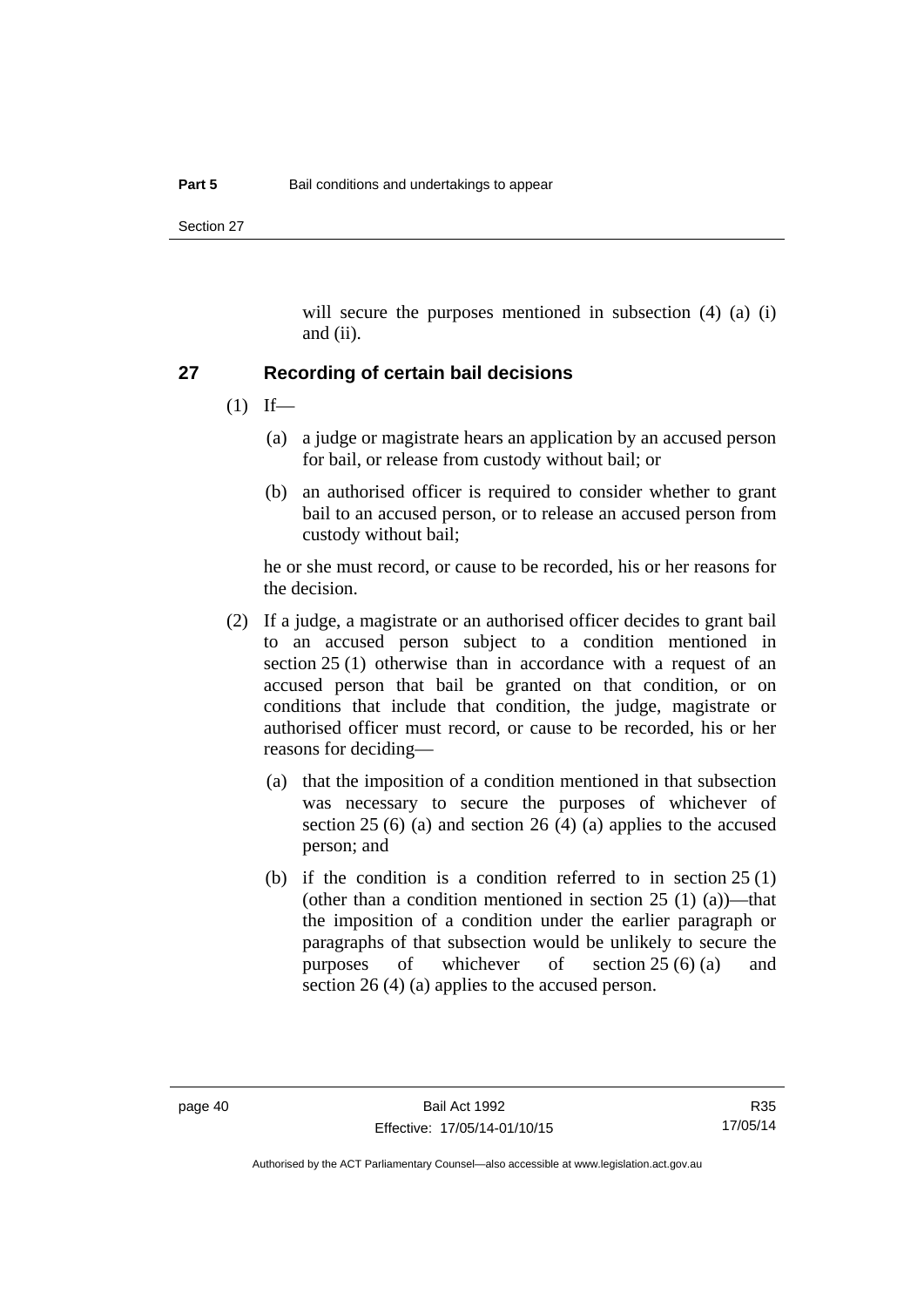will secure the purposes mentioned in subsection (4) (a) (i) and (ii).

## 27 Recording of certain bail decisions

(1) If—

(a) a judge or magistrate hears an application by an accused person for bail, or release from custody without bail; or

(b) an authorised officer is required to consider whether to grant bail to an accused person, or to release an accused person from custody without bail;

he or she must record, or cause to be recorded, his or her reasons for the decision.

(2) If a judge, a magistrate or an authorised officer decides to grant bail to an accused person subject to a condition mentioned in section 25 (1) otherwise than in accordance with a request of an accused person that bail be granted on that condition, or on conditions that include that condition, the judge, magistrate or authorised officer must record, or cause to be recorded, his or her reasons for deciding—

(a) that the imposition of a condition mentioned in that subsection was necessary to secure the purposes of whichever of section 25 (6) (a) and section 26 (4) (a) applies to the accused person; and

(b) if the condition is a condition referred to in section 25 (1) (other than a condition mentioned in section 25 (1) (a))—that the imposition of a condition under the earlier paragraph or paragraphs of that subsection would be unlikely to secure the purposes of whichever of section 25 (6) (a) and section 26 (4) (a) applies to the accused person.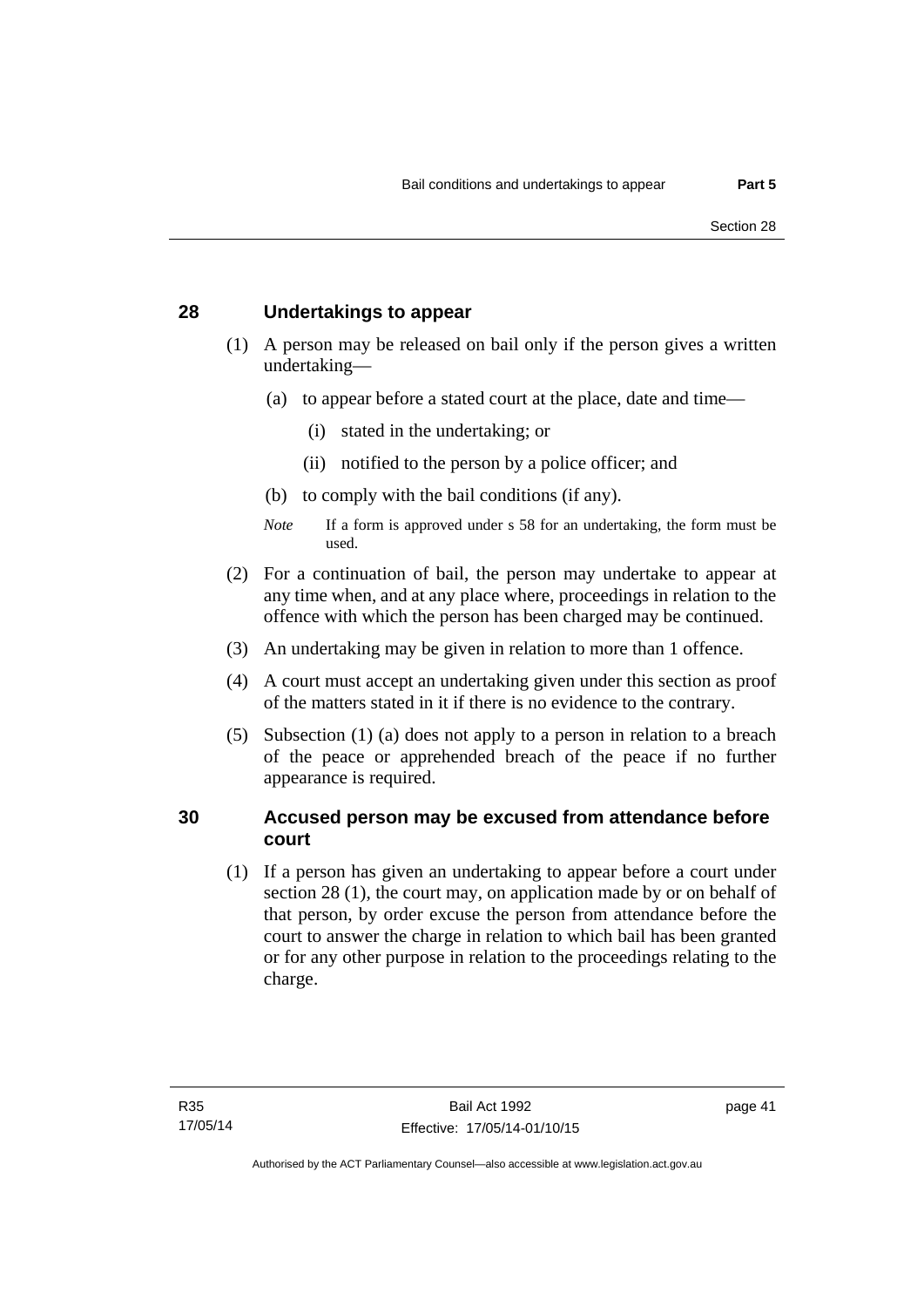## 28 Undertakings to appear

(1) A person may be released on bail only if the person gives a written undertaking—

(a) to appear before a stated court at the place, date and time—

(i) stated in the undertaking; or

(ii) notified to the person by a police officer; and

(b) to comply with the bail conditions (if any).

*Note* If a form is approved under s 58 for an undertaking, the form must be used.

(2) For a continuation of bail, the person may undertake to appear at any time when, and at any place where, proceedings in relation to the offence with which the person has been charged may be continued.

(3) An undertaking may be given in relation to more than 1 offence.

(4) A court must accept an undertaking given under this section as proof of the matters stated in it if there is no evidence to the contrary.

(5) Subsection (1) (a) does not apply to a person in relation to a breach of the peace or apprehended breach of the peace if no further appearance is required.

## 30 Accused person may be excused from attendance before court

(1) If a person has given an undertaking to appear before a court under section 28 (1), the court may, on application made by or on behalf of that person, by order excuse the person from attendance before the court to answer the charge in relation to which bail has been granted or for any other purpose in relation to the proceedings relating to the charge.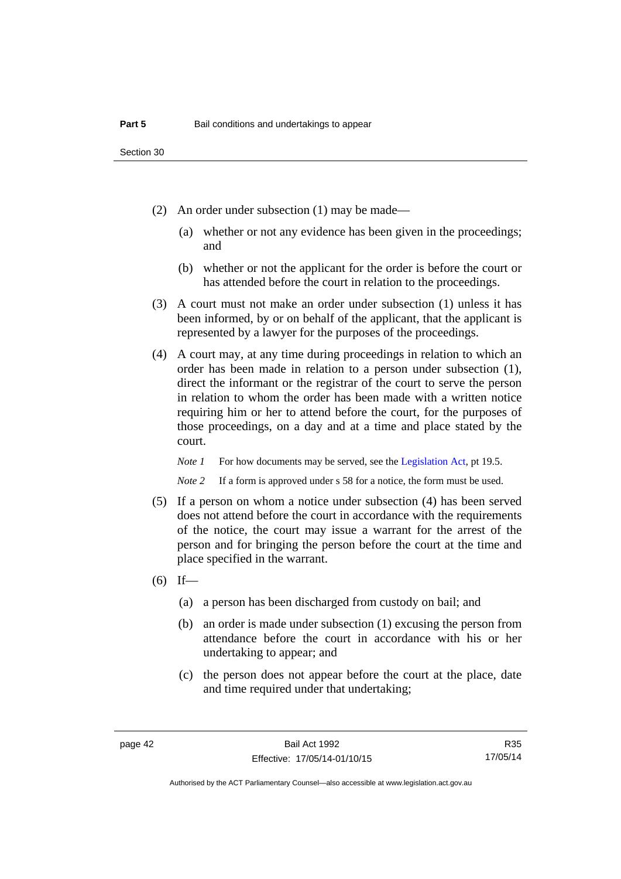(2) An order under subsection (1) may be made—

(a) whether or not any evidence has been given in the proceedings; and

(b) whether or not the applicant for the order is before the court or has attended before the court in relation to the proceedings.

(3) A court must not make an order under subsection (1) unless it has been informed, by or on behalf of the applicant, that the applicant is represented by a lawyer for the purposes of the proceedings.

(4) A court may, at any time during proceedings in relation to which an order has been made in relation to a person under subsection (1), direct the informant or the registrar of the court to serve the person in relation to whom the order has been made with a written notice requiring him or her to attend before the court, for the purposes of those proceedings, on a day and at a time and place stated by the court.

*Note 1* For how documents may be served, see the Legislation Act, pt 19.5.

*Note 2* If a form is approved under s 58 for a notice, the form must be used.

(5) If a person on whom a notice under subsection (4) has been served does not attend before the court in accordance with the requirements of the notice, the court may issue a warrant for the arrest of the person and for bringing the person before the court at the time and place specified in the warrant.

(6) If—

(a) a person has been discharged from custody on bail; and

(b) an order is made under subsection (1) excusing the person from attendance before the court in accordance with his or her undertaking to appear; and

(c) the person does not appear before the court at the place, date and time required under that undertaking;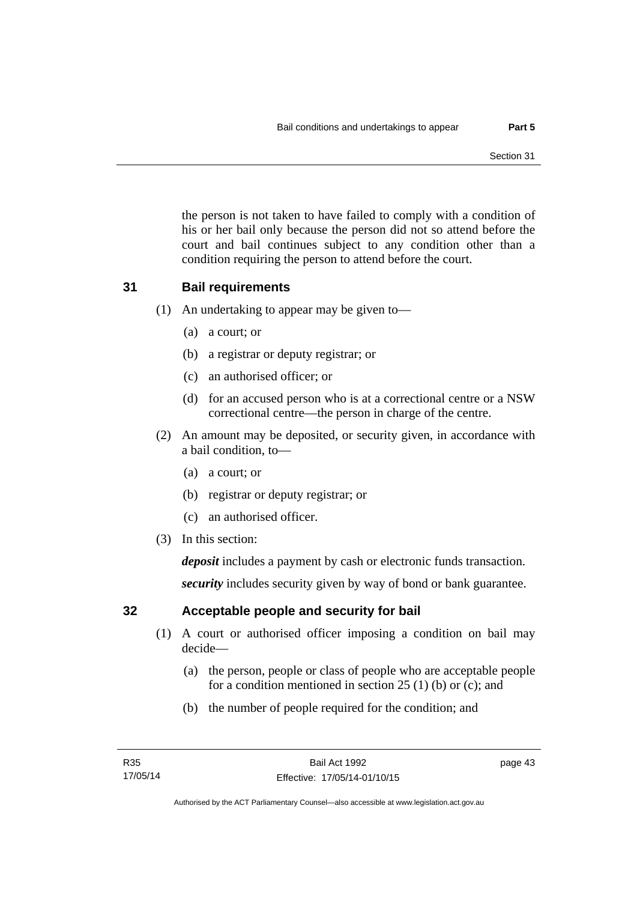the person is not taken to have failed to comply with a condition of his or her bail only because the person did not so attend before the court and bail continues subject to any condition other than a condition requiring the person to attend before the court.

## 31 Bail requirements

(1) An undertaking to appear may be given to—

(a) a court; or

(b) a registrar or deputy registrar; or

(c) an authorised officer; or

(d) for an accused person who is at a correctional centre or a NSW correctional centre—the person in charge of the centre.

(2) An amount may be deposited, or security given, in accordance with a bail condition, to—

(a) a court; or

(b) registrar or deputy registrar; or

(c) an authorised officer.

(3) In this section:

***deposit*** includes a payment by cash or electronic funds transaction.

***security*** includes security given by way of bond or bank guarantee.

## 32 Acceptable people and security for bail

(1) A court or authorised officer imposing a condition on bail may decide—

(a) the person, people or class of people who are acceptable people for a condition mentioned in section 25 (1) (b) or (c); and

(b) the number of people required for the condition; and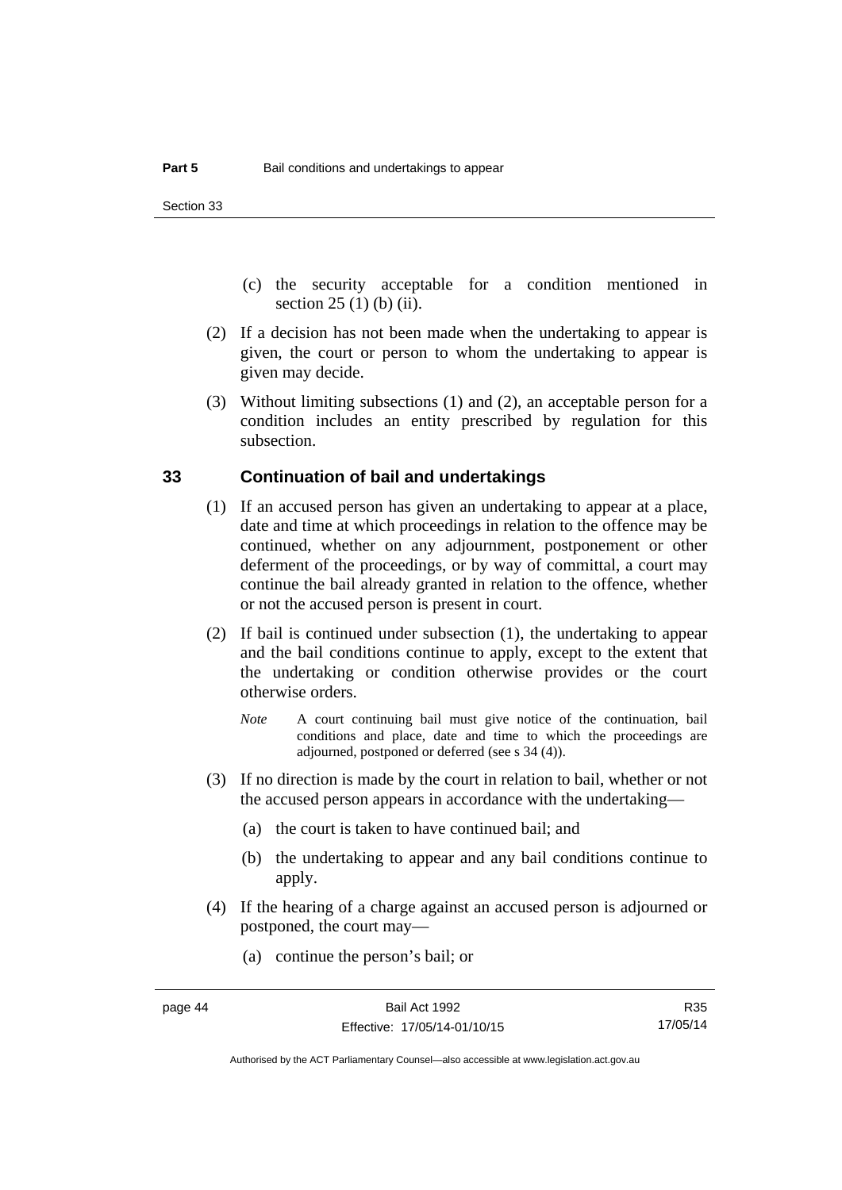(c) the security acceptable for a condition mentioned in section 25 (1) (b) (ii).

(2) If a decision has not been made when the undertaking to appear is given, the court or person to whom the undertaking to appear is given may decide.

(3) Without limiting subsections (1) and (2), an acceptable person for a condition includes an entity prescribed by regulation for this subsection.

## 33 Continuation of bail and undertakings

(1) If an accused person has given an undertaking to appear at a place, date and time at which proceedings in relation to the offence may be continued, whether on any adjournment, postponement or other deferment of the proceedings, or by way of committal, a court may continue the bail already granted in relation to the offence, whether or not the accused person is present in court.

(2) If bail is continued under subsection (1), the undertaking to appear and the bail conditions continue to apply, except to the extent that the undertaking or condition otherwise provides or the court otherwise orders.

*Note* A court continuing bail must give notice of the continuation, bail conditions and place, date and time to which the proceedings are adjourned, postponed or deferred (see s 34 (4)).

(3) If no direction is made by the court in relation to bail, whether or not the accused person appears in accordance with the undertaking—

(a) the court is taken to have continued bail; and

(b) the undertaking to appear and any bail conditions continue to apply.

(4) If the hearing of a charge against an accused person is adjourned or postponed, the court may—

(a) continue the person's bail; or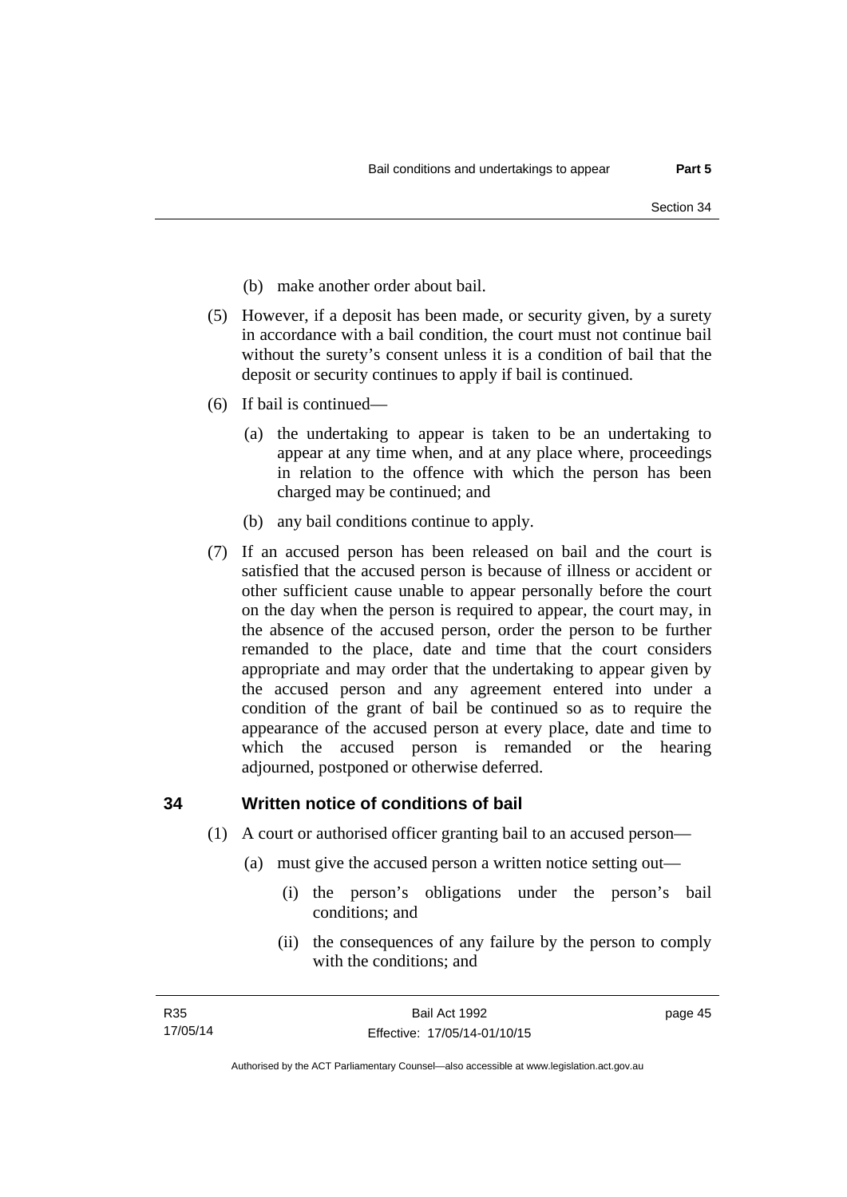(b) make another order about bail.

(5) However, if a deposit has been made, or security given, by a surety in accordance with a bail condition, the court must not continue bail without the surety's consent unless it is a condition of bail that the deposit or security continues to apply if bail is continued.

(6) If bail is continued—

(a) the undertaking to appear is taken to be an undertaking to appear at any time when, and at any place where, proceedings in relation to the offence with which the person has been charged may be continued; and

(b) any bail conditions continue to apply.

(7) If an accused person has been released on bail and the court is satisfied that the accused person is because of illness or accident or other sufficient cause unable to appear personally before the court on the day when the person is required to appear, the court may, in the absence of the accused person, order the person to be further remanded to the place, date and time that the court considers appropriate and may order that the undertaking to appear given by the accused person and any agreement entered into under a condition of the grant of bail be continued so as to require the appearance of the accused person at every place, date and time to which the accused person is remanded or the hearing adjourned, postponed or otherwise deferred.

## 34 Written notice of conditions of bail

(1) A court or authorised officer granting bail to an accused person—

(a) must give the accused person a written notice setting out—

(i) the person's obligations under the person's bail conditions; and

(ii) the consequences of any failure by the person to comply with the conditions; and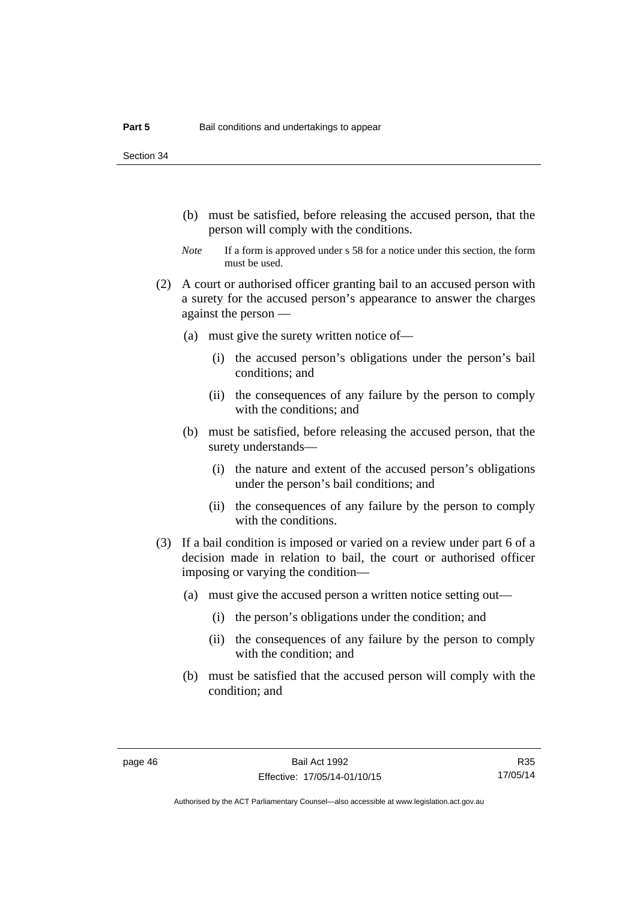(b) must be satisfied, before releasing the accused person, that the person will comply with the conditions.

*Note* If a form is approved under s 58 for a notice under this section, the form must be used.

(2) A court or authorised officer granting bail to an accused person with a surety for the accused person's appearance to answer the charges against the person —

(a) must give the surety written notice of—

(i) the accused person's obligations under the person's bail conditions; and

(ii) the consequences of any failure by the person to comply with the conditions; and

(b) must be satisfied, before releasing the accused person, that the surety understands—

(i) the nature and extent of the accused person's obligations under the person's bail conditions; and

(ii) the consequences of any failure by the person to comply with the conditions.

(3) If a bail condition is imposed or varied on a review under part 6 of a decision made in relation to bail, the court or authorised officer imposing or varying the condition—

(a) must give the accused person a written notice setting out—

(i) the person's obligations under the condition; and

(ii) the consequences of any failure by the person to comply with the condition; and

(b) must be satisfied that the accused person will comply with the condition; and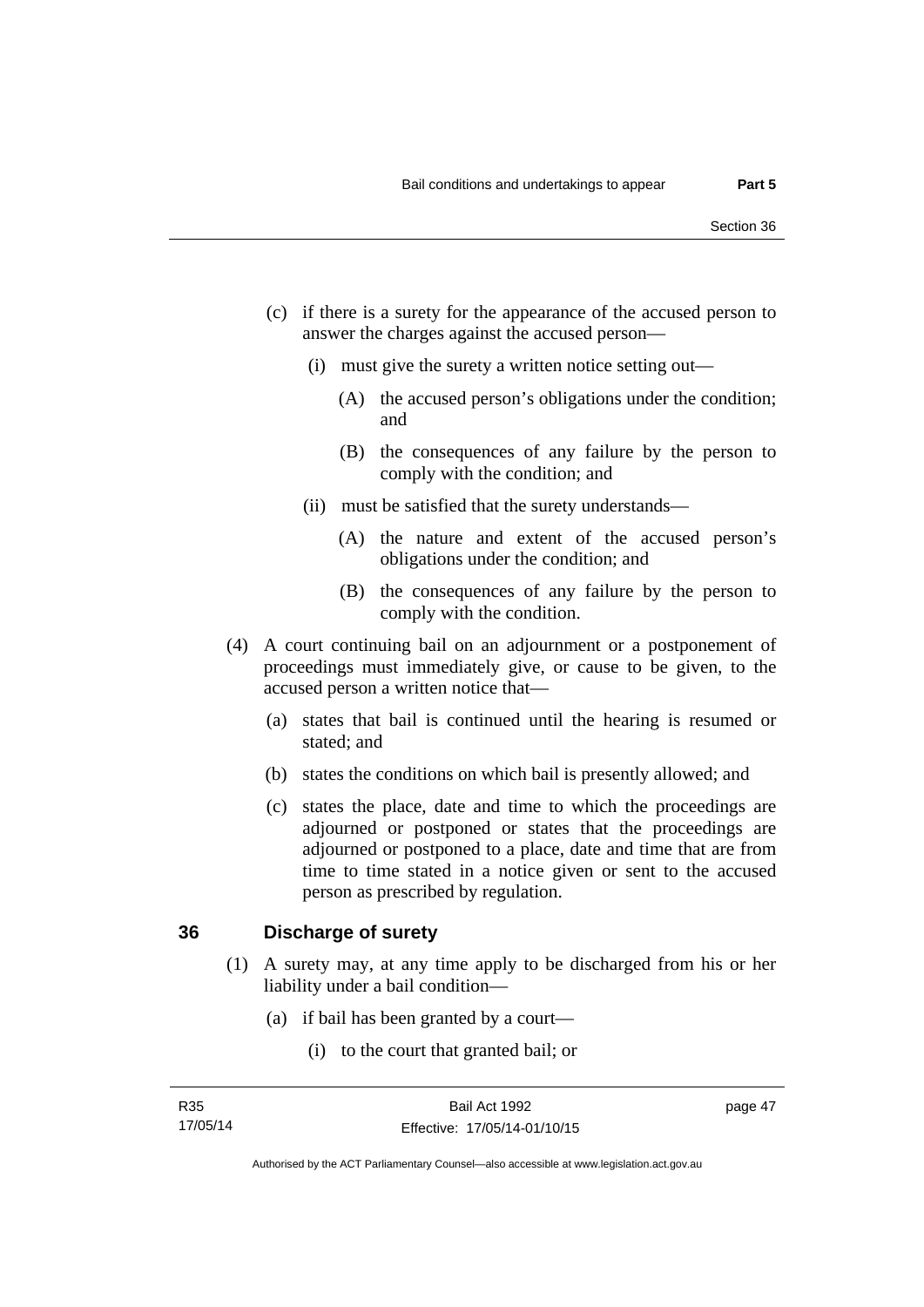(c) if there is a surety for the appearance of the accused person to answer the charges against the accused person—

(i) must give the surety a written notice setting out—

(A) the accused person's obligations under the condition; and

(B) the consequences of any failure by the person to comply with the condition; and

(ii) must be satisfied that the surety understands—

(A) the nature and extent of the accused person's obligations under the condition; and

(B) the consequences of any failure by the person to comply with the condition.

(4) A court continuing bail on an adjournment or a postponement of proceedings must immediately give, or cause to be given, to the accused person a written notice that—

(a) states that bail is continued until the hearing is resumed or stated; and

(b) states the conditions on which bail is presently allowed; and

(c) states the place, date and time to which the proceedings are adjourned or postponed or states that the proceedings are adjourned or postponed to a place, date and time that are from time to time stated in a notice given or sent to the accused person as prescribed by regulation.

## 36 Discharge of surety

(1) A surety may, at any time apply to be discharged from his or her liability under a bail condition—

(a) if bail has been granted by a court—

(i) to the court that granted bail; or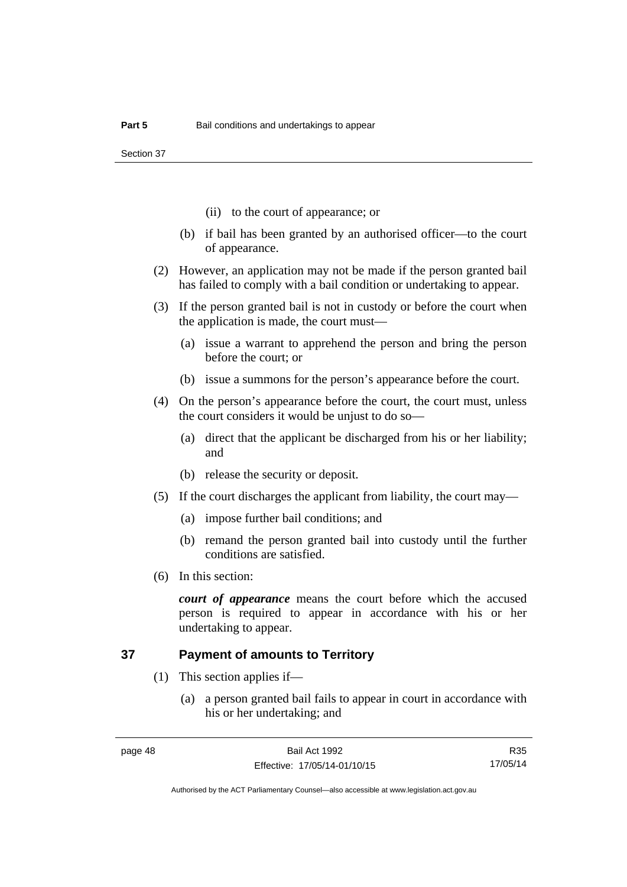(ii) to the court of appearance; or

(b) if bail has been granted by an authorised officer—to the court of appearance.

(2) However, an application may not be made if the person granted bail has failed to comply with a bail condition or undertaking to appear.

(3) If the person granted bail is not in custody or before the court when the application is made, the court must—

(a) issue a warrant to apprehend the person and bring the person before the court; or

(b) issue a summons for the person's appearance before the court.

(4) On the person's appearance before the court, the court must, unless the court considers it would be unjust to do so—

(a) direct that the applicant be discharged from his or her liability; and

(b) release the security or deposit.

(5) If the court discharges the applicant from liability, the court may—

(a) impose further bail conditions; and

(b) remand the person granted bail into custody until the further conditions are satisfied.

(6) In this section:

***court of appearance*** means the court before which the accused person is required to appear in accordance with his or her undertaking to appear.

## 37 Payment of amounts to Territory

(1) This section applies if—

(a) a person granted bail fails to appear in court in accordance with his or her undertaking; and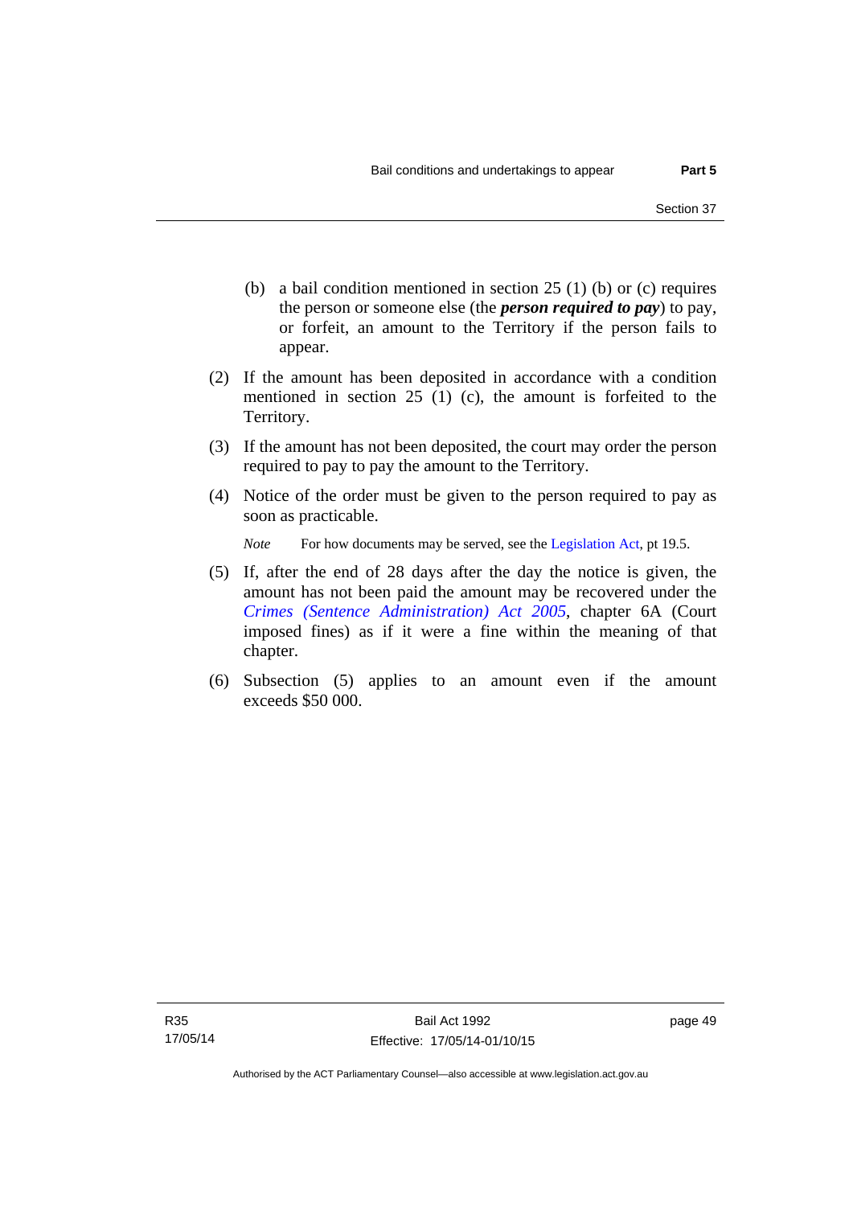(b) a bail condition mentioned in section 25 (1) (b) or (c) requires the person or someone else (the ***person required to pay***) to pay, or forfeit, an amount to the Territory if the person fails to appear.

(2) If the amount has been deposited in accordance with a condition mentioned in section 25 (1) (c), the amount is forfeited to the Territory.

(3) If the amount has not been deposited, the court may order the person required to pay to pay the amount to the Territory.

(4) Notice of the order must be given to the person required to pay as soon as practicable.

*Note* For how documents may be served, see the Legislation Act, pt 19.5.

(5) If, after the end of 28 days after the day the notice is given, the amount has not been paid the amount may be recovered under the *Crimes (Sentence Administration) Act 2005*, chapter 6A (Court imposed fines) as if it were a fine within the meaning of that chapter.

(6) Subsection (5) applies to an amount even if the amount exceeds $50 000.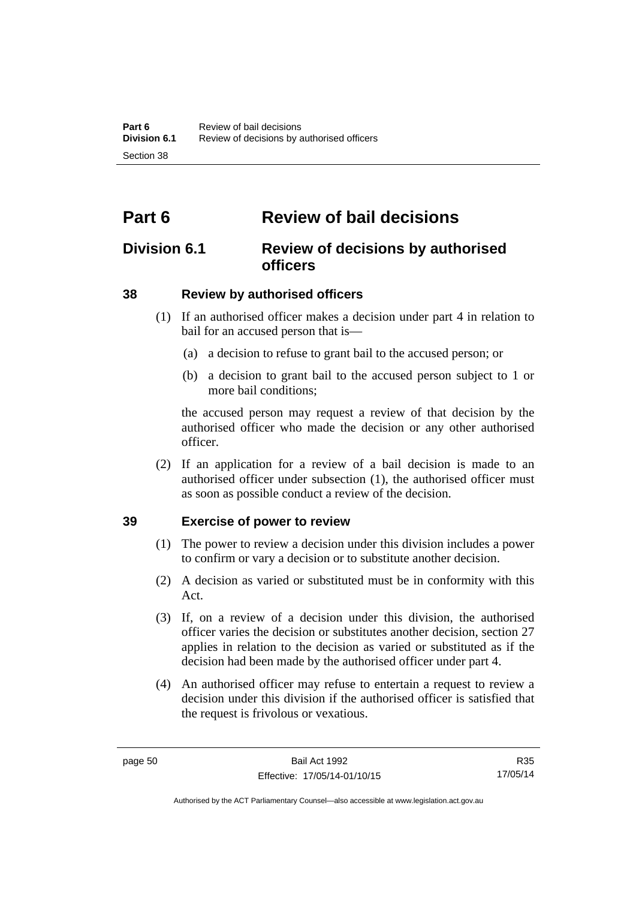# Part 6 Review of bail decisions

## Division 6.1 Review of decisions by authorised officers

### 38 Review by authorised officers

(1) If an authorised officer makes a decision under part 4 in relation to bail for an accused person that is—

(a) a decision to refuse to grant bail to the accused person; or

(b) a decision to grant bail to the accused person subject to 1 or more bail conditions;

the accused person may request a review of that decision by the authorised officer who made the decision or any other authorised officer.

(2) If an application for a review of a bail decision is made to an authorised officer under subsection (1), the authorised officer must as soon as possible conduct a review of the decision.

### 39 Exercise of power to review

(1) The power to review a decision under this division includes a power to confirm or vary a decision or to substitute another decision.

(2) A decision as varied or substituted must be in conformity with this Act.

(3) If, on a review of a decision under this division, the authorised officer varies the decision or substitutes another decision, section 27 applies in relation to the decision as varied or substituted as if the decision had been made by the authorised officer under part 4.

(4) An authorised officer may refuse to entertain a request to review a decision under this division if the authorised officer is satisfied that the request is frivolous or vexatious.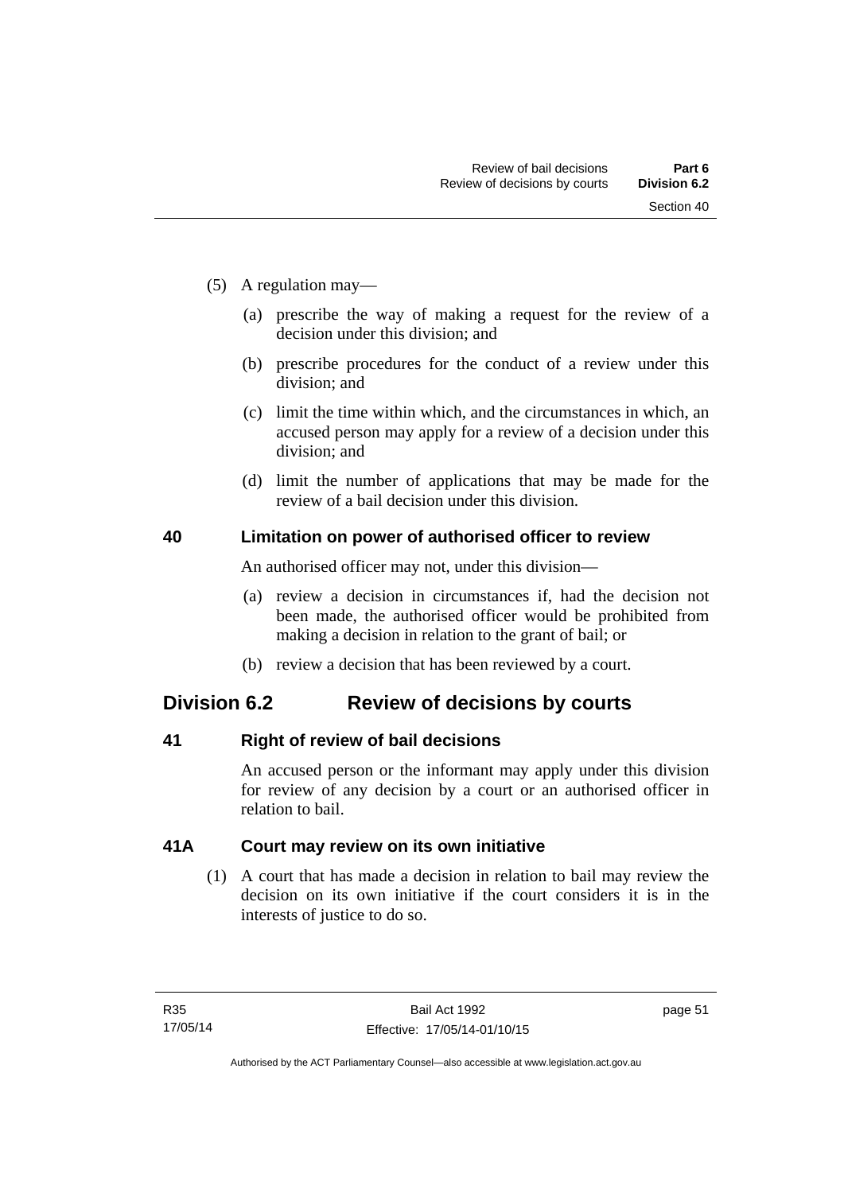(5) A regulation may—

(a) prescribe the way of making a request for the review of a decision under this division; and

(b) prescribe procedures for the conduct of a review under this division; and

(c) limit the time within which, and the circumstances in which, an accused person may apply for a review of a decision under this division; and

(d) limit the number of applications that may be made for the review of a bail decision under this division.

### 40 Limitation on power of authorised officer to review

An authorised officer may not, under this division—

(a) review a decision in circumstances if, had the decision not been made, the authorised officer would be prohibited from making a decision in relation to the grant of bail; or

(b) review a decision that has been reviewed by a court.

## Division 6.2 Review of decisions by courts

### 41 Right of review of bail decisions

An accused person or the informant may apply under this division for review of any decision by a court or an authorised officer in relation to bail.

### 41A Court may review on its own initiative

(1) A court that has made a decision in relation to bail may review the decision on its own initiative if the court considers it is in the interests of justice to do so.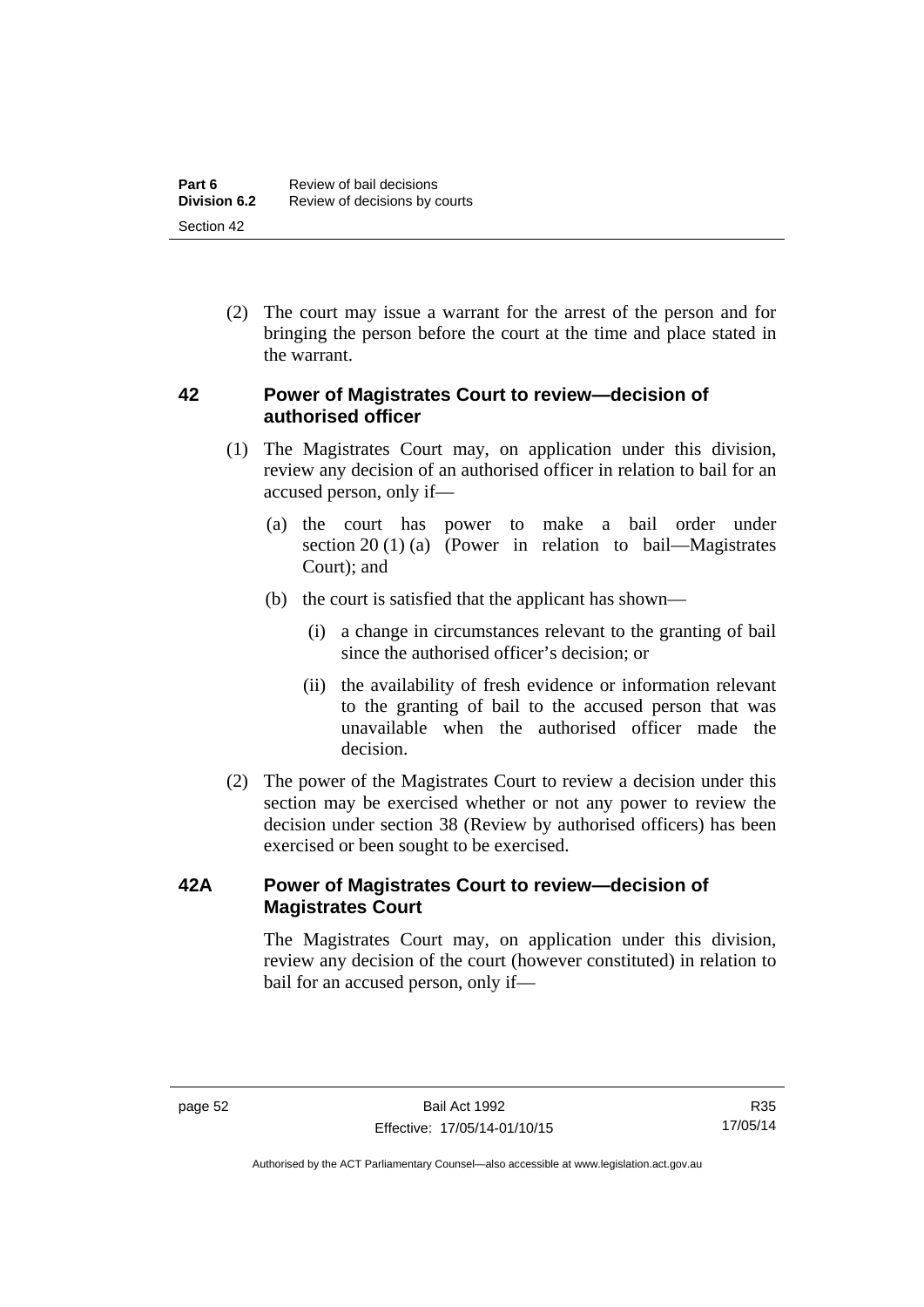(2) The court may issue a warrant for the arrest of the person and for bringing the person before the court at the time and place stated in the warrant.

## 42 Power of Magistrates Court to review—decision of authorised officer

(1) The Magistrates Court may, on application under this division, review any decision of an authorised officer in relation to bail for an accused person, only if—

(a) the court has power to make a bail order under section 20 (1) (a) (Power in relation to bail—Magistrates Court); and

(b) the court is satisfied that the applicant has shown—

(i) a change in circumstances relevant to the granting of bail since the authorised officer's decision; or

(ii) the availability of fresh evidence or information relevant to the granting of bail to the accused person that was unavailable when the authorised officer made the decision.

(2) The power of the Magistrates Court to review a decision under this section may be exercised whether or not any power to review the decision under section 38 (Review by authorised officers) has been exercised or been sought to be exercised.

## 42A Power of Magistrates Court to review—decision of Magistrates Court

The Magistrates Court may, on application under this division, review any decision of the court (however constituted) in relation to bail for an accused person, only if—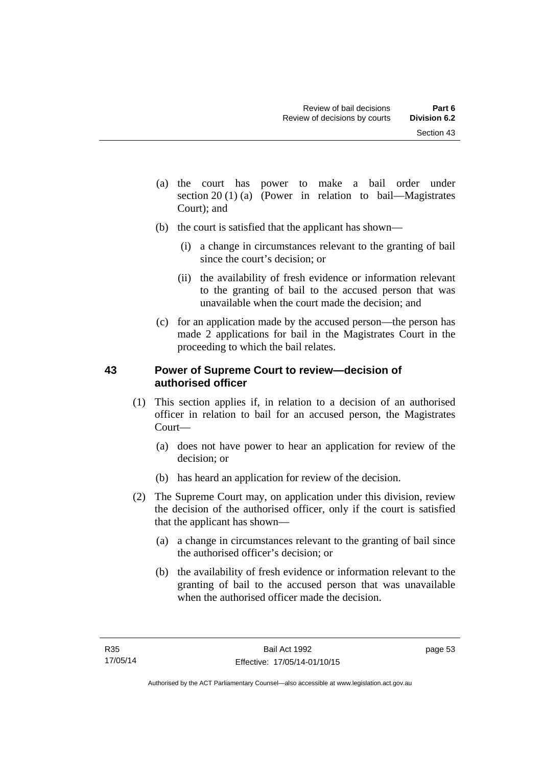(a) the court has power to make a bail order under section 20 (1) (a) (Power in relation to bail—Magistrates Court); and

(b) the court is satisfied that the applicant has shown—

   (i) a change in circumstances relevant to the granting of bail since the court's decision; or

   (ii) the availability of fresh evidence or information relevant to the granting of bail to the accused person that was unavailable when the court made the decision; and

(c) for an application made by the accused person—the person has made 2 applications for bail in the Magistrates Court in the proceeding to which the bail relates.

## 43 Power of Supreme Court to review—decision of authorised officer

(1) This section applies if, in relation to a decision of an authorised officer in relation to bail for an accused person, the Magistrates Court—

   (a) does not have power to hear an application for review of the decision; or

   (b) has heard an application for review of the decision.

(2) The Supreme Court may, on application under this division, review the decision of the authorised officer, only if the court is satisfied that the applicant has shown—

   (a) a change in circumstances relevant to the granting of bail since the authorised officer's decision; or

   (b) the availability of fresh evidence or information relevant to the granting of bail to the accused person that was unavailable when the authorised officer made the decision.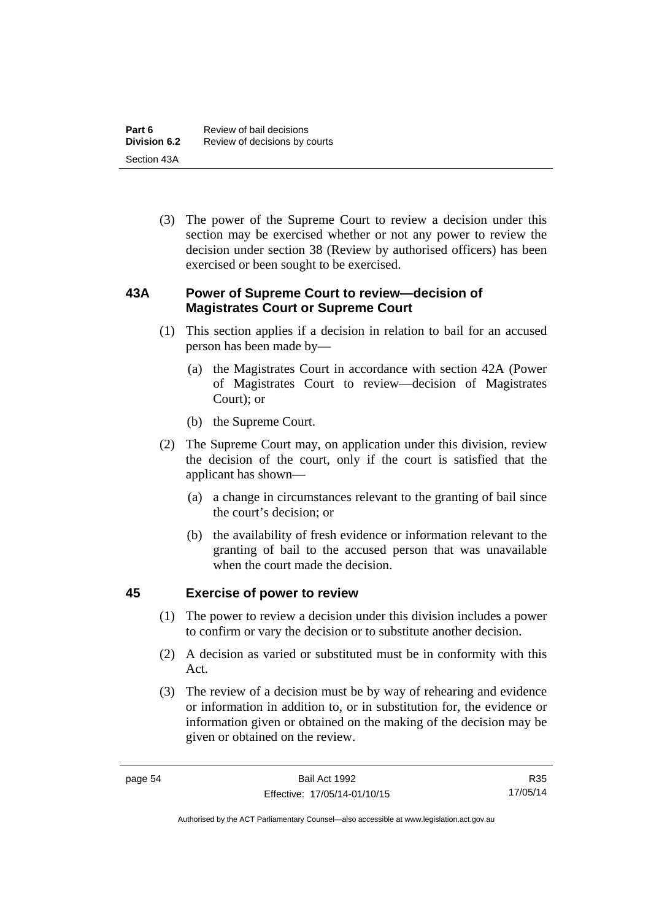(3) The power of the Supreme Court to review a decision under this section may be exercised whether or not any power to review the decision under section 38 (Review by authorised officers) has been exercised or been sought to be exercised.

### 43A Power of Supreme Court to review—decision of Magistrates Court or Supreme Court

(1) This section applies if a decision in relation to bail for an accused person has been made by—

(a) the Magistrates Court in accordance with section 42A (Power of Magistrates Court to review—decision of Magistrates Court); or

(b) the Supreme Court.

(2) The Supreme Court may, on application under this division, review the decision of the court, only if the court is satisfied that the applicant has shown—

(a) a change in circumstances relevant to the granting of bail since the court's decision; or

(b) the availability of fresh evidence or information relevant to the granting of bail to the accused person that was unavailable when the court made the decision.

### 45 Exercise of power to review

(1) The power to review a decision under this division includes a power to confirm or vary the decision or to substitute another decision.

(2) A decision as varied or substituted must be in conformity with this Act.

(3) The review of a decision must be by way of rehearing and evidence or information in addition to, or in substitution for, the evidence or information given or obtained on the making of the decision may be given or obtained on the review.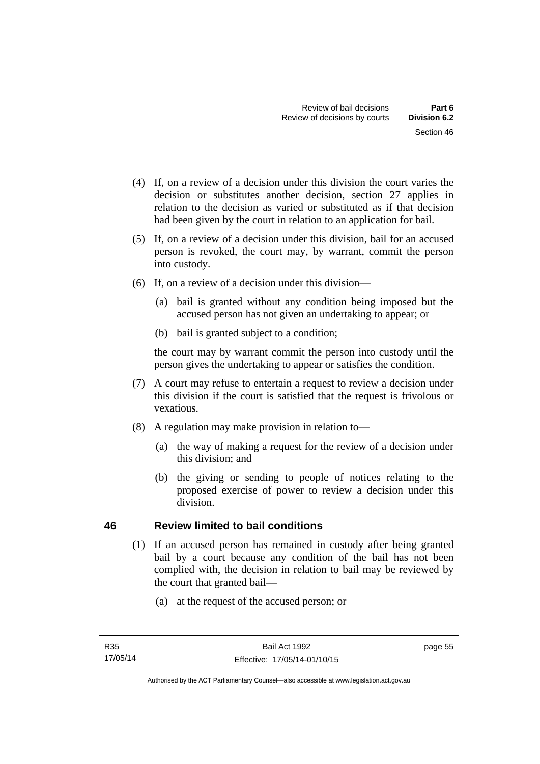(4) If, on a review of a decision under this division the court varies the decision or substitutes another decision, section 27 applies in relation to the decision as varied or substituted as if that decision had been given by the court in relation to an application for bail.

(5) If, on a review of a decision under this division, bail for an accused person is revoked, the court may, by warrant, commit the person into custody.

(6) If, on a review of a decision under this division—

(a) bail is granted without any condition being imposed but the accused person has not given an undertaking to appear; or

(b) bail is granted subject to a condition;

the court may by warrant commit the person into custody until the person gives the undertaking to appear or satisfies the condition.

(7) A court may refuse to entertain a request to review a decision under this division if the court is satisfied that the request is frivolous or vexatious.

(8) A regulation may make provision in relation to—

(a) the way of making a request for the review of a decision under this division; and

(b) the giving or sending to people of notices relating to the proposed exercise of power to review a decision under this division.

## 46 Review limited to bail conditions

(1) If an accused person has remained in custody after being granted bail by a court because any condition of the bail has not been complied with, the decision in relation to bail may be reviewed by the court that granted bail—

(a) at the request of the accused person; or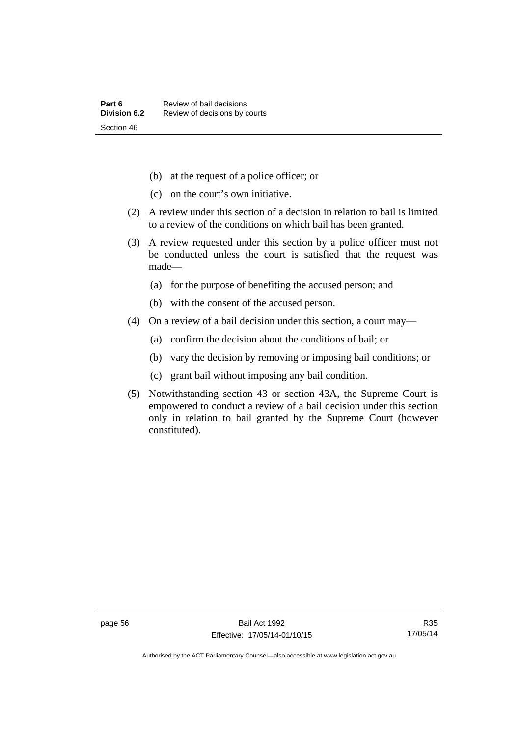(b) at the request of a police officer; or

(c) on the court's own initiative.

(2) A review under this section of a decision in relation to bail is limited to a review of the conditions on which bail has been granted.

(3) A review requested under this section by a police officer must not be conducted unless the court is satisfied that the request was made—

(a) for the purpose of benefiting the accused person; and

(b) with the consent of the accused person.

(4) On a review of a bail decision under this section, a court may—

(a) confirm the decision about the conditions of bail; or

(b) vary the decision by removing or imposing bail conditions; or

(c) grant bail without imposing any bail condition.

(5) Notwithstanding section 43 or section 43A, the Supreme Court is empowered to conduct a review of a bail decision under this section only in relation to bail granted by the Supreme Court (however constituted).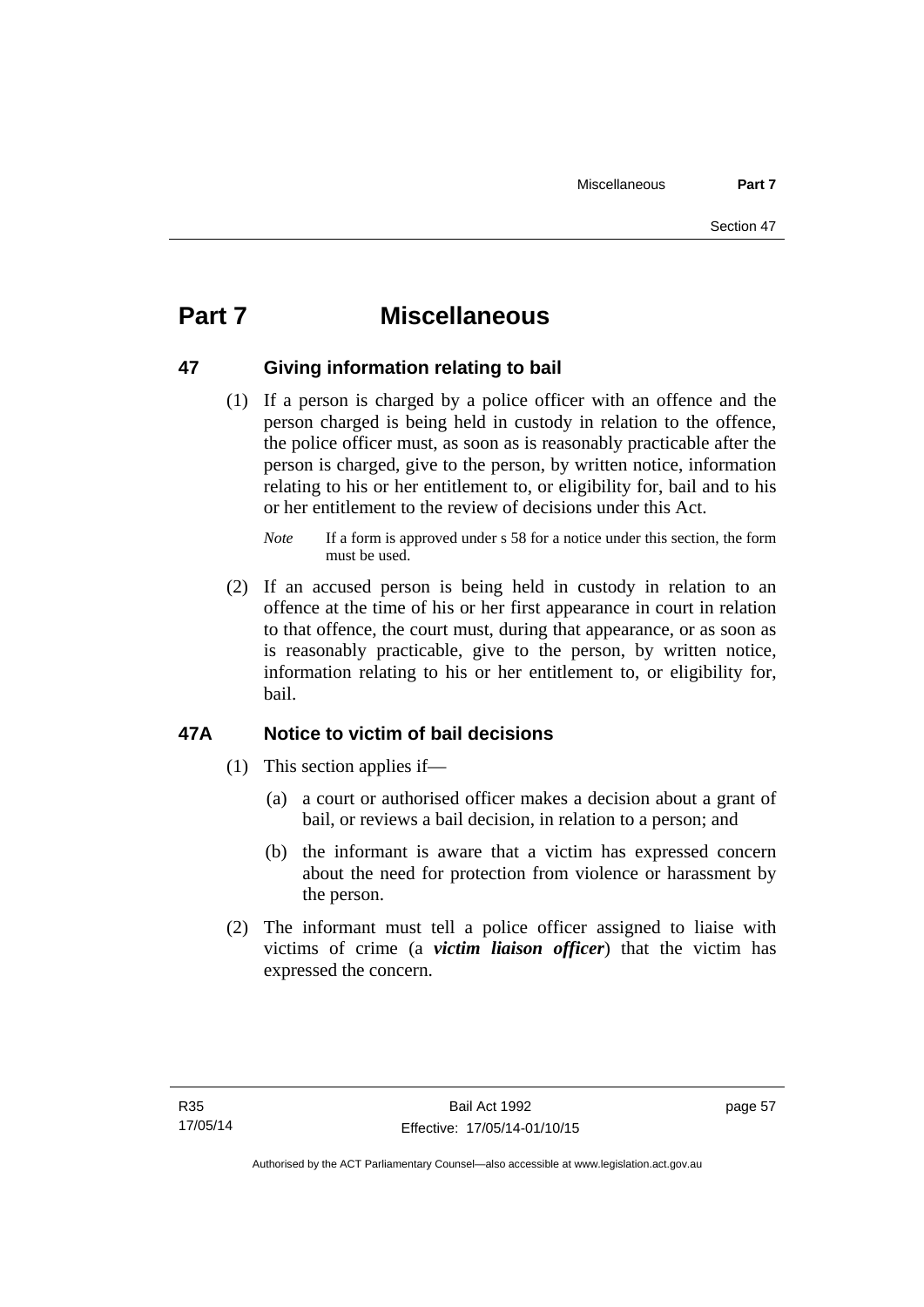# Part 7 Miscellaneous

## 47 Giving information relating to bail

(1) If a person is charged by a police officer with an offence and the person charged is being held in custody in relation to the offence, the police officer must, as soon as is reasonably practicable after the person is charged, give to the person, by written notice, information relating to his or her entitlement to, or eligibility for, bail and to his or her entitlement to the review of decisions under this Act.

*Note* If a form is approved under s 58 for a notice under this section, the form must be used.

(2) If an accused person is being held in custody in relation to an offence at the time of his or her first appearance in court in relation to that offence, the court must, during that appearance, or as soon as is reasonably practicable, give to the person, by written notice, information relating to his or her entitlement to, or eligibility for, bail.

## 47A Notice to victim of bail decisions

(1) This section applies if—

(a) a court or authorised officer makes a decision about a grant of bail, or reviews a bail decision, in relation to a person; and

(b) the informant is aware that a victim has expressed concern about the need for protection from violence or harassment by the person.

(2) The informant must tell a police officer assigned to liaise with victims of crime (a ***victim liaison officer***) that the victim has expressed the concern.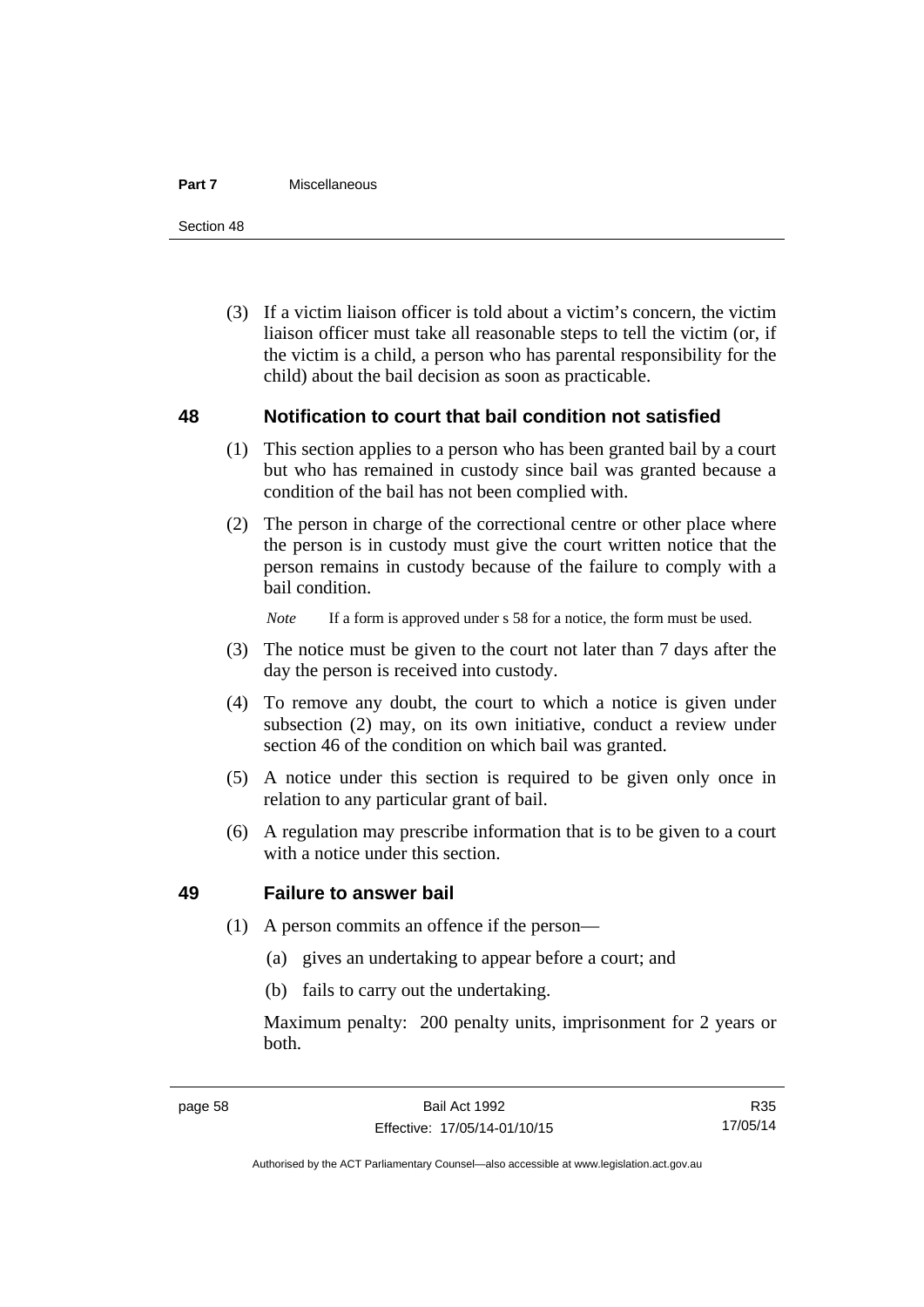(3) If a victim liaison officer is told about a victim's concern, the victim liaison officer must take all reasonable steps to tell the victim (or, if the victim is a child, a person who has parental responsibility for the child) about the bail decision as soon as practicable.

## 48 Notification to court that bail condition not satisfied

(1) This section applies to a person who has been granted bail by a court but who has remained in custody since bail was granted because a condition of the bail has not been complied with.

(2) The person in charge of the correctional centre or other place where the person is in custody must give the court written notice that the person remains in custody because of the failure to comply with a bail condition.

*Note* If a form is approved under s 58 for a notice, the form must be used.

(3) The notice must be given to the court not later than 7 days after the day the person is received into custody.

(4) To remove any doubt, the court to which a notice is given under subsection (2) may, on its own initiative, conduct a review under section 46 of the condition on which bail was granted.

(5) A notice under this section is required to be given only once in relation to any particular grant of bail.

(6) A regulation may prescribe information that is to be given to a court with a notice under this section.

## 49 Failure to answer bail

(1) A person commits an offence if the person—

(a) gives an undertaking to appear before a court; and

(b) fails to carry out the undertaking.

Maximum penalty: 200 penalty units, imprisonment for 2 years or both.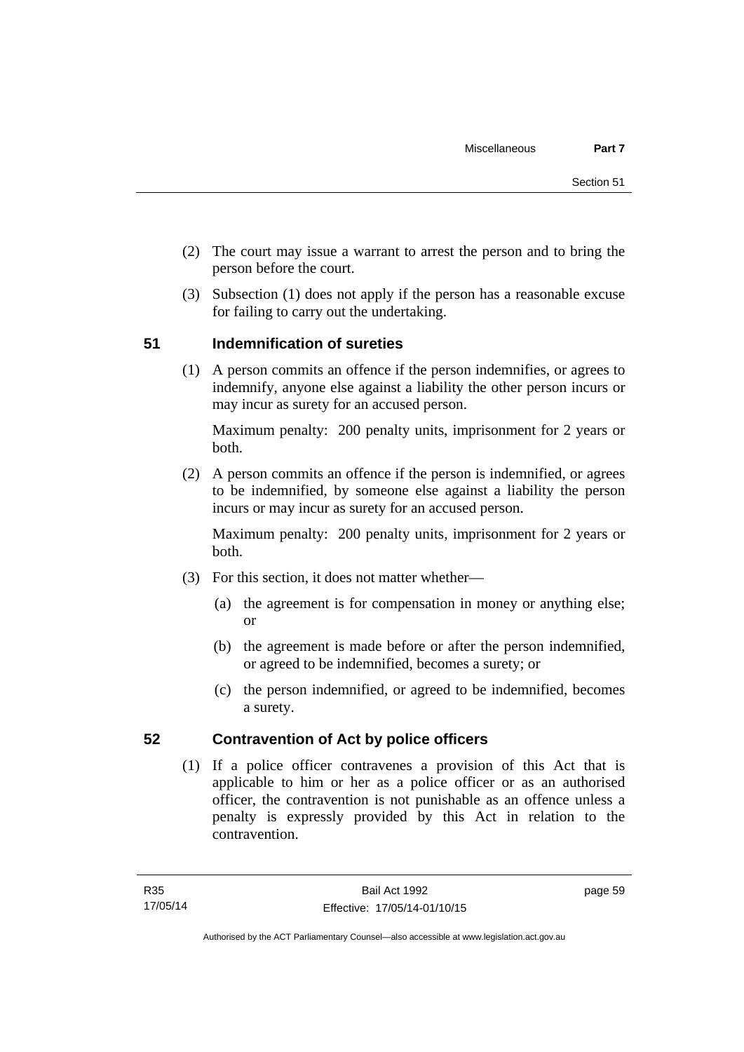(2) The court may issue a warrant to arrest the person and to bring the person before the court.

(3) Subsection (1) does not apply if the person has a reasonable excuse for failing to carry out the undertaking.

## 51 Indemnification of sureties

(1) A person commits an offence if the person indemnifies, or agrees to indemnify, anyone else against a liability the other person incurs or may incur as surety for an accused person.

Maximum penalty: 200 penalty units, imprisonment for 2 years or both.

(2) A person commits an offence if the person is indemnified, or agrees to be indemnified, by someone else against a liability the person incurs or may incur as surety for an accused person.

Maximum penalty: 200 penalty units, imprisonment for 2 years or both.

(3) For this section, it does not matter whether—

(a) the agreement is for compensation in money or anything else; or

(b) the agreement is made before or after the person indemnified, or agreed to be indemnified, becomes a surety; or

(c) the person indemnified, or agreed to be indemnified, becomes a surety.

## 52 Contravention of Act by police officers

(1) If a police officer contravenes a provision of this Act that is applicable to him or her as a police officer or as an authorised officer, the contravention is not punishable as an offence unless a penalty is expressly provided by this Act in relation to the contravention.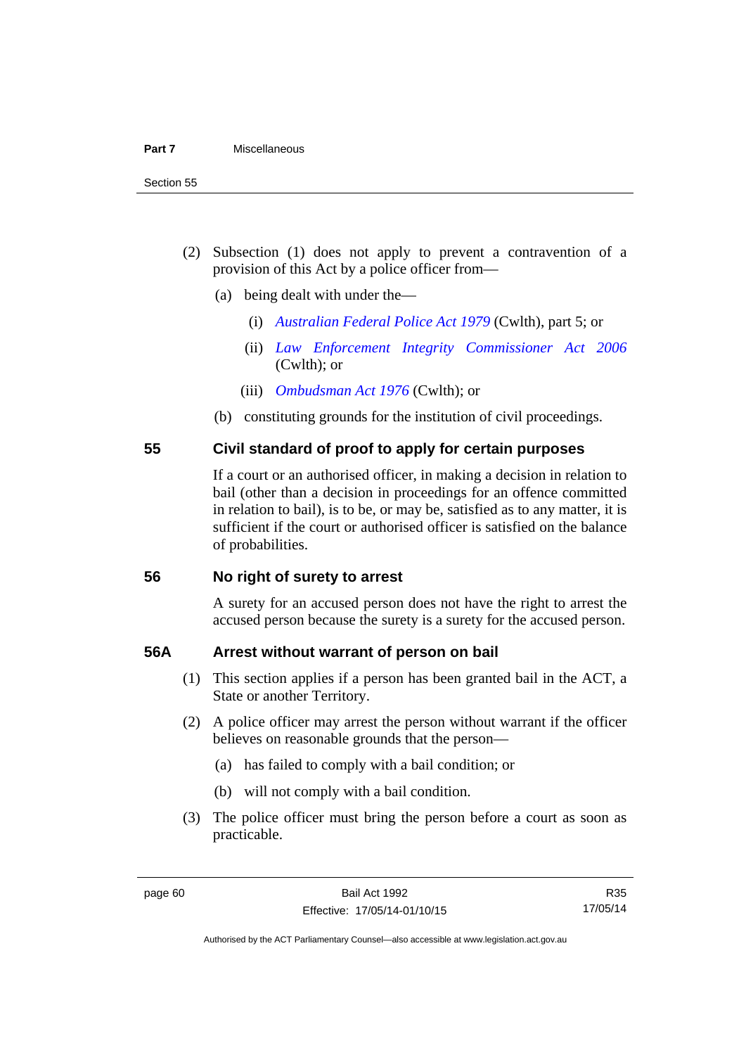(2) Subsection (1) does not apply to prevent a contravention of a provision of this Act by a police officer from—

(a) being dealt with under the—

(i) *Australian Federal Police Act 1979* (Cwlth), part 5; or

(ii) *Law Enforcement Integrity Commissioner Act 2006* (Cwlth); or

(iii) *Ombudsman Act 1976* (Cwlth); or

(b) constituting grounds for the institution of civil proceedings.

## 55 Civil standard of proof to apply for certain purposes

If a court or an authorised officer, in making a decision in relation to bail (other than a decision in proceedings for an offence committed in relation to bail), is to be, or may be, satisfied as to any matter, it is sufficient if the court or authorised officer is satisfied on the balance of probabilities.

## 56 No right of surety to arrest

A surety for an accused person does not have the right to arrest the accused person because the surety is a surety for the accused person.

## 56A Arrest without warrant of person on bail

(1) This section applies if a person has been granted bail in the ACT, a State or another Territory.

(2) A police officer may arrest the person without warrant if the officer believes on reasonable grounds that the person—

(a) has failed to comply with a bail condition; or

(b) will not comply with a bail condition.

(3) The police officer must bring the person before a court as soon as practicable.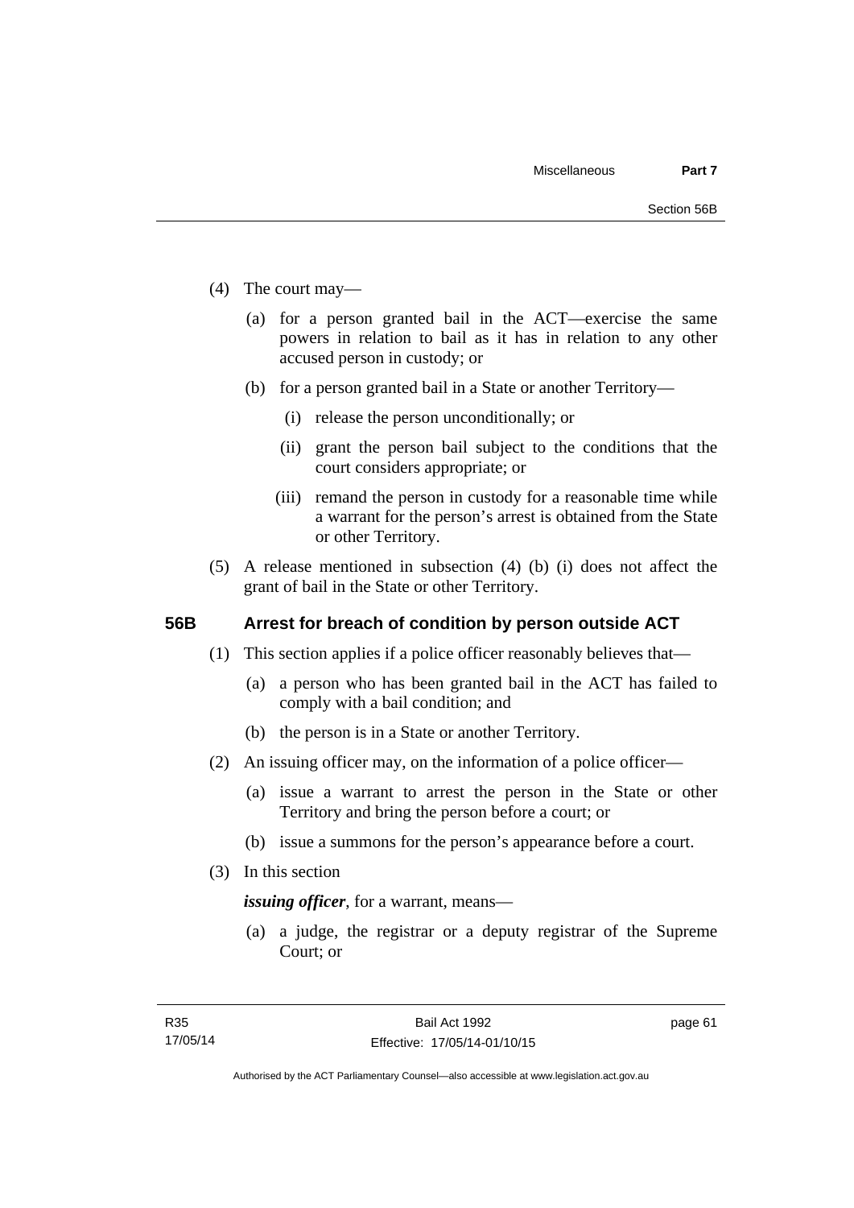(4) The court may—

(a) for a person granted bail in the ACT—exercise the same powers in relation to bail as it has in relation to any other accused person in custody; or

(b) for a person granted bail in a State or another Territory—

(i) release the person unconditionally; or

(ii) grant the person bail subject to the conditions that the court considers appropriate; or

(iii) remand the person in custody for a reasonable time while a warrant for the person's arrest is obtained from the State or other Territory.

(5) A release mentioned in subsection (4) (b) (i) does not affect the grant of bail in the State or other Territory.

## 56B Arrest for breach of condition by person outside ACT

(1) This section applies if a police officer reasonably believes that—

(a) a person who has been granted bail in the ACT has failed to comply with a bail condition; and

(b) the person is in a State or another Territory.

(2) An issuing officer may, on the information of a police officer—

(a) issue a warrant to arrest the person in the State or other Territory and bring the person before a court; or

(b) issue a summons for the person's appearance before a court.

(3) In this section

***issuing officer***, for a warrant, means—

(a) a judge, the registrar or a deputy registrar of the Supreme Court; or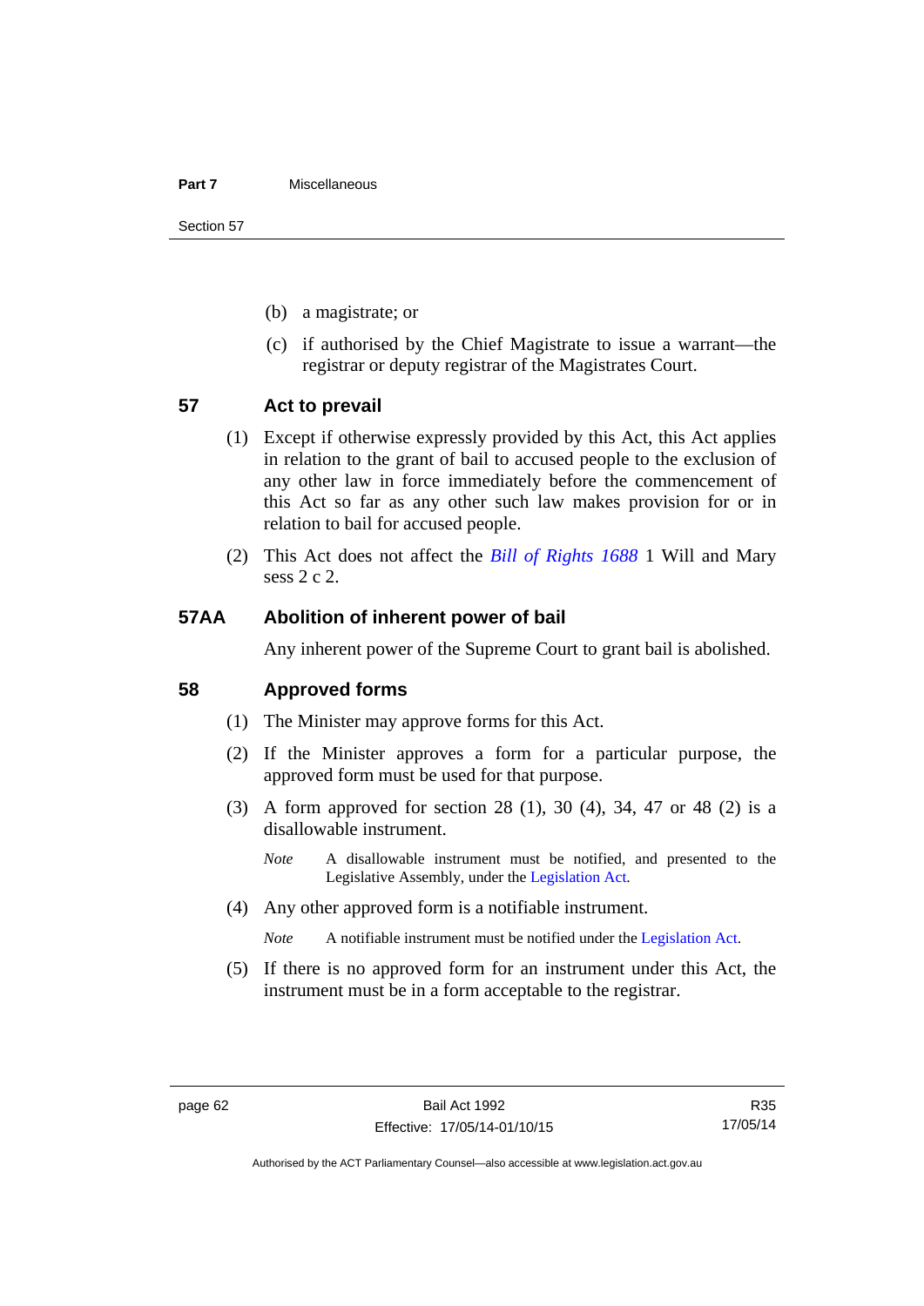(b) a magistrate; or

(c) if authorised by the Chief Magistrate to issue a warrant—the registrar or deputy registrar of the Magistrates Court.

## 57 Act to prevail

(1) Except if otherwise expressly provided by this Act, this Act applies in relation to the grant of bail to accused people to the exclusion of any other law in force immediately before the commencement of this Act so far as any other such law makes provision for or in relation to bail for accused people.

(2) This Act does not affect the *Bill of Rights 1688* 1 Will and Mary sess 2 c 2.

## 57AA Abolition of inherent power of bail

Any inherent power of the Supreme Court to grant bail is abolished.

## 58 Approved forms

(1) The Minister may approve forms for this Act.

(2) If the Minister approves a form for a particular purpose, the approved form must be used for that purpose.

(3) A form approved for section 28 (1), 30 (4), 34, 47 or 48 (2) is a disallowable instrument.

*Note* A disallowable instrument must be notified, and presented to the Legislative Assembly, under the Legislation Act.

(4) Any other approved form is a notifiable instrument.

*Note* A notifiable instrument must be notified under the Legislation Act.

(5) If there is no approved form for an instrument under this Act, the instrument must be in a form acceptable to the registrar.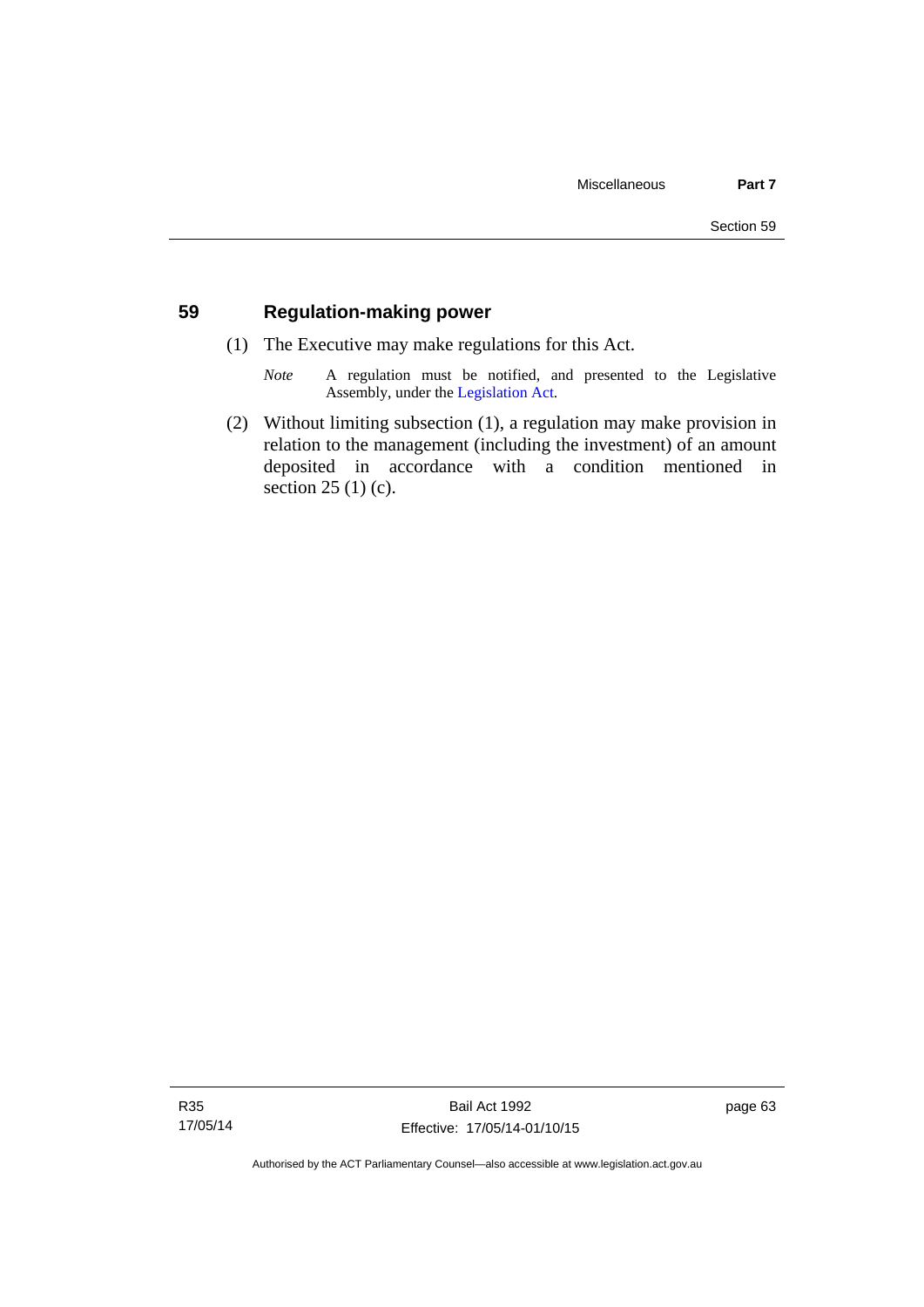## 59 Regulation-making power

(1) The Executive may make regulations for this Act.

*Note* A regulation must be notified, and presented to the Legislative Assembly, under the Legislation Act.

(2) Without limiting subsection (1), a regulation may make provision in relation to the management (including the investment) of an amount deposited in accordance with a condition mentioned in section 25 (1) (c).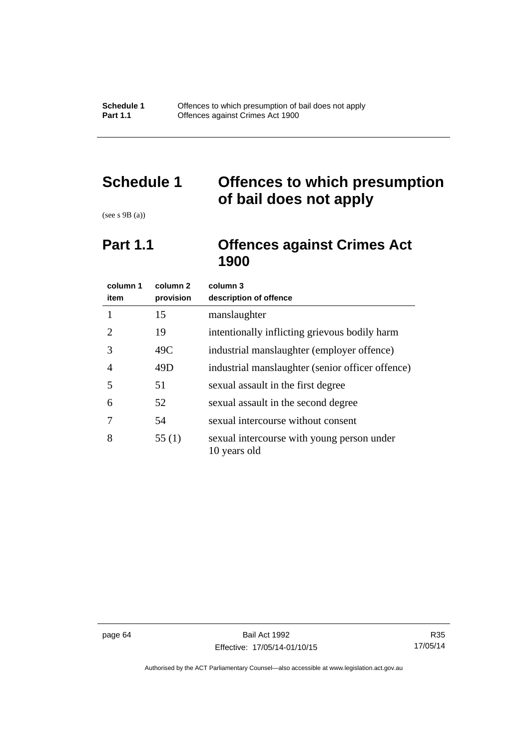# Schedule 1 Offences to which presumption of bail does not apply

(see s 9B (a))

## Part 1.1 Offences against Crimes Act 1900

| column 1<br>item | column 2<br>provision | column 3<br>description of offence |
|---|---|---|
| 1 | 15 | manslaughter |
| 2 | 19 | intentionally inflicting grievous bodily harm |
| 3 | 49C | industrial manslaughter (employer offence) |
| 4 | 49D | industrial manslaughter (senior officer offence) |
| 5 | 51 | sexual assault in the first degree |
| 6 | 52 | sexual assault in the second degree |
| 7 | 54 | sexual intercourse without consent |
| 8 | 55 (1) | sexual intercourse with young person under 10 years old |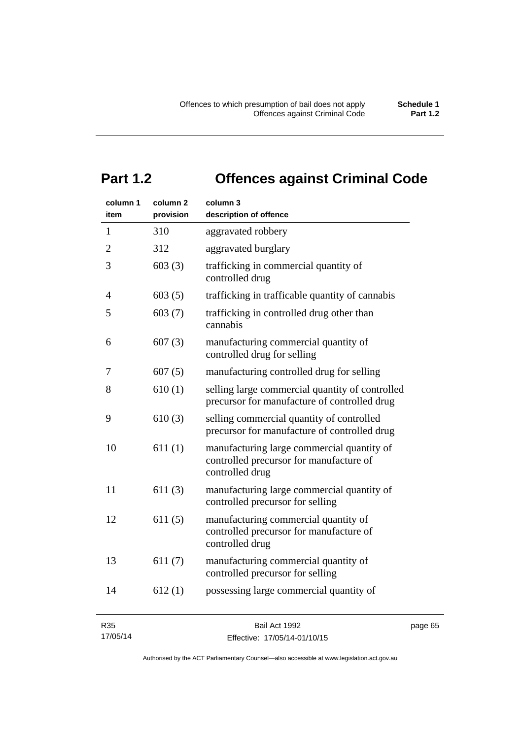## Part 1.2 Offences against Criminal Code

| column 1<br>item | column 2<br>provision | column 3<br>description of offence |
|---|---|---|
| 1 | 310 | aggravated robbery |
| 2 | 312 | aggravated burglary |
| 3 | 603 (3) | trafficking in commercial quantity of controlled drug |
| 4 | 603 (5) | trafficking in trafficable quantity of cannabis |
| 5 | 603 (7) | trafficking in controlled drug other than cannabis |
| 6 | 607 (3) | manufacturing commercial quantity of controlled drug for selling |
| 7 | 607 (5) | manufacturing controlled drug for selling |
| 8 | 610 (1) | selling large commercial quantity of controlled precursor for manufacture of controlled drug |
| 9 | 610 (3) | selling commercial quantity of controlled precursor for manufacture of controlled drug |
| 10 | 611 (1) | manufacturing large commercial quantity of controlled precursor for manufacture of controlled drug |
| 11 | 611 (3) | manufacturing large commercial quantity of controlled precursor for selling |
| 12 | 611 (5) | manufacturing commercial quantity of controlled precursor for manufacture of controlled drug |
| 13 | 611 (7) | manufacturing commercial quantity of controlled precursor for selling |
| 14 | 612 (1) | possessing large commercial quantity of |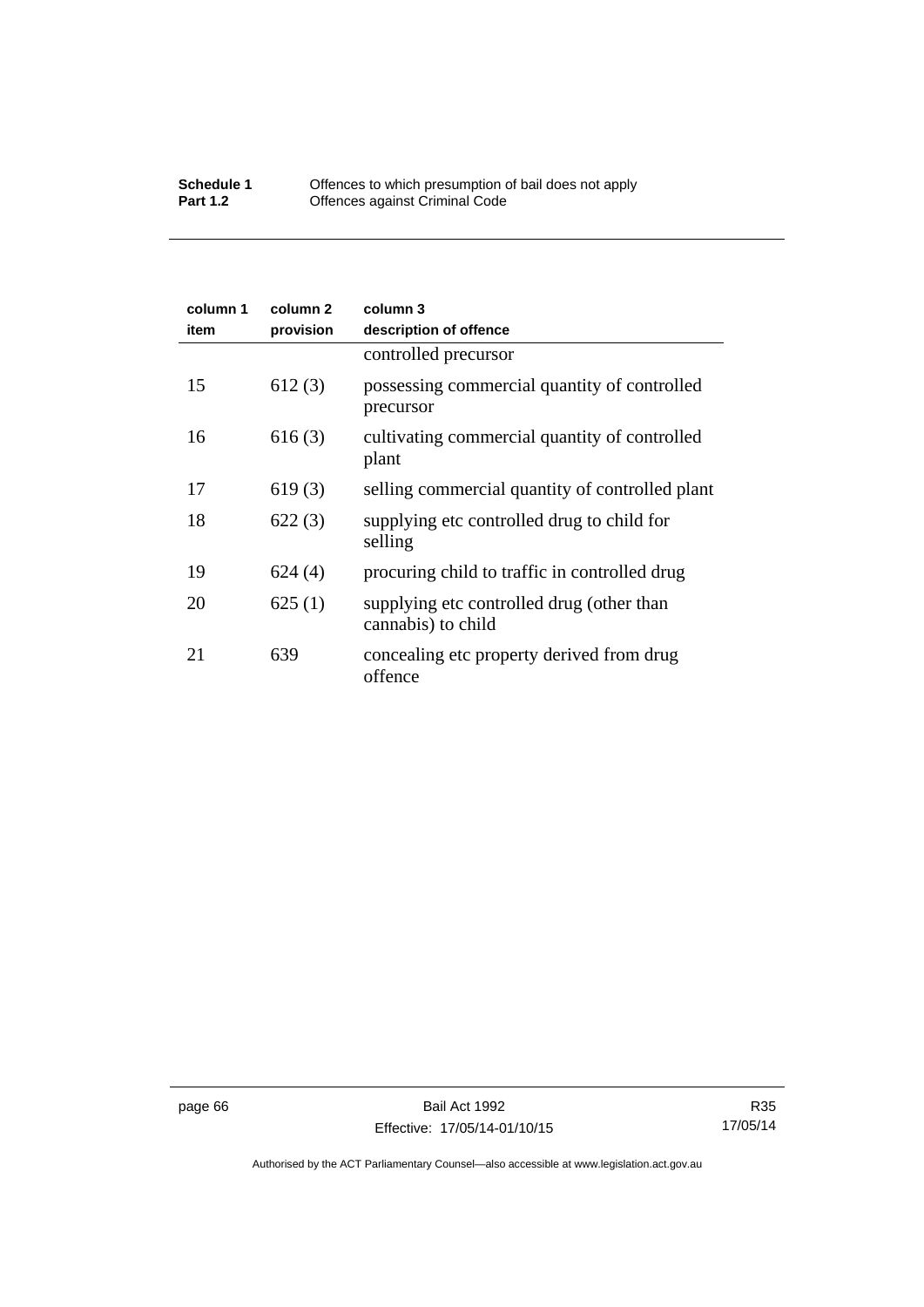| column 1 item | column 2 provision | column 3 description of offence |
|---|---|---|
| | | controlled precursor |
| 15 | 612 (3) | possessing commercial quantity of controlled precursor |
| 16 | 616 (3) | cultivating commercial quantity of controlled plant |
| 17 | 619 (3) | selling commercial quantity of controlled plant |
| 18 | 622 (3) | supplying etc controlled drug to child for selling |
| 19 | 624 (4) | procuring child to traffic in controlled drug |
| 20 | 625 (1) | supplying etc controlled drug (other than cannabis) to child |
| 21 | 639 | concealing etc property derived from drug offence |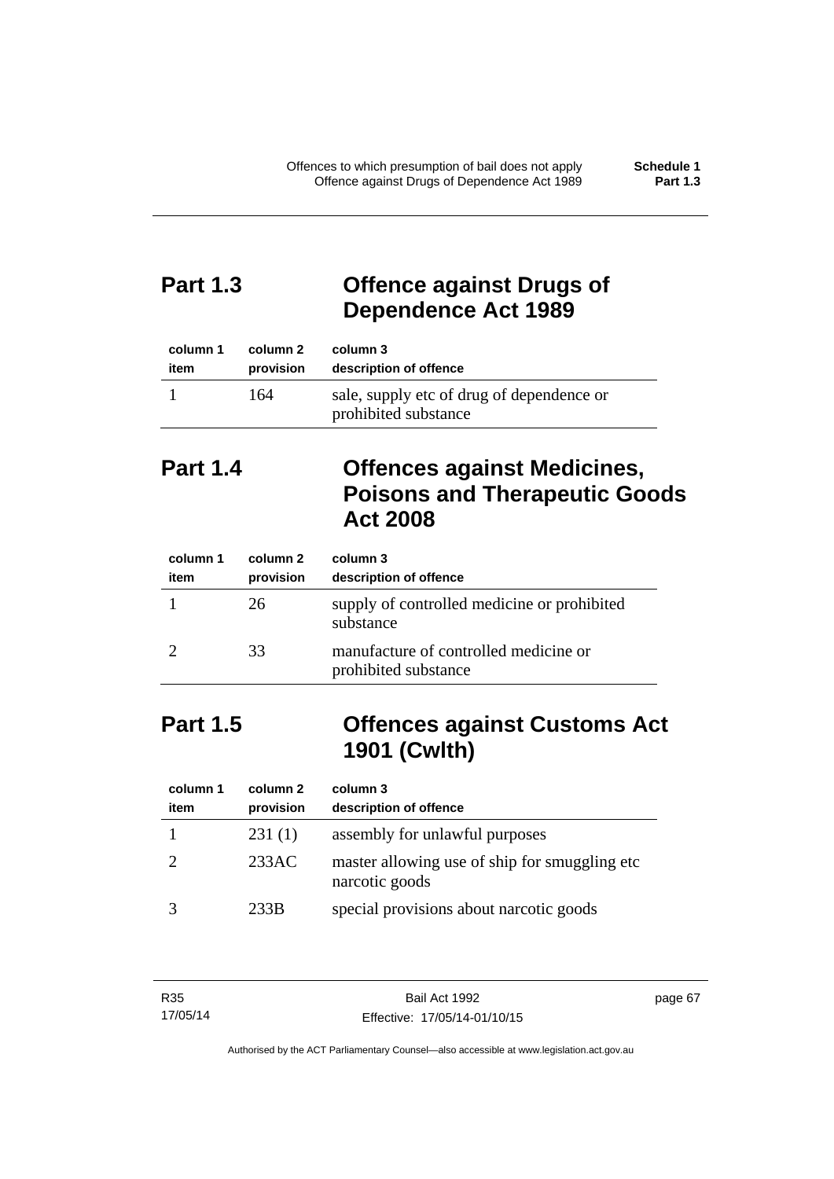## Part 1.3 Offence against Drugs of Dependence Act 1989

| column 1 item | column 2 provision | column 3 description of offence |
|---|---|---|
| 1 | 164 | sale, supply etc of drug of dependence or prohibited substance |

## Part 1.4 Offences against Medicines, Poisons and Therapeutic Goods Act 2008

| column 1 item | column 2 provision | column 3 description of offence |
|---|---|---|
| 1 | 26 | supply of controlled medicine or prohibited substance |
| 2 | 33 | manufacture of controlled medicine or prohibited substance |

## Part 1.5 Offences against Customs Act 1901 (Cwlth)

| column 1 item | column 2 provision | column 3 description of offence |
|---|---|---|
| 1 | 231 (1) | assembly for unlawful purposes |
| 2 | 233AC | master allowing use of ship for smuggling etc narcotic goods |
| 3 | 233B | special provisions about narcotic goods |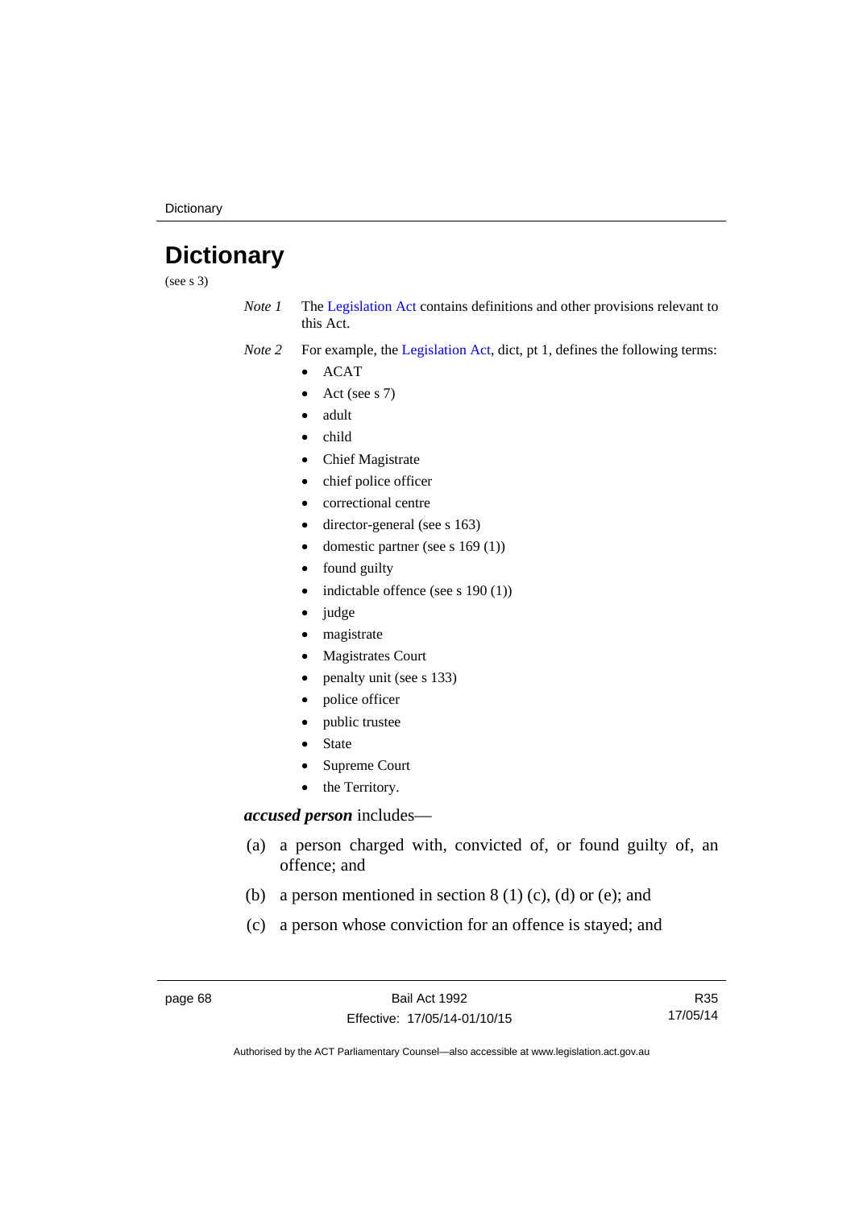# Dictionary

(see s 3)

*Note 1* The Legislation Act contains definitions and other provisions relevant to this Act.

*Note 2* For example, the Legislation Act, dict, pt 1, defines the following terms:

- ACAT
- Act (see s 7)
- adult
- child
- Chief Magistrate
- chief police officer
- correctional centre
- director-general (see s 163)
- domestic partner (see s 169 (1))
- found guilty
- indictable offence (see s 190 (1))
- judge
- magistrate
- Magistrates Court
- penalty unit (see s 133)
- police officer
- public trustee
- State
- Supreme Court
- the Territory.

***accused person*** includes—

(a) a person charged with, convicted of, or found guilty of, an offence; and

(b) a person mentioned in section 8 (1) (c), (d) or (e); and

(c) a person whose conviction for an offence is stayed; and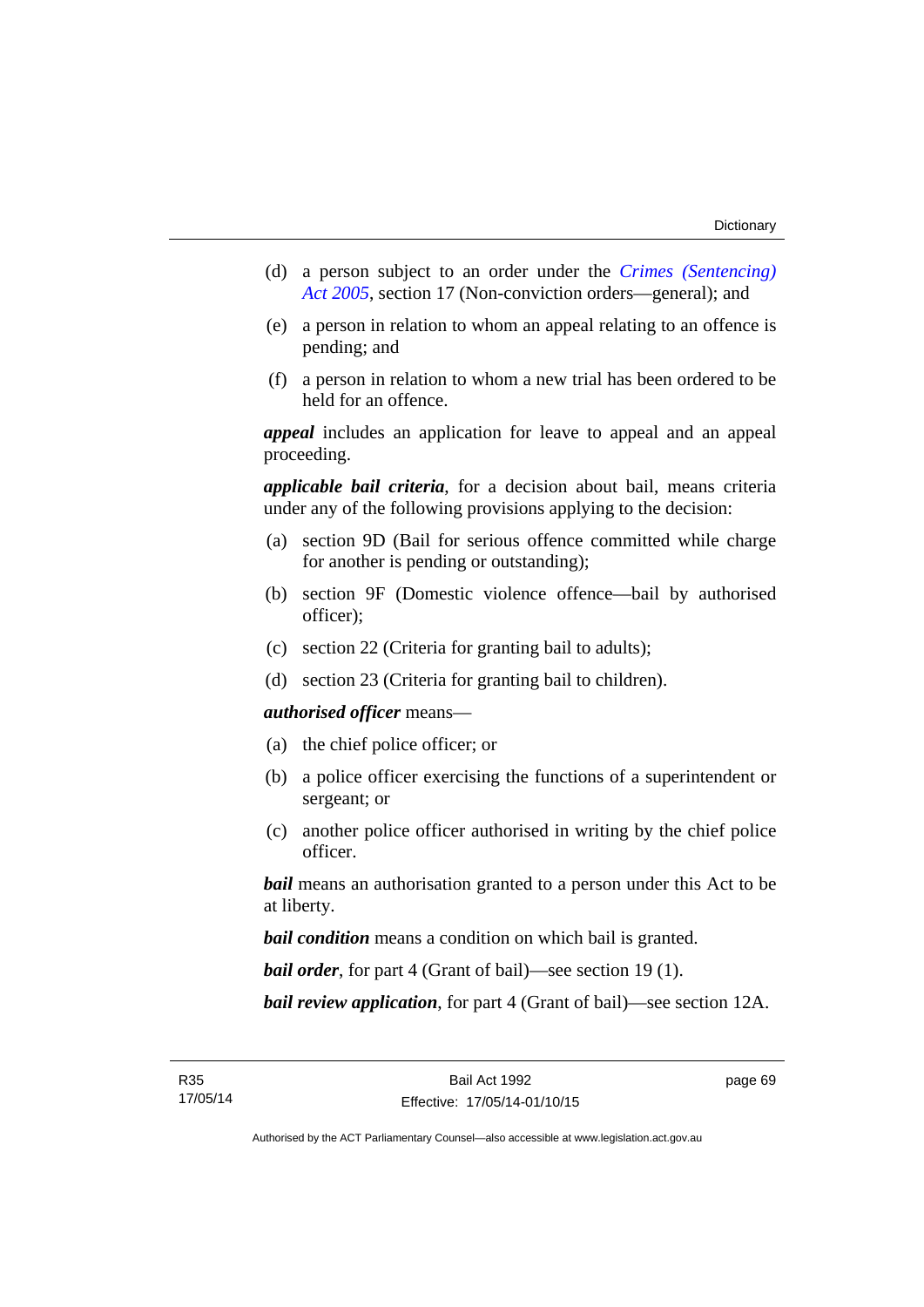(d) a person subject to an order under the *Crimes (Sentencing) Act 2005*, section 17 (Non-conviction orders—general); and

(e) a person in relation to whom an appeal relating to an offence is pending; and

(f) a person in relation to whom a new trial has been ordered to be held for an offence.

***appeal*** includes an application for leave to appeal and an appeal proceeding.

***applicable bail criteria***, for a decision about bail, means criteria under any of the following provisions applying to the decision:

(a) section 9D (Bail for serious offence committed while charge for another is pending or outstanding);

(b) section 9F (Domestic violence offence—bail by authorised officer);

(c) section 22 (Criteria for granting bail to adults);

(d) section 23 (Criteria for granting bail to children).

***authorised officer*** means—

(a) the chief police officer; or

(b) a police officer exercising the functions of a superintendent or sergeant; or

(c) another police officer authorised in writing by the chief police officer.

***bail*** means an authorisation granted to a person under this Act to be at liberty.

***bail condition*** means a condition on which bail is granted.

***bail order***, for part 4 (Grant of bail)—see section 19 (1).

***bail review application***, for part 4 (Grant of bail)—see section 12A.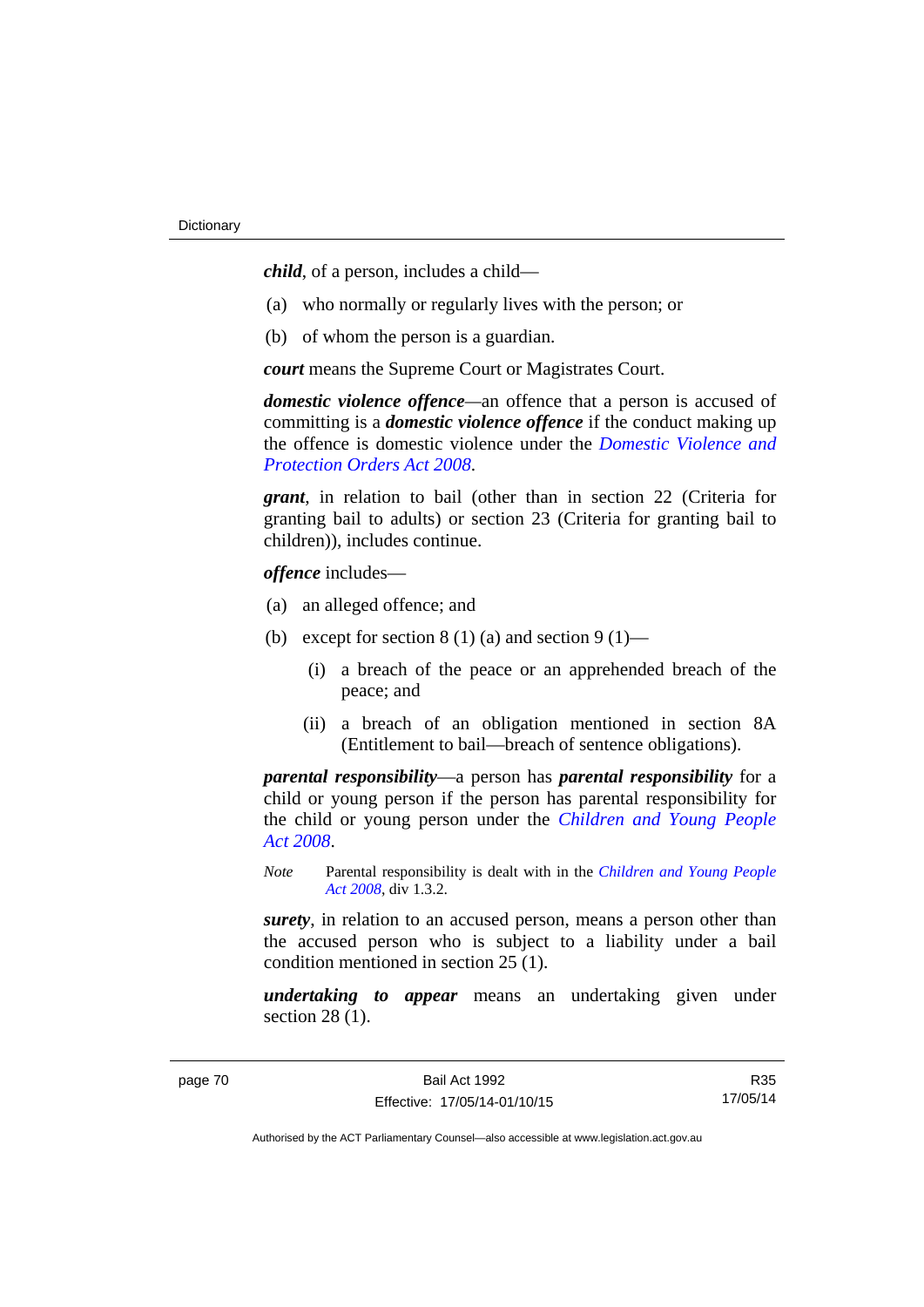***child***, of a person, includes a child—

(a) who normally or regularly lives with the person; or

(b) of whom the person is a guardian.

***court*** means the Supreme Court or Magistrates Court.

***domestic violence offence***—an offence that a person is accused of committing is a ***domestic violence offence*** if the conduct making up the offence is domestic violence under the *Domestic Violence and Protection Orders Act 2008*.

***grant***, in relation to bail (other than in section 22 (Criteria for granting bail to adults) or section 23 (Criteria for granting bail to children)), includes continue.

***offence*** includes—

(a) an alleged offence; and

(b) except for section 8 (1) (a) and section 9 (1)—

   (i) a breach of the peace or an apprehended breach of the peace; and

   (ii) a breach of an obligation mentioned in section 8A (Entitlement to bail—breach of sentence obligations).

***parental responsibility***—a person has ***parental responsibility*** for a child or young person if the person has parental responsibility for the child or young person under the *Children and Young People Act 2008*.

*Note* Parental responsibility is dealt with in the *Children and Young People Act 2008*, div 1.3.2.

***surety***, in relation to an accused person, means a person other than the accused person who is subject to a liability under a bail condition mentioned in section 25 (1).

***undertaking to appear*** means an undertaking given under section 28 (1).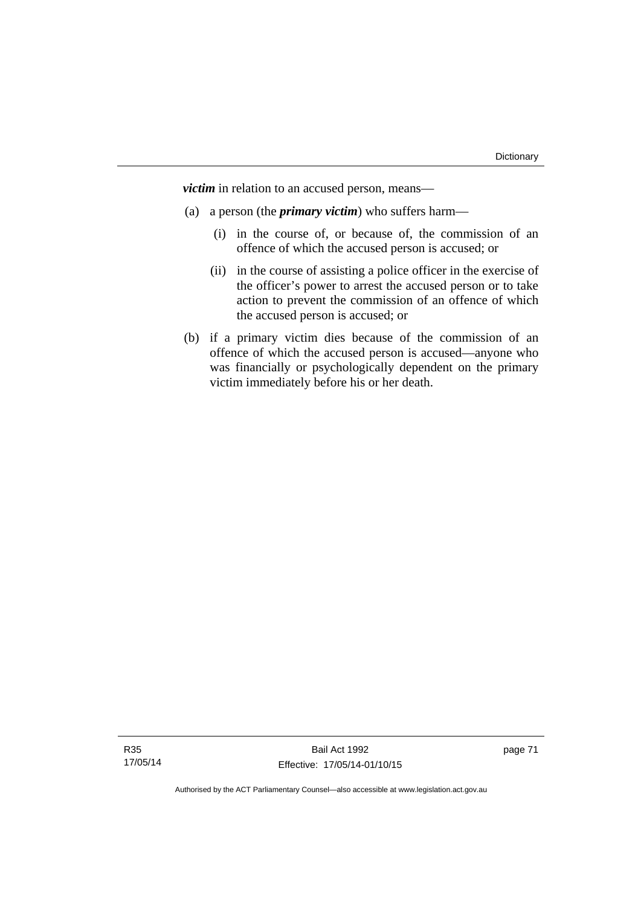***victim*** in relation to an accused person, means—

(a) a person (the ***primary victim***) who suffers harm—

(i) in the course of, or because of, the commission of an offence of which the accused person is accused; or

(ii) in the course of assisting a police officer in the exercise of the officer's power to arrest the accused person or to take action to prevent the commission of an offence of which the accused person is accused; or

(b) if a primary victim dies because of the commission of an offence of which the accused person is accused—anyone who was financially or psychologically dependent on the primary victim immediately before his or her death.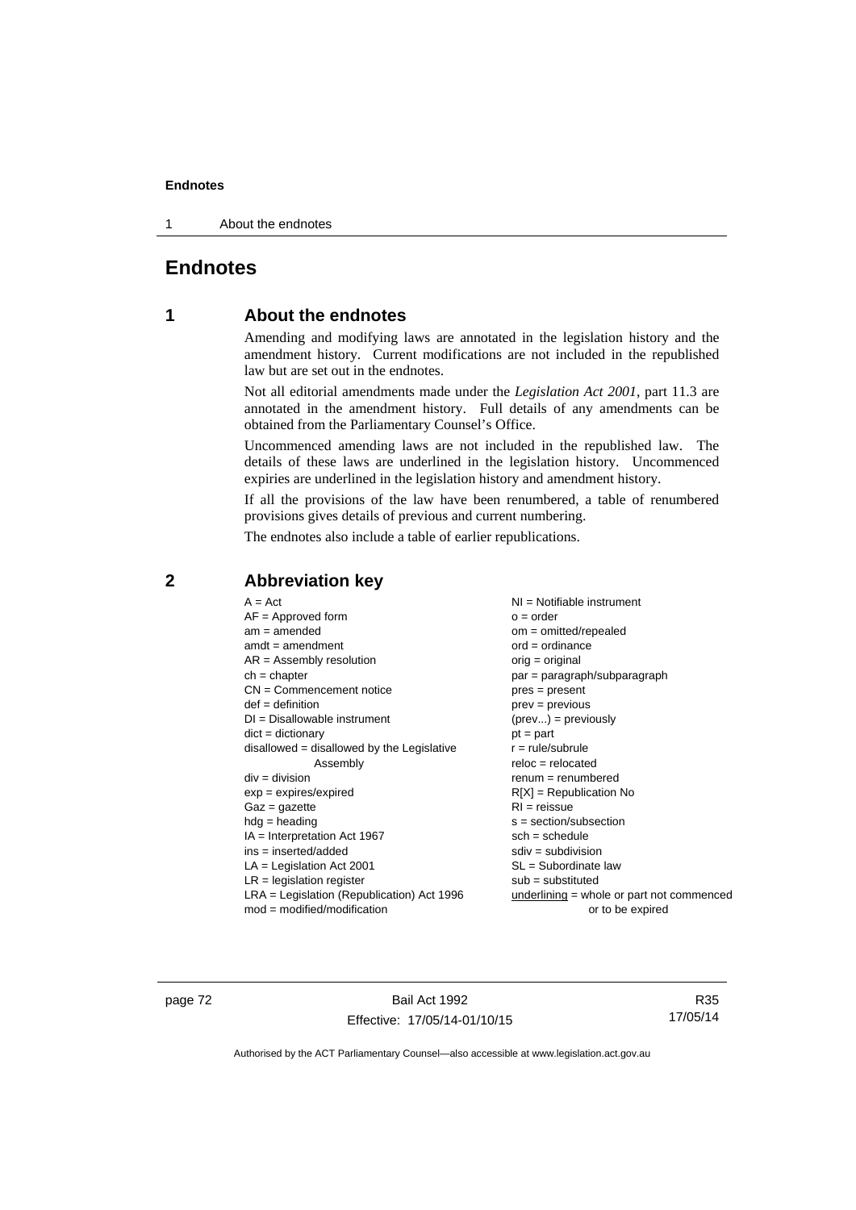# Endnotes

## 1 About the endnotes

Amending and modifying laws are annotated in the legislation history and the amendment history. Current modifications are not included in the republished law but are set out in the endnotes.

Not all editorial amendments made under the *Legislation Act 2001*, part 11.3 are annotated in the amendment history. Full details of any amendments can be obtained from the Parliamentary Counsel's Office.

Uncommenced amending laws are not included in the republished law. The details of these laws are underlined in the legislation history. Uncommenced expiries are underlined in the legislation history and amendment history.

If all the provisions of the law have been renumbered, a table of renumbered provisions gives details of previous and current numbering.

The endnotes also include a table of earlier republications.

## 2 Abbreviation key

A = Act
AF = Approved form
am = amended
amdt = amendment
AR = Assembly resolution
ch = chapter
CN = Commencement notice
def = definition
DI = Disallowable instrument
dict = dictionary
disallowed = disallowed by the Legislative Assembly
div = division
exp = expires/expired
Gaz = gazette
hdg = heading
IA = Interpretation Act 1967
ins = inserted/added
LA = Legislation Act 2001
LR = legislation register
LRA = Legislation (Republication) Act 1996
mod = modified/modification
NI = Notifiable instrument
o = order
om = omitted/repealed
ord = ordinance
orig = original
par = paragraph/subparagraph
pres = present
prev = previous
(prev...) = previously
pt = part
r = rule/subrule
reloc = relocated
renum = renumbered
R[X] = Republication No
RI = reissue
s = section/subsection
sch = schedule
sdiv = subdivision
SL = Subordinate law
sub = substituted
underlining = whole or part not commenced or to be expired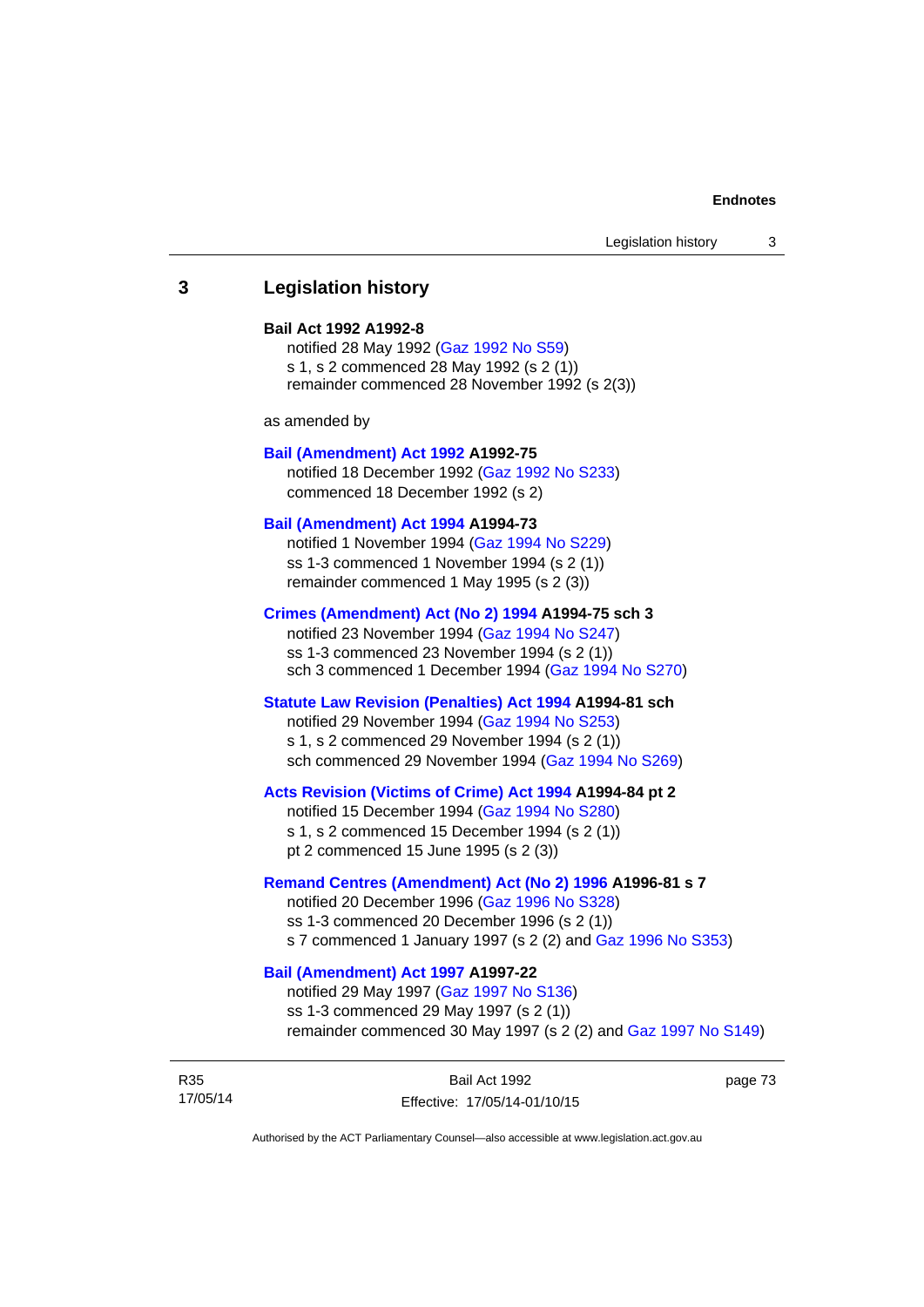## 3 Legislation history

**Bail Act 1992 A1992-8**

notified 28 May 1992 (Gaz 1992 No S59)
s 1, s 2 commenced 28 May 1992 (s 2 (1))
remainder commenced 28 November 1992 (s 2(3))

as amended by

**Bail (Amendment) Act 1992 A1992-75**

notified 18 December 1992 (Gaz 1992 No S233)
commenced 18 December 1992 (s 2)

**Bail (Amendment) Act 1994 A1994-73**

notified 1 November 1994 (Gaz 1994 No S229)
ss 1-3 commenced 1 November 1994 (s 2 (1))
remainder commenced 1 May 1995 (s 2 (3))

**Crimes (Amendment) Act (No 2) 1994 A1994-75 sch 3**

notified 23 November 1994 (Gaz 1994 No S247)
ss 1-3 commenced 23 November 1994 (s 2 (1))
sch 3 commenced 1 December 1994 (Gaz 1994 No S270)

**Statute Law Revision (Penalties) Act 1994 A1994-81 sch**

notified 29 November 1994 (Gaz 1994 No S253)
s 1, s 2 commenced 29 November 1994 (s 2 (1))
sch commenced 29 November 1994 (Gaz 1994 No S269)

**Acts Revision (Victims of Crime) Act 1994 A1994-84 pt 2**

notified 15 December 1994 (Gaz 1994 No S280)
s 1, s 2 commenced 15 December 1994 (s 2 (1))
pt 2 commenced 15 June 1995 (s 2 (3))

**Remand Centres (Amendment) Act (No 2) 1996 A1996-81 s 7**

notified 20 December 1996 (Gaz 1996 No S328)
ss 1-3 commenced 20 December 1996 (s 2 (1))
s 7 commenced 1 January 1997 (s 2 (2) and Gaz 1996 No S353)

**Bail (Amendment) Act 1997 A1997-22**

notified 29 May 1997 (Gaz 1997 No S136)
ss 1-3 commenced 29 May 1997 (s 2 (1))
remainder commenced 30 May 1997 (s 2 (2) and Gaz 1997 No S149)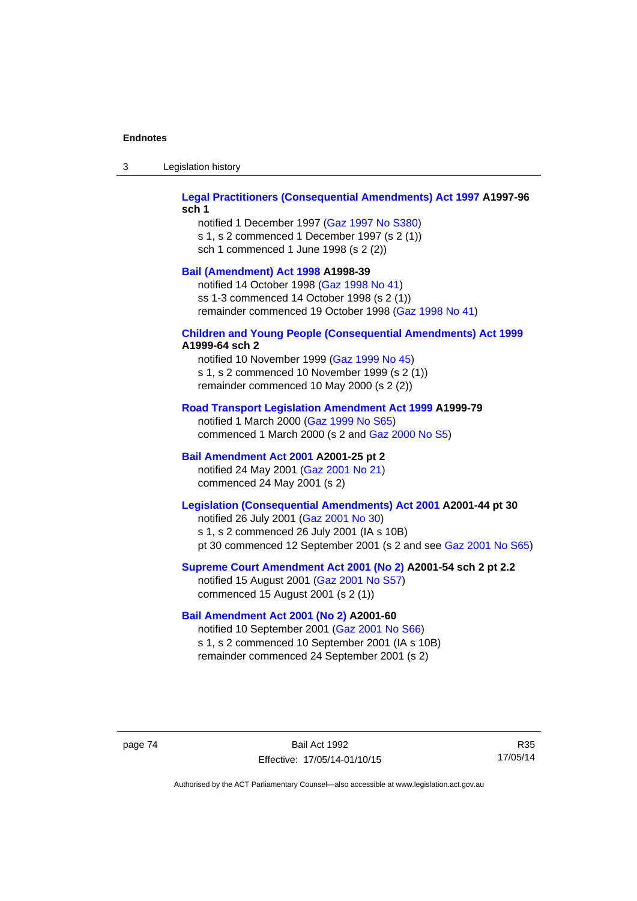**Legal Practitioners (Consequential Amendments) Act 1997 A1997-96 sch 1**

notified 1 December 1997 (Gaz 1997 No S380)
s 1, s 2 commenced 1 December 1997 (s 2 (1))
sch 1 commenced 1 June 1998 (s 2 (2))

**Bail (Amendment) Act 1998 A1998-39**

notified 14 October 1998 (Gaz 1998 No 41)
ss 1-3 commenced 14 October 1998 (s 2 (1))
remainder commenced 19 October 1998 (Gaz 1998 No 41)

**Children and Young People (Consequential Amendments) Act 1999 A1999-64 sch 2**

notified 10 November 1999 (Gaz 1999 No 45)
s 1, s 2 commenced 10 November 1999 (s 2 (1))
remainder commenced 10 May 2000 (s 2 (2))

**Road Transport Legislation Amendment Act 1999 A1999-79**

notified 1 March 2000 (Gaz 1999 No S65)
commenced 1 March 2000 (s 2 and Gaz 2000 No S5)

**Bail Amendment Act 2001 A2001-25 pt 2**

notified 24 May 2001 (Gaz 2001 No 21)
commenced 24 May 2001 (s 2)

**Legislation (Consequential Amendments) Act 2001 A2001-44 pt 30**

notified 26 July 2001 (Gaz 2001 No 30)
s 1, s 2 commenced 26 July 2001 (IA s 10B)
pt 30 commenced 12 September 2001 (s 2 and see Gaz 2001 No S65)

**Supreme Court Amendment Act 2001 (No 2) A2001-54 sch 2 pt 2.2**

notified 15 August 2001 (Gaz 2001 No S57)
commenced 15 August 2001 (s 2 (1))

**Bail Amendment Act 2001 (No 2) A2001-60**

notified 10 September 2001 (Gaz 2001 No S66)
s 1, s 2 commenced 10 September 2001 (IA s 10B)
remainder commenced 24 September 2001 (s 2)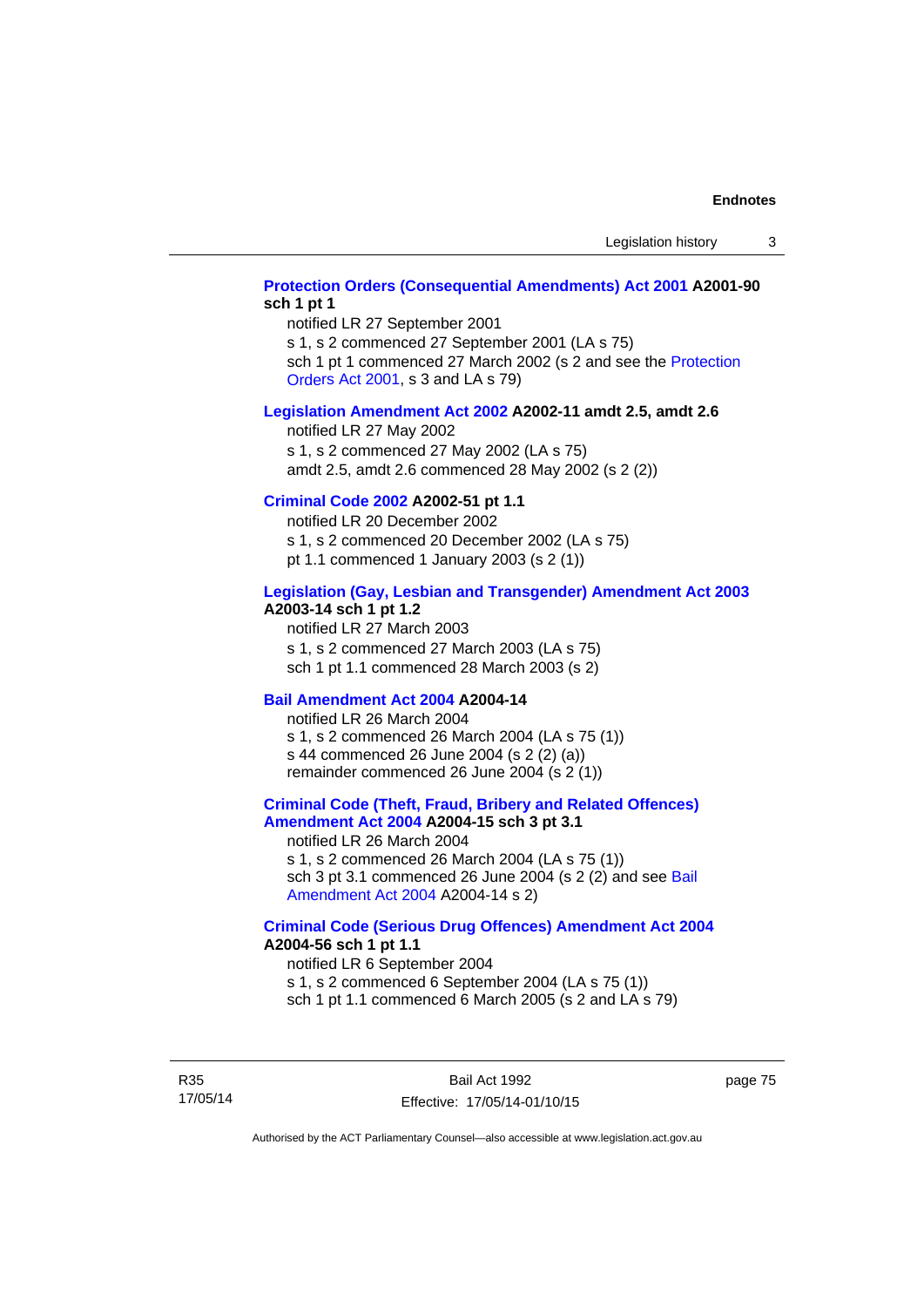**Protection Orders (Consequential Amendments) Act 2001 A2001-90 sch 1 pt 1**

notified LR 27 September 2001

s 1, s 2 commenced 27 September 2001 (LA s 75)

sch 1 pt 1 commenced 27 March 2002 (s 2 and see the Protection Orders Act 2001, s 3 and LA s 79)

**Legislation Amendment Act 2002 A2002-11 amdt 2.5, amdt 2.6**

notified LR 27 May 2002

s 1, s 2 commenced 27 May 2002 (LA s 75)

amdt 2.5, amdt 2.6 commenced 28 May 2002 (s 2 (2))

**Criminal Code 2002 A2002-51 pt 1.1**

notified LR 20 December 2002

s 1, s 2 commenced 20 December 2002 (LA s 75)

pt 1.1 commenced 1 January 2003 (s 2 (1))

**Legislation (Gay, Lesbian and Transgender) Amendment Act 2003 A2003-14 sch 1 pt 1.2**

notified LR 27 March 2003

s 1, s 2 commenced 27 March 2003 (LA s 75)

sch 1 pt 1.1 commenced 28 March 2003 (s 2)

**Bail Amendment Act 2004 A2004-14**

notified LR 26 March 2004

s 1, s 2 commenced 26 March 2004 (LA s 75 (1))

s 44 commenced 26 June 2004 (s 2 (2) (a))

remainder commenced 26 June 2004 (s 2 (1))

**Criminal Code (Theft, Fraud, Bribery and Related Offences) Amendment Act 2004 A2004-15 sch 3 pt 3.1**

notified LR 26 March 2004

s 1, s 2 commenced 26 March 2004 (LA s 75 (1))

sch 3 pt 3.1 commenced 26 June 2004 (s 2 (2) and see Bail Amendment Act 2004 A2004-14 s 2)

**Criminal Code (Serious Drug Offences) Amendment Act 2004 A2004-56 sch 1 pt 1.1**

notified LR 6 September 2004

s 1, s 2 commenced 6 September 2004 (LA s 75 (1))

sch 1 pt 1.1 commenced 6 March 2005 (s 2 and LA s 79)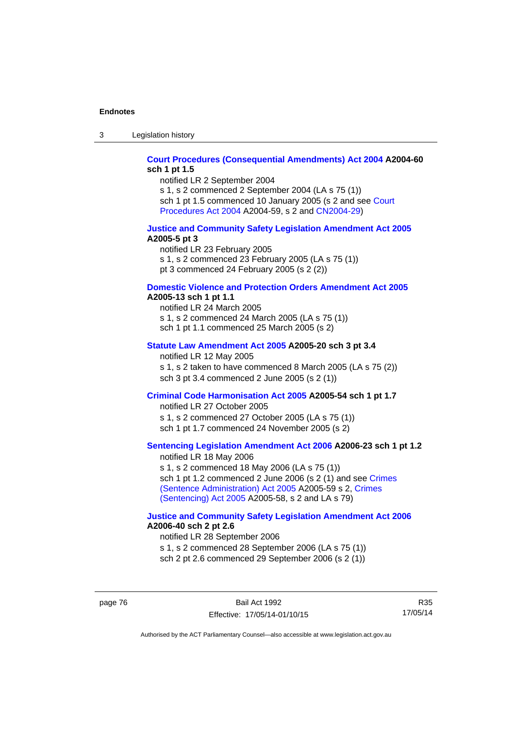**Court Procedures (Consequential Amendments) Act 2004 A2004-60 sch 1 pt 1.5**

notified LR 2 September 2004
s 1, s 2 commenced 2 September 2004 (LA s 75 (1))
sch 1 pt 1.5 commenced 10 January 2005 (s 2 and see Court Procedures Act 2004 A2004-59, s 2 and CN2004-29)

**Justice and Community Safety Legislation Amendment Act 2005 A2005-5 pt 3**

notified LR 23 February 2005
s 1, s 2 commenced 23 February 2005 (LA s 75 (1))
pt 3 commenced 24 February 2005 (s 2 (2))

**Domestic Violence and Protection Orders Amendment Act 2005 A2005-13 sch 1 pt 1.1**

notified LR 24 March 2005
s 1, s 2 commenced 24 March 2005 (LA s 75 (1))
sch 1 pt 1.1 commenced 25 March 2005 (s 2)

**Statute Law Amendment Act 2005 A2005-20 sch 3 pt 3.4**

notified LR 12 May 2005
s 1, s 2 taken to have commenced 8 March 2005 (LA s 75 (2))
sch 3 pt 3.4 commenced 2 June 2005 (s 2 (1))

**Criminal Code Harmonisation Act 2005 A2005-54 sch 1 pt 1.7**

notified LR 27 October 2005
s 1, s 2 commenced 27 October 2005 (LA s 75 (1))
sch 1 pt 1.7 commenced 24 November 2005 (s 2)

**Sentencing Legislation Amendment Act 2006 A2006-23 sch 1 pt 1.2**

notified LR 18 May 2006
s 1, s 2 commenced 18 May 2006 (LA s 75 (1))
sch 1 pt 1.2 commenced 2 June 2006 (s 2 (1) and see Crimes (Sentence Administration) Act 2005 A2005-59 s 2, Crimes (Sentencing) Act 2005 A2005-58, s 2 and LA s 79)

**Justice and Community Safety Legislation Amendment Act 2006 A2006-40 sch 2 pt 2.6**

notified LR 28 September 2006
s 1, s 2 commenced 28 September 2006 (LA s 75 (1))
sch 2 pt 2.6 commenced 29 September 2006 (s 2 (1))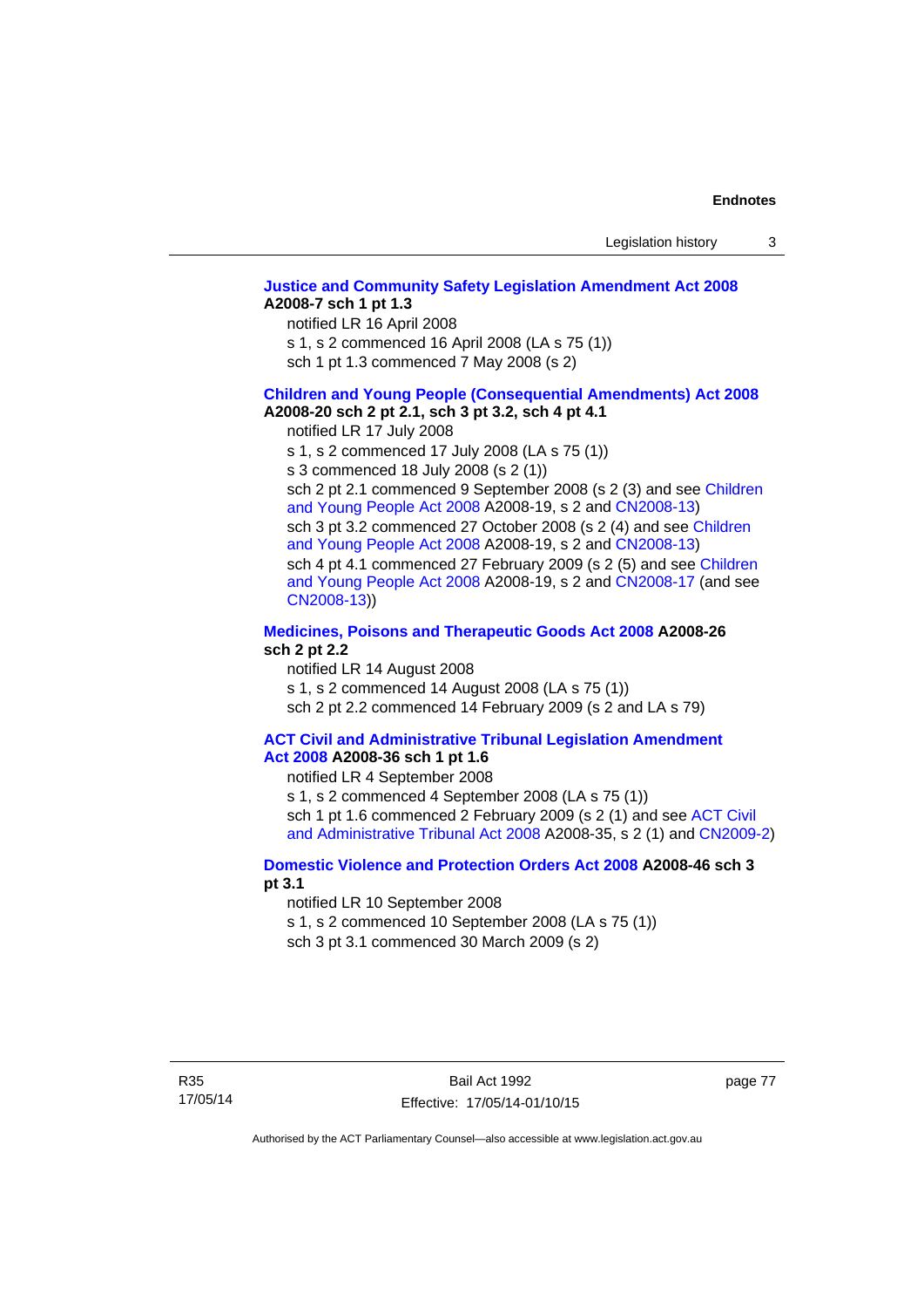**Justice and Community Safety Legislation Amendment Act 2008 A2008-7 sch 1 pt 1.3**

notified LR 16 April 2008

s 1, s 2 commenced 16 April 2008 (LA s 75 (1))

sch 1 pt 1.3 commenced 7 May 2008 (s 2)

**Children and Young People (Consequential Amendments) Act 2008 A2008-20 sch 2 pt 2.1, sch 3 pt 3.2, sch 4 pt 4.1**

notified LR 17 July 2008

s 1, s 2 commenced 17 July 2008 (LA s 75 (1))

s 3 commenced 18 July 2008 (s 2 (1))

sch 2 pt 2.1 commenced 9 September 2008 (s 2 (3) and see Children and Young People Act 2008 A2008-19, s 2 and CN2008-13)

sch 3 pt 3.2 commenced 27 October 2008 (s 2 (4) and see Children and Young People Act 2008 A2008-19, s 2 and CN2008-13)

sch 4 pt 4.1 commenced 27 February 2009 (s 2 (5) and see Children and Young People Act 2008 A2008-19, s 2 and CN2008-17 (and see CN2008-13))

**Medicines, Poisons and Therapeutic Goods Act 2008 A2008-26 sch 2 pt 2.2**

notified LR 14 August 2008

s 1, s 2 commenced 14 August 2008 (LA s 75 (1))

sch 2 pt 2.2 commenced 14 February 2009 (s 2 and LA s 79)

**ACT Civil and Administrative Tribunal Legislation Amendment Act 2008 A2008-36 sch 1 pt 1.6**

notified LR 4 September 2008

s 1, s 2 commenced 4 September 2008 (LA s 75 (1))

sch 1 pt 1.6 commenced 2 February 2009 (s 2 (1) and see ACT Civil and Administrative Tribunal Act 2008 A2008-35, s 2 (1) and CN2009-2)

**Domestic Violence and Protection Orders Act 2008 A2008-46 sch 3 pt 3.1**

notified LR 10 September 2008

s 1, s 2 commenced 10 September 2008 (LA s 75 (1))

sch 3 pt 3.1 commenced 30 March 2009 (s 2)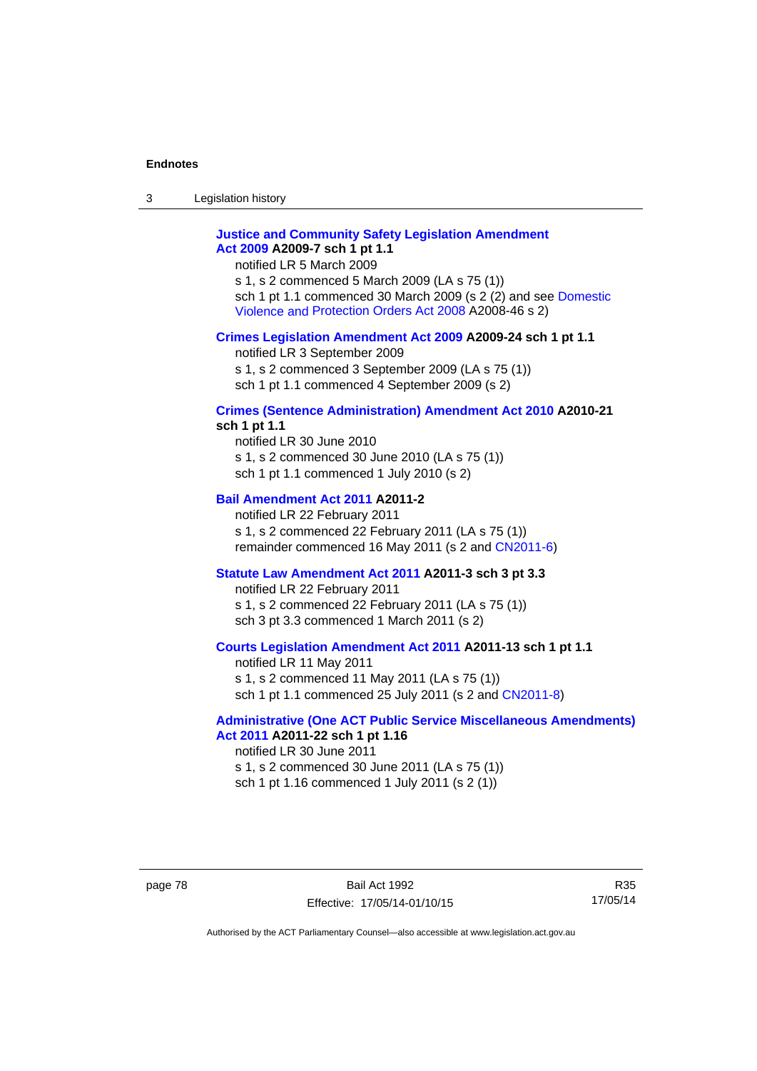**Justice and Community Safety Legislation Amendment Act 2009** **A2009-7 sch 1 pt 1.1**

notified LR 5 March 2009

s 1, s 2 commenced 5 March 2009 (LA s 75 (1))

sch 1 pt 1.1 commenced 30 March 2009 (s 2 (2) and see Domestic Violence and Protection Orders Act 2008 A2008-46 s 2)

**Crimes Legislation Amendment Act 2009** **A2009-24 sch 1 pt 1.1**

notified LR 3 September 2009

s 1, s 2 commenced 3 September 2009 (LA s 75 (1))

sch 1 pt 1.1 commenced 4 September 2009 (s 2)

**Crimes (Sentence Administration) Amendment Act 2010** **A2010-21 sch 1 pt 1.1**

notified LR 30 June 2010

s 1, s 2 commenced 30 June 2010 (LA s 75 (1))

sch 1 pt 1.1 commenced 1 July 2010 (s 2)

**Bail Amendment Act 2011** **A2011-2**

notified LR 22 February 2011

s 1, s 2 commenced 22 February 2011 (LA s 75 (1))

remainder commenced 16 May 2011 (s 2 and CN2011-6)

**Statute Law Amendment Act 2011** **A2011-3 sch 3 pt 3.3**

notified LR 22 February 2011

s 1, s 2 commenced 22 February 2011 (LA s 75 (1))

sch 3 pt 3.3 commenced 1 March 2011 (s 2)

**Courts Legislation Amendment Act 2011** **A2011-13 sch 1 pt 1.1**

notified LR 11 May 2011

s 1, s 2 commenced 11 May 2011 (LA s 75 (1))

sch 1 pt 1.1 commenced 25 July 2011 (s 2 and CN2011-8)

**Administrative (One ACT Public Service Miscellaneous Amendments) Act 2011** **A2011-22 sch 1 pt 1.16**

notified LR 30 June 2011

s 1, s 2 commenced 30 June 2011 (LA s 75 (1))

sch 1 pt 1.16 commenced 1 July 2011 (s 2 (1))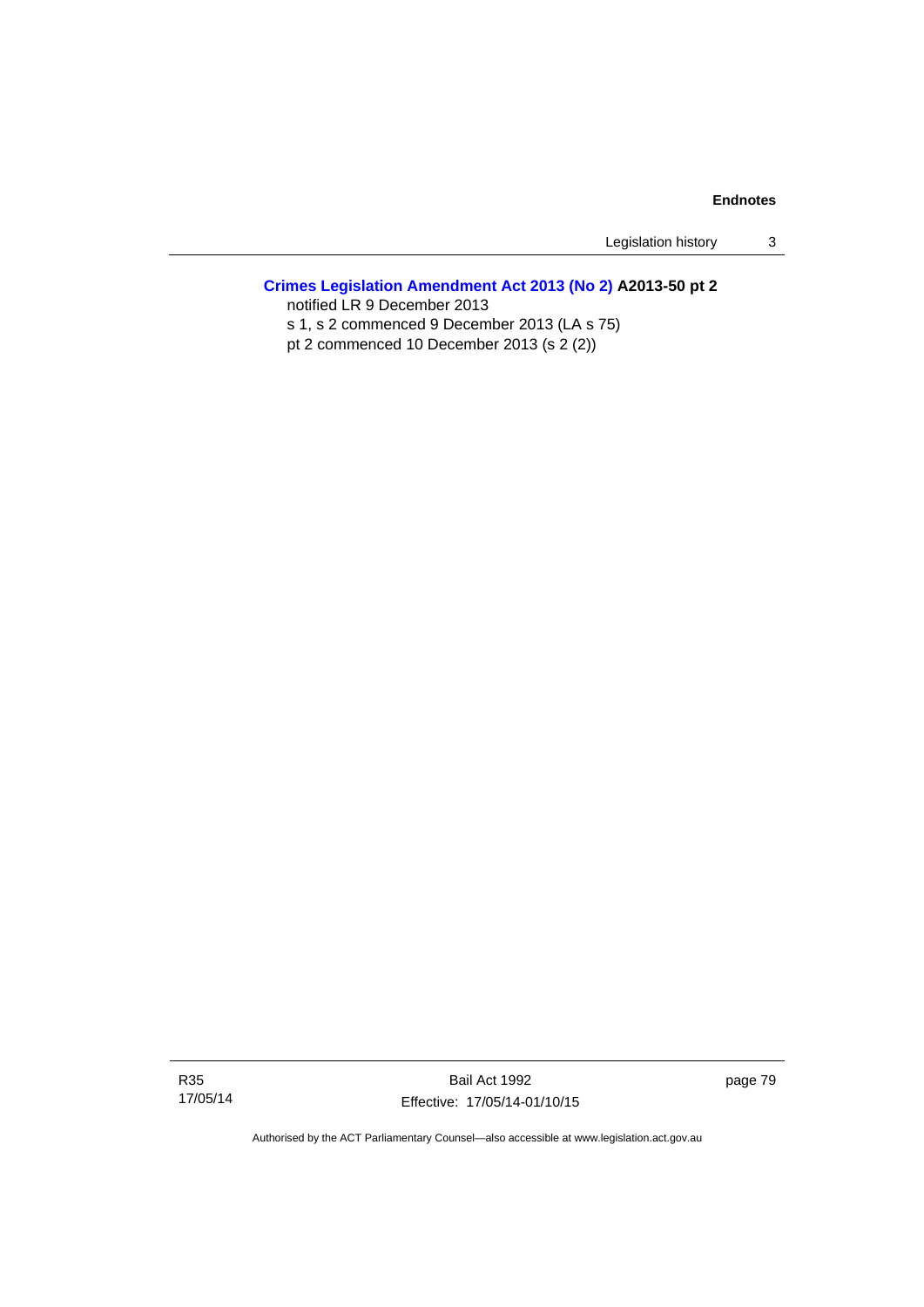**Crimes Legislation Amendment Act 2013 (No 2) A2013-50 pt 2**

notified LR 9 December 2013

s 1, s 2 commenced 9 December 2013 (LA s 75)

pt 2 commenced 10 December 2013 (s 2 (2))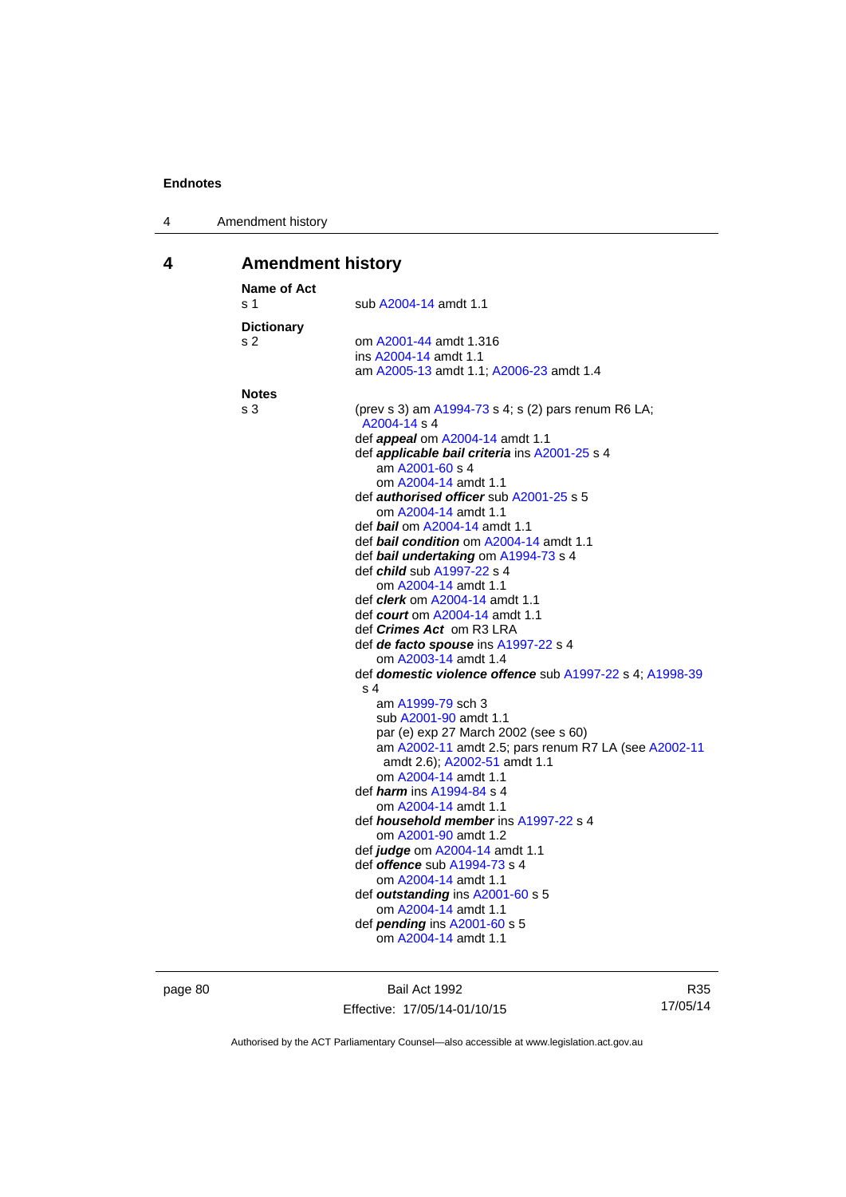# 4 Amendment history

**Name of Act**

s 1 sub A2004-14 amdt 1.1

**Dictionary**

s 2 om A2001-44 amdt 1.316
ins A2004-14 amdt 1.1
am A2005-13 amdt 1.1; A2006-23 amdt 1.4

**Notes**

s 3 (prev s 3) am A1994-73 s 4; s (2) pars renum R6 LA; A2004-14 s 4
def ***appeal*** om A2004-14 amdt 1.1
def ***applicable bail criteria*** ins A2001-25 s 4
am A2001-60 s 4
om A2004-14 amdt 1.1
def ***authorised officer*** sub A2001-25 s 5
om A2004-14 amdt 1.1
def ***bail*** om A2004-14 amdt 1.1
def ***bail condition*** om A2004-14 amdt 1.1
def ***bail undertaking*** om A1994-73 s 4
def ***child*** sub A1997-22 s 4
om A2004-14 amdt 1.1
def ***clerk*** om A2004-14 amdt 1.1
def ***court*** om A2004-14 amdt 1.1
def ***Crimes Act*** om R3 LRA
def ***de facto spouse*** ins A1997-22 s 4
om A2003-14 amdt 1.4
def ***domestic violence offence*** sub A1997-22 s 4; A1998-39 s 4
am A1999-79 sch 3
sub A2001-90 amdt 1.1
par (e) exp 27 March 2002 (see s 60)
am A2002-11 amdt 2.5; pars renum R7 LA (see A2002-11 amdt 2.6); A2002-51 amdt 1.1
om A2004-14 amdt 1.1
def ***harm*** ins A1994-84 s 4
om A2004-14 amdt 1.1
def ***household member*** ins A1997-22 s 4
om A2001-90 amdt 1.2
def ***judge*** om A2004-14 amdt 1.1
def ***offence*** sub A1994-73 s 4
om A2004-14 amdt 1.1
def ***outstanding*** ins A2001-60 s 5
om A2004-14 amdt 1.1
def ***pending*** ins A2001-60 s 5
om A2004-14 amdt 1.1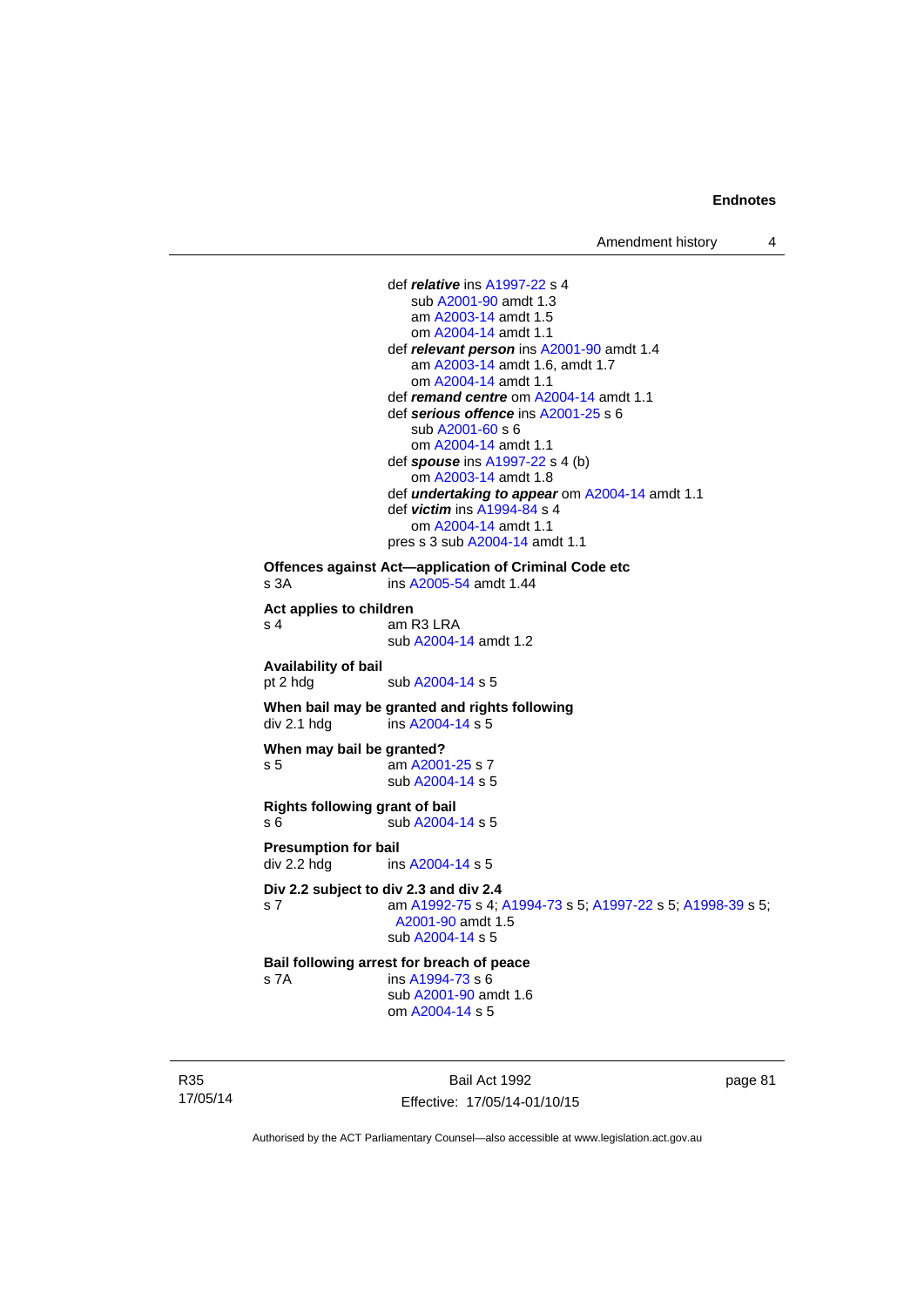def ***relative*** ins A1997-22 s 4
sub A2001-90 amdt 1.3
am A2003-14 amdt 1.5
om A2004-14 amdt 1.1

def ***relevant person*** ins A2001-90 amdt 1.4
am A2003-14 amdt 1.6, amdt 1.7
om A2004-14 amdt 1.1

def ***remand centre*** om A2004-14 amdt 1.1

def ***serious offence*** ins A2001-25 s 6
sub A2001-60 s 6
om A2004-14 amdt 1.1

def ***spouse*** ins A1997-22 s 4 (b)
om A2003-14 amdt 1.8

def ***undertaking to appear*** om A2004-14 amdt 1.1

def ***victim*** ins A1994-84 s 4
om A2004-14 amdt 1.1

pres s 3 sub A2004-14 amdt 1.1

**Offences against Act—application of Criminal Code etc**
s 3A ins A2005-54 amdt 1.44

**Act applies to children**
s 4 am R3 LRA
sub A2004-14 amdt 1.2

**Availability of bail**
pt 2 hdg sub A2004-14 s 5

**When bail may be granted and rights following**
div 2.1 hdg ins A2004-14 s 5

**When may bail be granted?**
s 5 am A2001-25 s 7
sub A2004-14 s 5

**Rights following grant of bail**
s 6 sub A2004-14 s 5

**Presumption for bail**
div 2.2 hdg ins A2004-14 s 5

**Div 2.2 subject to div 2.3 and div 2.4**
s 7 am A1992-75 s 4; A1994-73 s 5; A1997-22 s 5; A1998-39 s 5; A2001-90 amdt 1.5
sub A2004-14 s 5

**Bail following arrest for breach of peace**
s 7A ins A1994-73 s 6
sub A2001-90 amdt 1.6
om A2004-14 s 5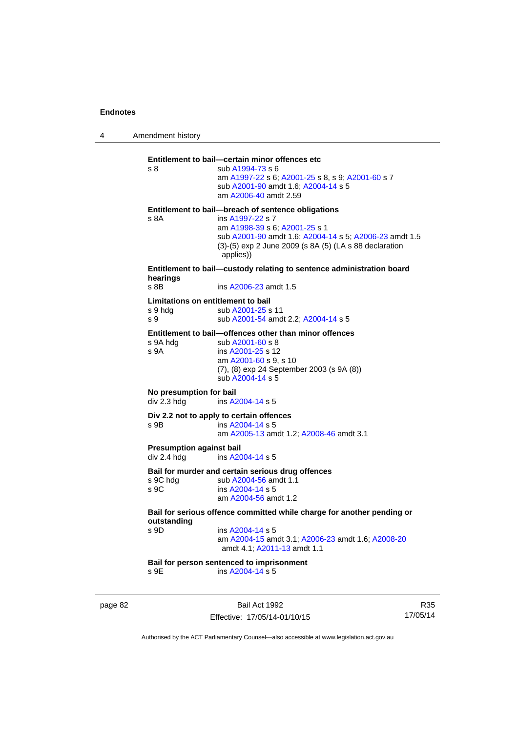**Entitlement to bail—certain minor offences etc**

s 8 sub A1994-73 s 6
am A1997-22 s 6; A2001-25 s 8, s 9; A2001-60 s 7
sub A2001-90 amdt 1.6; A2004-14 s 5
am A2006-40 amdt 2.59

**Entitlement to bail—breach of sentence obligations**

s 8A ins A1997-22 s 7
am A1998-39 s 6; A2001-25 s 1
sub A2001-90 amdt 1.6; A2004-14 s 5; A2006-23 amdt 1.5
(3)-(5) exp 2 June 2009 (s 8A (5) (LA s 88 declaration applies))

**Entitlement to bail—custody relating to sentence administration board hearings**

s 8B ins A2006-23 amdt 1.5

**Limitations on entitlement to bail**

s 9 hdg sub A2001-25 s 11
s 9 sub A2001-54 amdt 2.2; A2004-14 s 5

**Entitlement to bail—offences other than minor offences**

s 9A hdg sub A2001-60 s 8
s 9A ins A2001-25 s 12
am A2001-60 s 9, s 10
(7), (8) exp 24 September 2003 (s 9A (8))
sub A2004-14 s 5

**No presumption for bail**

div 2.3 hdg ins A2004-14 s 5

**Div 2.2 not to apply to certain offences**

s 9B ins A2004-14 s 5
am A2005-13 amdt 1.2; A2008-46 amdt 3.1

**Presumption against bail**

div 2.4 hdg ins A2004-14 s 5

**Bail for murder and certain serious drug offences**

s 9C hdg sub A2004-56 amdt 1.1
s 9C ins A2004-14 s 5
am A2004-56 amdt 1.2

**Bail for serious offence committed while charge for another pending or outstanding**

s 9D ins A2004-14 s 5
am A2004-15 amdt 3.1; A2006-23 amdt 1.6; A2008-20 amdt 4.1; A2011-13 amdt 1.1

**Bail for person sentenced to imprisonment**

s 9E ins A2004-14 s 5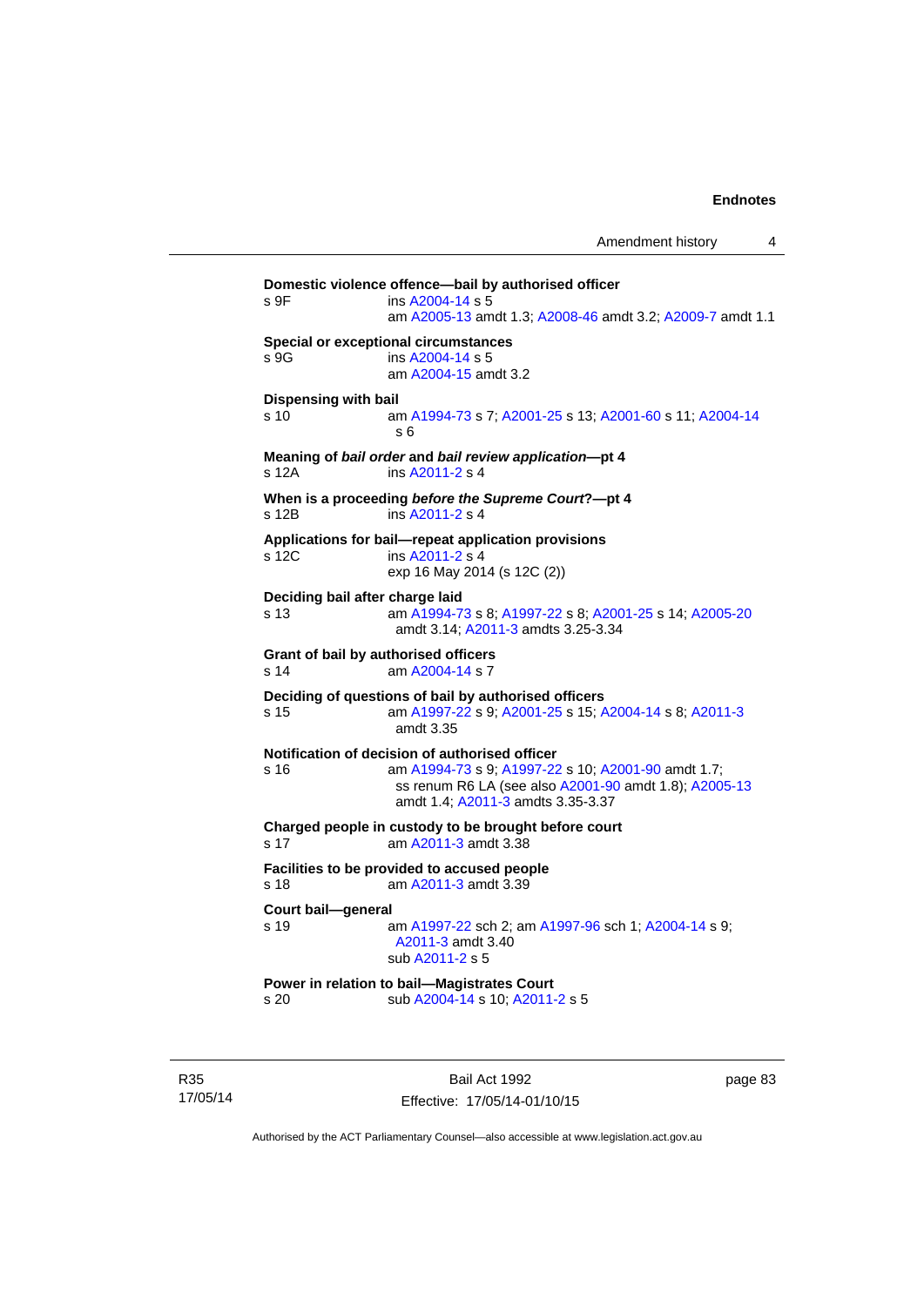**Domestic violence offence—bail by authorised officer**
s 9F ins A2004-14 s 5
am A2005-13 amdt 1.3; A2008-46 amdt 3.2; A2009-7 amdt 1.1

**Special or exceptional circumstances**
s 9G ins A2004-14 s 5
am A2004-15 amdt 3.2

**Dispensing with bail**
s 10 am A1994-73 s 7; A2001-25 s 13; A2001-60 s 11; A2004-14 s 6

**Meaning of *bail order* and *bail review application*—pt 4**
s 12A ins A2011-2 s 4

**When is a proceeding *before the Supreme Court*?—pt 4**
s 12B ins A2011-2 s 4

**Applications for bail—repeat application provisions**
s 12C ins A2011-2 s 4
exp 16 May 2014 (s 12C (2))

**Deciding bail after charge laid**
s 13 am A1994-73 s 8; A1997-22 s 8; A2001-25 s 14; A2005-20 amdt 3.14; A2011-3 amdts 3.25-3.34

**Grant of bail by authorised officers**
s 14 am A2004-14 s 7

**Deciding of questions of bail by authorised officers**
s 15 am A1997-22 s 9; A2001-25 s 15; A2004-14 s 8; A2011-3 amdt 3.35

**Notification of decision of authorised officer**
s 16 am A1994-73 s 9; A1997-22 s 10; A2001-90 amdt 1.7; ss renum R6 LA (see also A2001-90 amdt 1.8); A2005-13 amdt 1.4; A2011-3 amdts 3.35-3.37

**Charged people in custody to be brought before court**
s 17 am A2011-3 amdt 3.38

**Facilities to be provided to accused people**
s 18 am A2011-3 amdt 3.39

**Court bail—general**
s 19 am A1997-22 sch 2; am A1997-96 sch 1; A2004-14 s 9; A2011-3 amdt 3.40
sub A2011-2 s 5

**Power in relation to bail—Magistrates Court**
s 20 sub A2004-14 s 10; A2011-2 s 5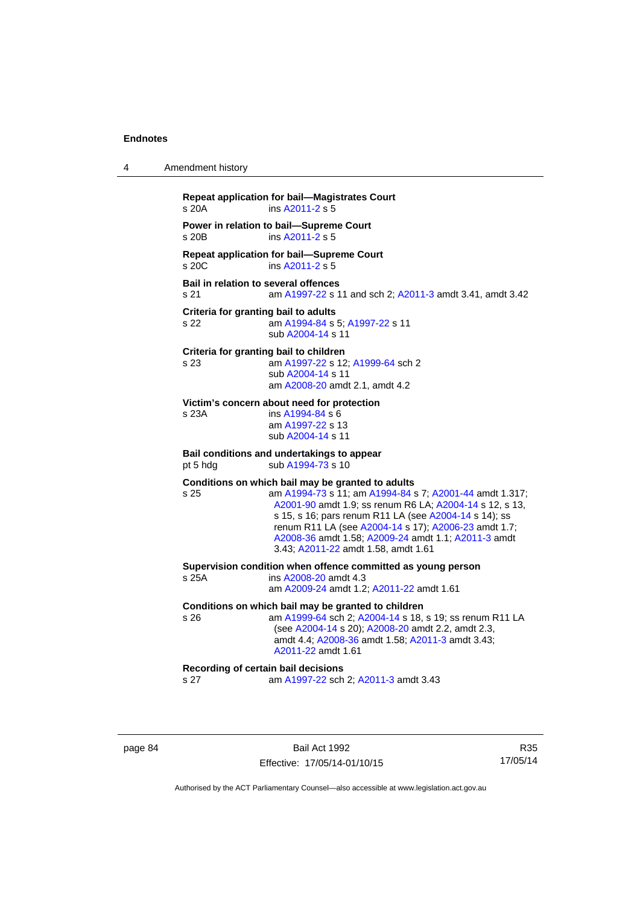**Repeat application for bail—Magistrates Court**
s 20A ins A2011-2 s 5

**Power in relation to bail—Supreme Court**
s 20B ins A2011-2 s 5

**Repeat application for bail—Supreme Court**
s 20C ins A2011-2 s 5

**Bail in relation to several offences**
s 21 am A1997-22 s 11 and sch 2; A2011-3 amdt 3.41, amdt 3.42

**Criteria for granting bail to adults**
s 22 am A1994-84 s 5; A1997-22 s 11
sub A2004-14 s 11

**Criteria for granting bail to children**
s 23 am A1997-22 s 12; A1999-64 sch 2
sub A2004-14 s 11
am A2008-20 amdt 2.1, amdt 4.2

**Victim's concern about need for protection**
s 23A ins A1994-84 s 6
am A1997-22 s 13
sub A2004-14 s 11

**Bail conditions and undertakings to appear**
pt 5 hdg sub A1994-73 s 10

**Conditions on which bail may be granted to adults**
s 25 am A1994-73 s 11; am A1994-84 s 7; A2001-44 amdt 1.317; A2001-90 amdt 1.9; ss renum R6 LA; A2004-14 s 12, s 13, s 15, s 16; pars renum R11 LA (see A2004-14 s 14); ss renum R11 LA (see A2004-14 s 17); A2006-23 amdt 1.7; A2008-36 amdt 1.58; A2009-24 amdt 1.1; A2011-3 amdt 3.43; A2011-22 amdt 1.58, amdt 1.61

**Supervision condition when offence committed as young person**
s 25A ins A2008-20 amdt 4.3
am A2009-24 amdt 1.2; A2011-22 amdt 1.61

**Conditions on which bail may be granted to children**
s 26 am A1999-64 sch 2; A2004-14 s 18, s 19; ss renum R11 LA (see A2004-14 s 20); A2008-20 amdt 2.2, amdt 2.3, amdt 4.4; A2008-36 amdt 1.58; A2011-3 amdt 3.43; A2011-22 amdt 1.61

**Recording of certain bail decisions**
s 27 am A1997-22 sch 2; A2011-3 amdt 3.43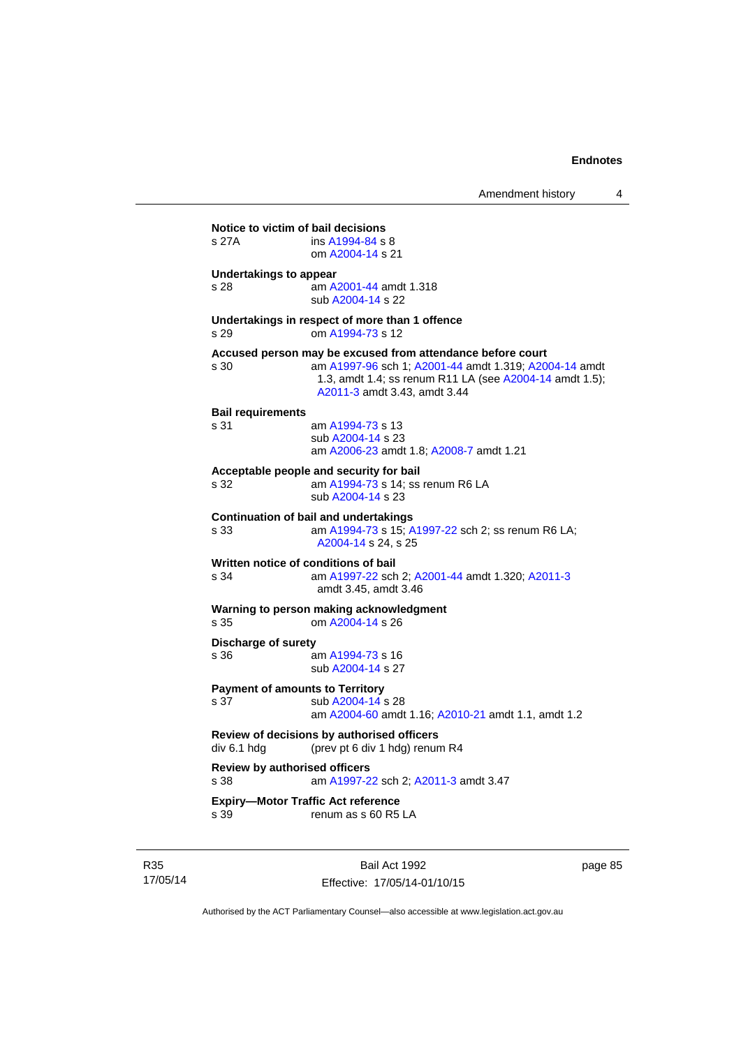**Notice to victim of bail decisions**

s 27A ins A1994-84 s 8
om A2004-14 s 21

**Undertakings to appear**

s 28 am A2001-44 amdt 1.318
sub A2004-14 s 22

**Undertakings in respect of more than 1 offence**

s 29 om A1994-73 s 12

**Accused person may be excused from attendance before court**

s 30 am A1997-96 sch 1; A2001-44 amdt 1.319; A2004-14 amdt 1.3, amdt 1.4; ss renum R11 LA (see A2004-14 amdt 1.5); A2011-3 amdt 3.43, amdt 3.44

**Bail requirements**

s 31 am A1994-73 s 13
sub A2004-14 s 23
am A2006-23 amdt 1.8; A2008-7 amdt 1.21

**Acceptable people and security for bail**

s 32 am A1994-73 s 14; ss renum R6 LA
sub A2004-14 s 23

**Continuation of bail and undertakings**

s 33 am A1994-73 s 15; A1997-22 sch 2; ss renum R6 LA; A2004-14 s 24, s 25

**Written notice of conditions of bail**

s 34 am A1997-22 sch 2; A2001-44 amdt 1.320; A2011-3 amdt 3.45, amdt 3.46

**Warning to person making acknowledgment**

s 35 om A2004-14 s 26

**Discharge of surety**

s 36 am A1994-73 s 16
sub A2004-14 s 27

**Payment of amounts to Territory**

s 37 sub A2004-14 s 28
am A2004-60 amdt 1.16; A2010-21 amdt 1.1, amdt 1.2

**Review of decisions by authorised officers**

div 6.1 hdg (prev pt 6 div 1 hdg) renum R4

**Review by authorised officers**

s 38 am A1997-22 sch 2; A2011-3 amdt 3.47

**Expiry—Motor Traffic Act reference**

s 39 renum as s 60 R5 LA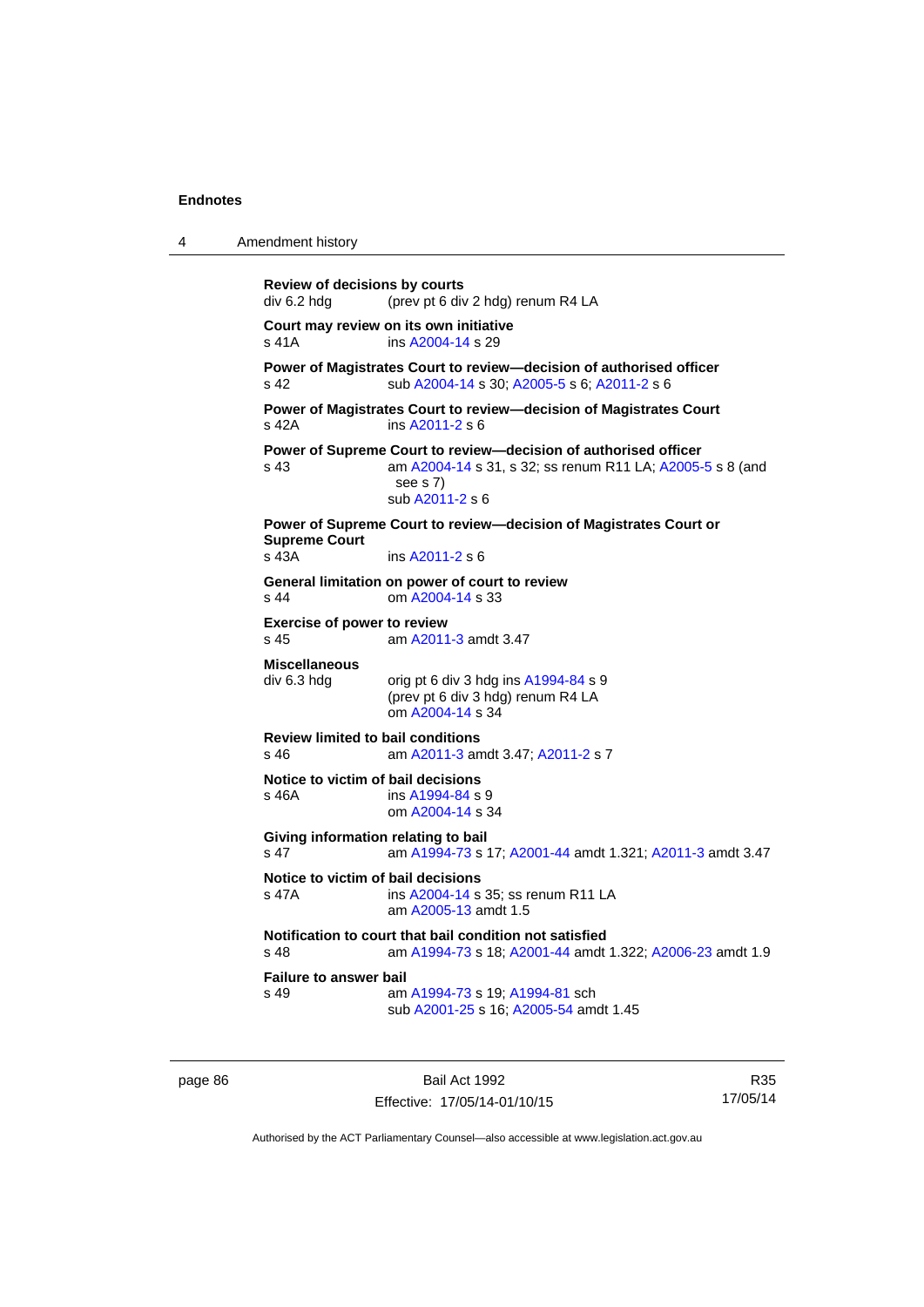**Review of decisions by courts**
div 6.2 hdg (prev pt 6 div 2 hdg) renum R4 LA

**Court may review on its own initiative**
s 41A ins A2004-14 s 29

**Power of Magistrates Court to review—decision of authorised officer**
s 42 sub A2004-14 s 30; A2005-5 s 6; A2011-2 s 6

**Power of Magistrates Court to review—decision of Magistrates Court**
s 42A ins A2011-2 s 6

**Power of Supreme Court to review—decision of authorised officer**
s 43 am A2004-14 s 31, s 32; ss renum R11 LA; A2005-5 s 8 (and see s 7)
sub A2011-2 s 6

**Power of Supreme Court to review—decision of Magistrates Court or Supreme Court**
s 43A ins A2011-2 s 6

**General limitation on power of court to review**
s 44 om A2004-14 s 33

**Exercise of power to review**
s 45 am A2011-3 amdt 3.47

**Miscellaneous**
div 6.3 hdg orig pt 6 div 3 hdg ins A1994-84 s 9
(prev pt 6 div 3 hdg) renum R4 LA
om A2004-14 s 34

**Review limited to bail conditions**
s 46 am A2011-3 amdt 3.47; A2011-2 s 7

**Notice to victim of bail decisions**
s 46A ins A1994-84 s 9
om A2004-14 s 34

**Giving information relating to bail**
s 47 am A1994-73 s 17; A2001-44 amdt 1.321; A2011-3 amdt 3.47

**Notice to victim of bail decisions**
s 47A ins A2004-14 s 35; ss renum R11 LA
am A2005-13 amdt 1.5

**Notification to court that bail condition not satisfied**
s 48 am A1994-73 s 18; A2001-44 amdt 1.322; A2006-23 amdt 1.9

**Failure to answer bail**
s 49 am A1994-73 s 19; A1994-81 sch
sub A2001-25 s 16; A2005-54 amdt 1.45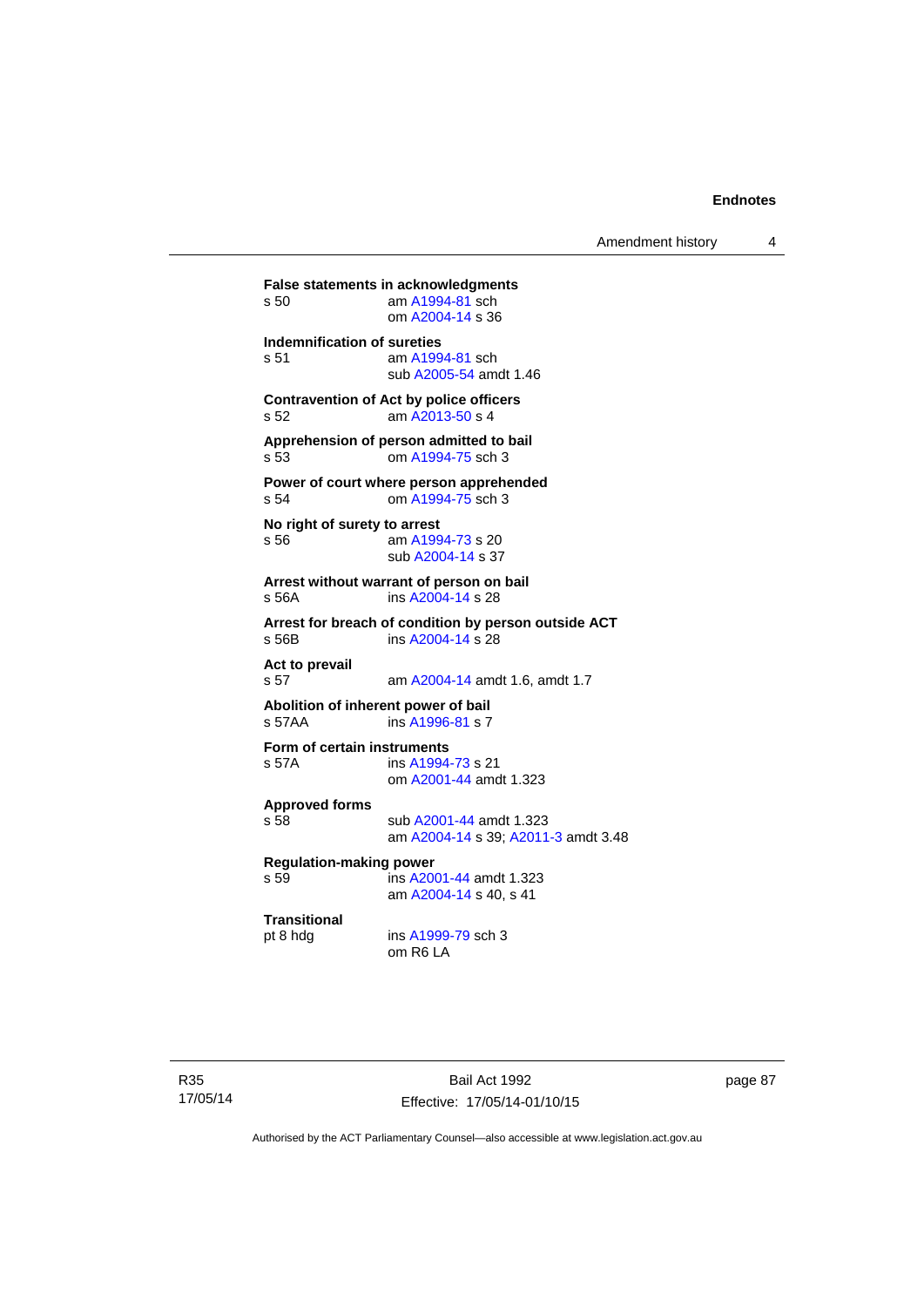**False statements in acknowledgments**
s 50 am A1994-81 sch
om A2004-14 s 36

**Indemnification of sureties**
s 51 am A1994-81 sch
sub A2005-54 amdt 1.46

**Contravention of Act by police officers**
s 52 am A2013-50 s 4

**Apprehension of person admitted to bail**
s 53 om A1994-75 sch 3

**Power of court where person apprehended**
s 54 om A1994-75 sch 3

**No right of surety to arrest**
s 56 am A1994-73 s 20
sub A2004-14 s 37

**Arrest without warrant of person on bail**
s 56A ins A2004-14 s 28

**Arrest for breach of condition by person outside ACT**
s 56B ins A2004-14 s 28

**Act to prevail**
s 57 am A2004-14 amdt 1.6, amdt 1.7

**Abolition of inherent power of bail**
s 57AA ins A1996-81 s 7

**Form of certain instruments**
s 57A ins A1994-73 s 21
om A2001-44 amdt 1.323

**Approved forms**
s 58 sub A2001-44 amdt 1.323
am A2004-14 s 39; A2011-3 amdt 3.48

**Regulation-making power**
s 59 ins A2001-44 amdt 1.323
am A2004-14 s 40, s 41

**Transitional**
pt 8 hdg ins A1999-79 sch 3
om R6 LA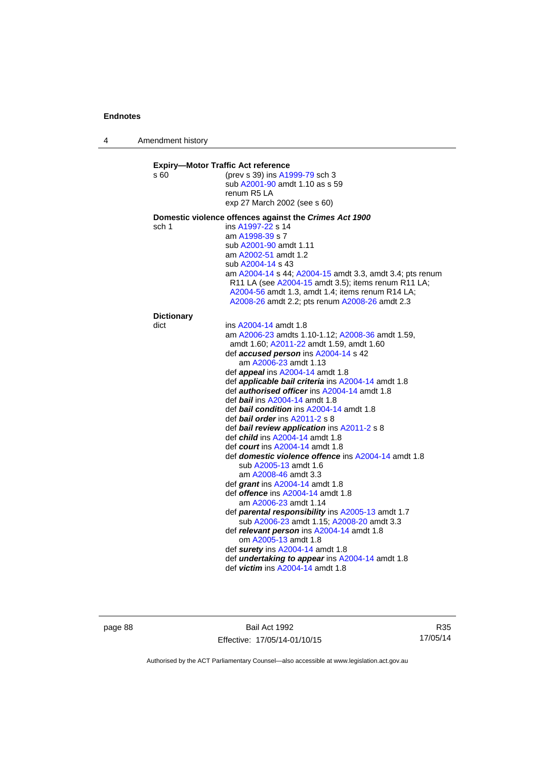**Expiry—Motor Traffic Act reference**

s 60 (prev s 39) ins A1999-79 sch 3
sub A2001-90 amdt 1.10 as s 59
renum R5 LA
exp 27 March 2002 (see s 60)

**Domestic violence offences against the *Crimes Act 1900***

sch 1 ins A1997-22 s 14
am A1998-39 s 7
sub A2001-90 amdt 1.11
am A2002-51 amdt 1.2
sub A2004-14 s 43
am A2004-14 s 44; A2004-15 amdt 3.3, amdt 3.4; pts renum R11 LA (see A2004-15 amdt 3.5); items renum R11 LA; A2004-56 amdt 1.3, amdt 1.4; items renum R14 LA; A2008-26 amdt 2.2; pts renum A2008-26 amdt 2.3

**Dictionary**

dict ins A2004-14 amdt 1.8
am A2006-23 amdts 1.10-1.12; A2008-36 amdt 1.59, amdt 1.60; A2011-22 amdt 1.59, amdt 1.60
def ***accused person*** ins A2004-14 s 42
am A2006-23 amdt 1.13
def ***appeal*** ins A2004-14 amdt 1.8
def ***applicable bail criteria*** ins A2004-14 amdt 1.8
def ***authorised officer*** ins A2004-14 amdt 1.8
def ***bail*** ins A2004-14 amdt 1.8
def ***bail condition*** ins A2004-14 amdt 1.8
def ***bail order*** ins A2011-2 s 8
def ***bail review application*** ins A2011-2 s 8
def ***child*** ins A2004-14 amdt 1.8
def ***court*** ins A2004-14 amdt 1.8
def ***domestic violence offence*** ins A2004-14 amdt 1.8
sub A2005-13 amdt 1.6
am A2008-46 amdt 3.3
def ***grant*** ins A2004-14 amdt 1.8
def ***offence*** ins A2004-14 amdt 1.8
am A2006-23 amdt 1.14
def ***parental responsibility*** ins A2005-13 amdt 1.7
sub A2006-23 amdt 1.15; A2008-20 amdt 3.3
def ***relevant person*** ins A2004-14 amdt 1.8
om A2005-13 amdt 1.8
def ***surety*** ins A2004-14 amdt 1.8
def ***undertaking to appear*** ins A2004-14 amdt 1.8
def ***victim*** ins A2004-14 amdt 1.8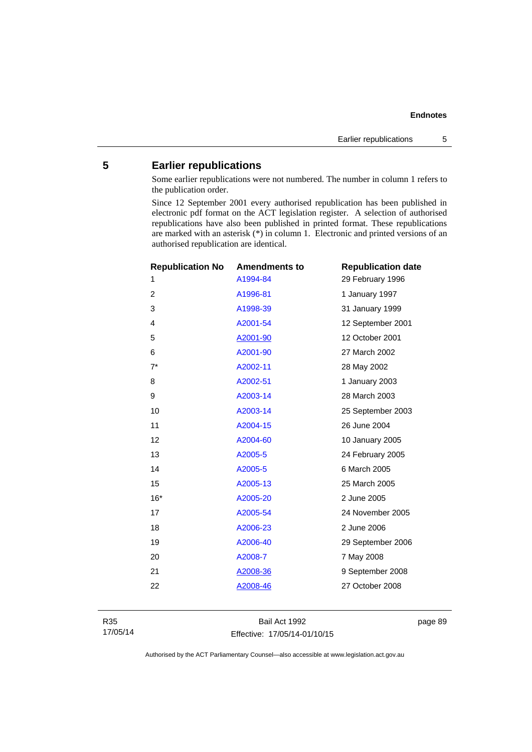## 5 Earlier republications

Some earlier republications were not numbered. The number in column 1 refers to the publication order.

Since 12 September 2001 every authorised republication has been published in electronic pdf format on the ACT legislation register. A selection of authorised republications have also been published in printed format. These republications are marked with an asterisk (*) in column 1. Electronic and printed versions of an authorised republication are identical.

| Republication No | Amendments to | Republication date |
|---|---|---|
| 1 | A1994-84 | 29 February 1996 |
| 2 | A1996-81 | 1 January 1997 |
| 3 | A1998-39 | 31 January 1999 |
| 4 | A2001-54 | 12 September 2001 |
| 5 | A2001-90 | 12 October 2001 |
| 6 | A2001-90 | 27 March 2002 |
| 7* | A2002-11 | 28 May 2002 |
| 8 | A2002-51 | 1 January 2003 |
| 9 | A2003-14 | 28 March 2003 |
| 10 | A2003-14 | 25 September 2003 |
| 11 | A2004-15 | 26 June 2004 |
| 12 | A2004-60 | 10 January 2005 |
| 13 | A2005-5 | 24 February 2005 |
| 14 | A2005-5 | 6 March 2005 |
| 15 | A2005-13 | 25 March 2005 |
| 16* | A2005-20 | 2 June 2005 |
| 17 | A2005-54 | 24 November 2005 |
| 18 | A2006-23 | 2 June 2006 |
| 19 | A2006-40 | 29 September 2006 |
| 20 | A2008-7 | 7 May 2008 |
| 21 | A2008-36 | 9 September 2008 |
| 22 | A2008-46 | 27 October 2008 |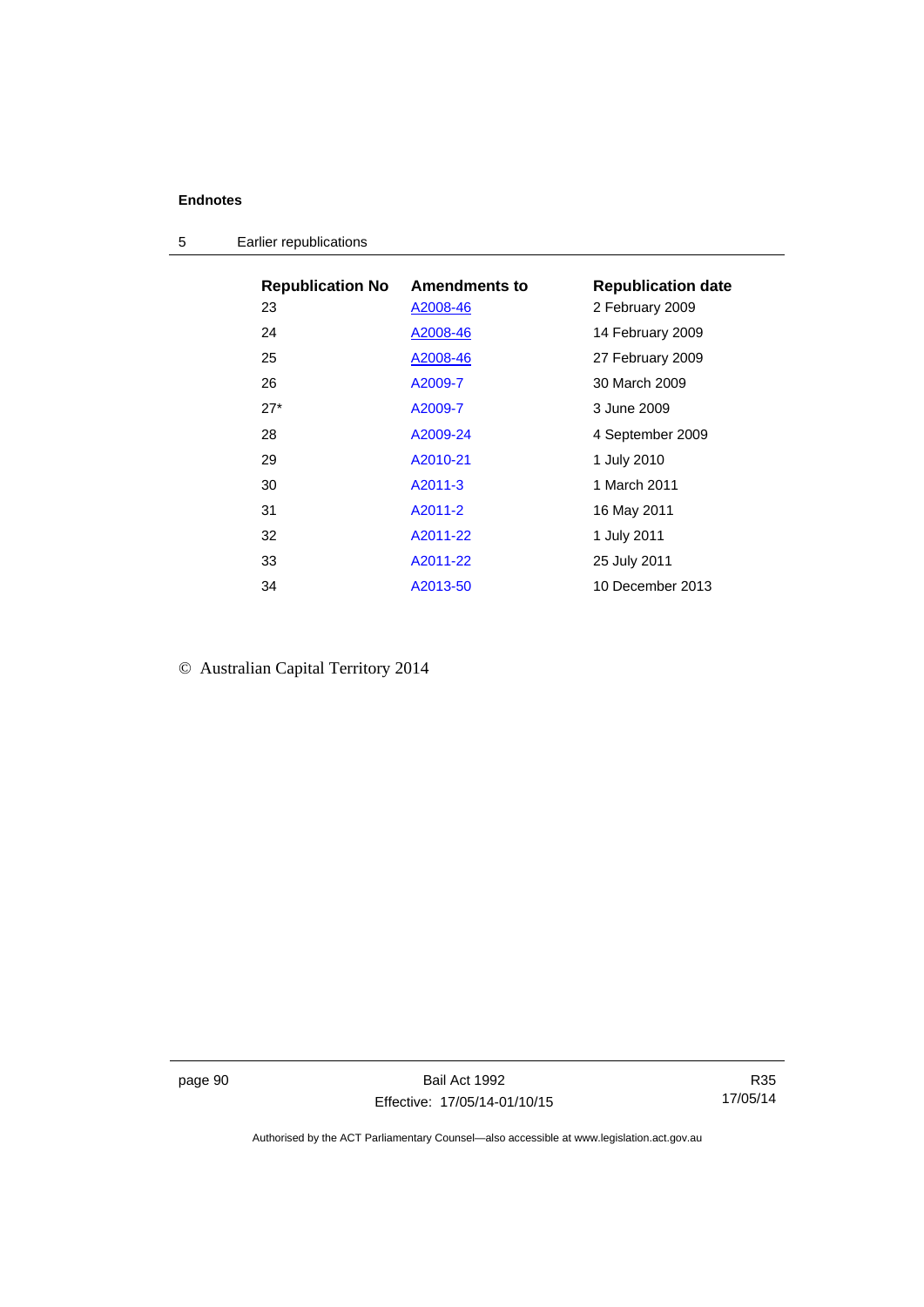## Endnotes

5 Earlier republications

| Republication No | Amendments to | Republication date |
|---|---|---|
| 23 | A2008-46 | 2 February 2009 |
| 24 | A2008-46 | 14 February 2009 |
| 25 | A2008-46 | 27 February 2009 |
| 26 | A2009-7 | 30 March 2009 |
| 27* | A2009-7 | 3 June 2009 |
| 28 | A2009-24 | 4 September 2009 |
| 29 | A2010-21 | 1 July 2010 |
| 30 | A2011-3 | 1 March 2011 |
| 31 | A2011-2 | 16 May 2011 |
| 32 | A2011-22 | 1 July 2011 |
| 33 | A2011-22 | 25 July 2011 |
| 34 | A2013-50 | 10 December 2013 |

© Australian Capital Territory 2014